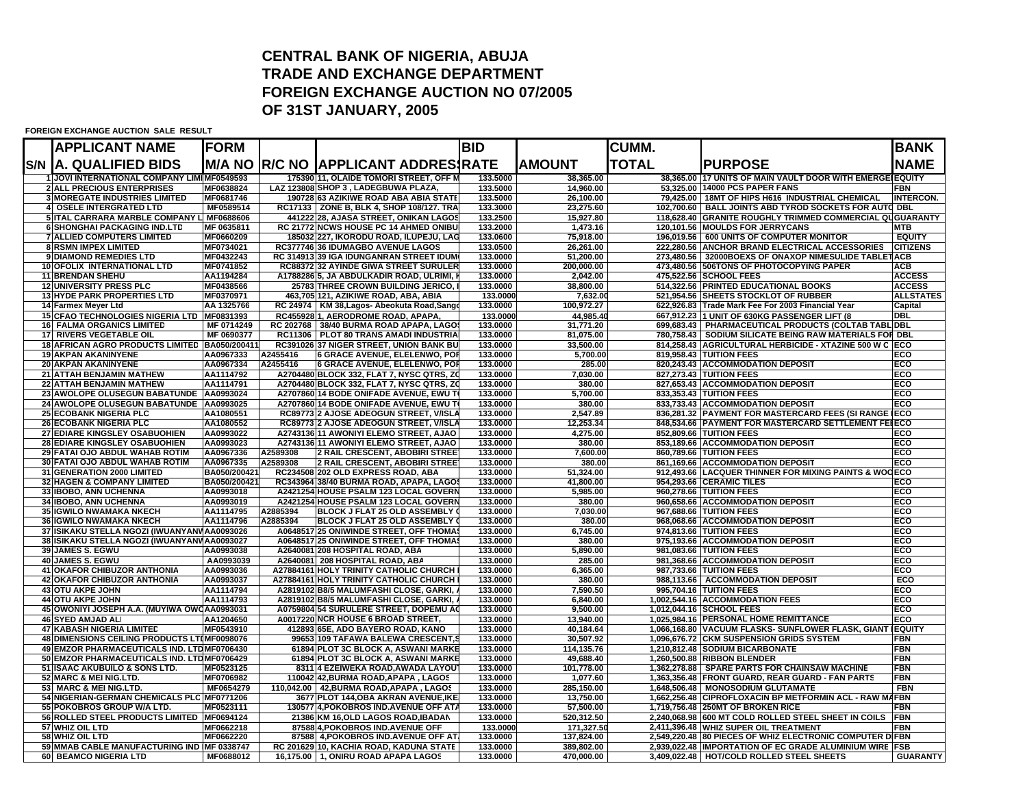# CENTRAL BANK OF NIGERIA, ABUJA
# TRADE AND EXCHANGE DEPARTMENT
# FOREIGN EXCHANGE AUCTION NO 07/2005
# OF 31ST JANUARY, 2005

**FOREIGN EXCHANGE AUCTION SALE RESULT**

| S/N | APPLICANT NAME<br>A. QUALIFIED BIDS | FORM<br>M/A NO | R/C NO | APPLICANT ADDRESS | BID<br>RATE | AMOUNT | CUMM.<br>TOTAL | PURPOSE | BANK<br>NAME |
|---|---|---|---|---|---|---|---|---|---|
| 1 | JOVI INTERNATIONAL COMPANY LIMI | MF0549593 | 175390 | 11, OLAIDE TOMORI STREET, OFF M | 133.5000 | 38,365.00 | 38,365.00 | 17 UNITS OF MAIN VAULT DOOR WITH EMERGE | EQUITY |
| 2 | ALL PRECIOUS ENTERPRISES | MF0638824 | LAZ 123808 | SHOP 3 , LADEGBUWA PLAZA, | 133.5000 | 14,960.00 | 53,325.00 | 14000 PCS PAPER FANS | FBN |
| 3 | MOREGATE INDUSTRIES LIMITED | MF0681746 | 190728 | 63 AZIKIWE ROAD ABA ABIA STATE | 133.5000 | 26,100.00 | 79,425.00 | 18MT OF HIPS H616 INDUSTRIAL CHEMICAL | INTERCON. |
| 4 | OSELE INTERGRATED LTD | MF0589514 | RC17133 | ZONE B, BLK 4, SHOP 108/127. TRA | 133.3000 | 23,275.60 | 102,700.60 | BALL JOINTS ABD TYROD SOCKETS FOR AUTO | DBL |
| 5 | ITAL CARRARA MARBLE COMPANY L | MF0688606 | 441222 | 28, AJASA STREET, ONIKAN LAGOS | 133.2500 | 15,927.80 | 118,628.40 | GRANITE ROUGHLY TRIMMED COMMERCIAL QU | GUARANTY |
| 6 | SHONGHAI PACKAGING IND.LTD | MF 0635811 | RC 21772 | NCWS HOUSE PC 14 AHMED ONIBU | 133.2000 | 1,473.16 | 120,101.56 | MOULDS FOR JERRYCANS | MTB |
| 7 | ALLIED COMPUTERS LIMITED | MF0660209 | 185032 | 227, IKORODU ROAD, ILUPEJU, LAG | 133.0600 | 75,918.00 | 196,019.56 | 600 UNITS OF COMPUTER MONITOR | EQUITY |
| 8 | RSMN IMPEX LIMITED | MF0734021 | RC377746 | 36 IDUMAGBO AVENUE LAGOS | 133.0500 | 26,261.00 | 222,280.56 | ANCHOR BRAND ELECTRICAL ACCESSORIES | CITIZENS |
| 9 | DIAMOND REMEDIES LTD | MF0432243 | RC 314913 | 39 IGA IDUNGANRAN STREET IDUM | 133.0000 | 51,200.00 | 273,480.56 | 32000BOEXS OF ONAXOP NIMESULIDE TABLET | ACB |
| 10 | OFOLIX INTERNATIONAL LTD | MF0741852 | RC88372 | 32 AYINDE GIWA STREET SURULER | 133.0000 | 200,000.00 | 473,480.56 | 506TONS OF PHOTOCOPYING PAPER | ACB |
| 11 | BRENDAN SHEHU | AA1194284 | A1788286 | 5, JA ABDULKADIR ROAD, ULRIMI, I | 133.0000 | 2,042.00 | 475,522.56 | SCHOOL FEES | ACCESS |
| 12 | UNIVERSITY PRESS PLC | MF0438566 | 25783 | THREE CROWN BUILDING JERICO, I | 133.0000 | 38,800.00 | 514,322.56 | PRINTED EDUCATIONAL BOOKS | ACCESS |
| 13 | HYDE PARK PROPERTIES LTD | MF0370971 | 463,705 | 121, AZIKIWE ROAD, ABA, ABIA | 133.0000 | 7,632.00 | 521,954.56 | SHEETS STOCKLOT OF RUBBER | ALLSTATES |
| 14 | Farmex Meyer Ltd | AA 1325766 | RC 24974 | KM 38,Lagos- Abeokuta Road,Sango | 133.0000 | 100,972.27 | 622,926.83 | Trade Mark Fee For 2003 Financial Year | Capital |
| 15 | CFAO TECHNOLOGIES NIGERIA LTD | MF0831393 | RC455928 | 1, AERODROME ROAD, APAPA, | 133.0000 | 44,985.40 | 667,912.23 | 1 UNIT OF 630KG PASSENGER LIFT (8 | DBL |
| 16 | FALMA ORGANICS LIMITED | MF 0714249 | RC 202768 | 38/40 BURMA ROAD APAPA, LAGOS | 133.0000 | 31,771.20 | 699,683.43 | PHARMACEUTICAL PRODUCTS (COLTAB TABL | DBL |
| 17 | RIVERS VEGETABLE OIL | MF 0690377 | RC11306 | PLOT 80 TRANS AMADI INDUSTRIA | 133.0000 | 81,075.00 | 780,758.43 | SODIUM SILICATE BEING RAW MATERIALS FOR | DBL |
| 18 | AFRICAN AGRO PRODUCTS LIMITED | BA050/200411 | RC391026 | 37 NIGER STREET, UNION BANK BU | 133.0000 | 33,500.00 | 814,258.43 | AGRICULTURAL HERBICIDE - XTAZINE 500 W C | ECO |
| 19 | AKPAN AKANINYENE | AA0967333 | A2455416 | 6 GRACE AVENUE, ELELENWO, POR | 133.0000 | 5,700.00 | 819,958.43 | TUITION FEES | ECO |
| 20 | AKPAN AKANINYENE | AA0967334 | A2455416 | 6 GRACE AVENUE, ELELENWO, POR | 133.0000 | 285.00 | 820,243.43 | ACCOMMODATION DEPOSIT | ECO |
| 21 | ATTAH BENJAMIN MATHEW | AA1114792 | A2704480 | BLOCK 332, FLAT 7, NYSC QTRS, ZO | 133.0000 | 7,030.00 | 827,273.43 | TUITION FEES | ECO |
| 22 | ATTAH BENJAMIN MATHEW | AA1114791 | A2704480 | BLOCK 332, FLAT 7, NYSC QTRS, ZO | 133.0000 | 380.00 | 827,653.43 | ACCOMMODATION DEPOSIT | ECO |
| 23 | AWOLOPE OLUSEGUN BABATUNDE | AA0993024 | A2707860 | 14 BODE ONIFADE AVENUE, EWU TO | 133.0000 | 5,700.00 | 833,353.43 | TUITION FEES | ECO |
| 24 | AWOLOPE OLUSEGUN BABATUNDE | AA0993025 | A2707860 | 14 BODE ONIFADE AVENUE, EWU TO | 133.0000 | 380.00 | 833,733.43 | ACCOMMODATION DEPOSIT | ECO |
| 25 | ECOBANK NIGERIA PLC | AA1080551 | RC89773 | 2 AJOSE ADEOGUN STREET, V/ISLA | 133.0000 | 2,547.89 | 836,281.32 | PAYMENT FOR MASTERCARD FEES (SI RANGE I | ECO |
| 26 | ECOBANK NIGERIA PLC | AA1080552 | RC89773 | 2 AJOSE ADEOGUN STREET, V/ISLA | 133.0000 | 12,253.34 | 848,534.66 | PAYMENT FOR MASTERCARD SETTLEMENT FEE | ECO |
| 27 | EDIARE KINGSLEY OSABUOHIEN | AA0993022 | A2743136 | 11 AWONIYI ELEMO STREET, AJAO | 133.0000 | 4,275.00 | 852,809.66 | TUITION FEES | ECO |
| 28 | EDIARE KINGSLEY OSABUOHIEN | AA0993023 | A2743136 | 11 AWONIYI ELEMO STREET, AJAO | 133.0000 | 380.00 | 853,189.66 | ACCOMMODATION DEPOSIT | ECO |
| 29 | FATAI OJO ABDUL WAHAB ROTIM | AA0967336 | A2589308 | 2 RAIL CRESCENT, ABOBIRI STREET | 133.0000 | 7,600.00 | 860,789.66 | TUITION FEES | ECO |
| 30 | FATAI OJO ABDUL WAHAB ROTIM | AA0967335 | A2589308 | 2 RAIL CRESCENT, ABOBIRI STREET | 133.0000 | 380.00 | 861,169.66 | ACCOMMODATION DEPOSIT | ECO |
| 31 | GENERATION 2000 LIMITED | BA050/200421 | RC234508 | 202 OLD EXPRESS ROAD, ABA | 133.0000 | 51,324.00 | 912,493.66 | LACQUER THINNER FOR MIXING PAINTS & WOO | ECO |
| 32 | HAGEN & COMPANY LIMITED | BA050/200421 | RC343964 | 38/40 BURMA ROAD, APAPA, LAGOS | 133.0000 | 41,800.00 | 954,293.66 | CERAMIC TILES | ECO |
| 33 | IBOBO, ANN UCHENNA | AA0993018 | A2421254 | HOUSE PSALM 123 LOCAL GOVERN | 133.0000 | 5,985.00 | 960,278.66 | TUITION FEES | ECO |
| 34 | IBOBO, ANN UCHENNA | AA0993019 | A2421254 | HOUSE PSALM 123 LOCAL GOVERN | 133.0000 | 380.00 | 960,658.66 | ACCOMMODATION DEPOSIT | ECO |
| 35 | IGWILO NWAMAKA NKECH | AA1114795 | A2885394 | BLOCK J FLAT 25 OLD ASSEMBLY Q | 133.0000 | 7,030.00 | 967,688.66 | TUITION FEES | ECO |
| 36 | IGWILO NWAMAKA NKECH | AA1114796 | A2885394 | BLOCK J FLAT 25 OLD ASSEMBLY Q | 133.0000 | 380.00 | 968,068.66 | ACCOMMODATION DEPOSIT | ECO |
| 37 | ISIKAKU STELLA NGOZI (IWUANYANW | AA0093026 | A0648517 | 25 ONIWINDE STREET, OFF THOMAS | 133.0000 | 6,745.00 | 974,813.66 | TUITION FEES | ECO |
| 38 | ISIKAKU STELLA NGOZI (IWUANYANW | AA0093027 | A0648517 | 25 ONIWINDE STREET, OFF THOMAS | 133.0000 | 380.00 | 975,193.66 | ACCOMMODATION DEPOSIT | ECO |
| 39 | JAMES S. EGWU | AA0993038 | A2640081 | 208 HOSPITAL ROAD, ABA | 133.0000 | 5,890.00 | 981,083.66 | TUITION FEES | ECO |
| 40 | JAMES S. EGWU | AA0993039 | A2640081 | 208 HOSPITAL ROAD, ABA | 133.0000 | 285.00 | 981,368.66 | ACCOMMODATION DEPOSIT | ECO |
| 41 | OKAFOR CHIBUZOR ANTHONIA | AA0993036 | A27884161 | HOLY TRINITY CATHOLIC CHURCH I | 133.0000 | 6,365.00 | 987,733.66 | TUITION FEES | ECO |
| 42 | OKAFOR CHIBUZOR ANTHONIA | AA0993037 | A27884161 | HOLY TRINITY CATHOLIC CHURCH I | 133.0000 | 380.00 | 988,113.66 | ACCOMMODATION DEPOSIT | ECO |
| 43 | OTU AKPE JOHN | AA1114794 | A2819102 | B8/5 MALUMFASHI CLOSE, GARKI, A | 133.0000 | 7,590.50 | 995,704.16 | TUITION FEES | ECO |
| 44 | OTU AKPE JOHN | AA1114793 | A2819102 | B8/5 MALUMFASHI CLOSE, GARKI, A | 133.0000 | 6,840.00 | 1,002,544.16 | ACCOMMODATION FEES | ECO |
| 45 | OWONIYI JOSEPH A.A. (MUYIWA OWO | AA0993031 | A0759804 | 54 SURULERE STREET, DOPEMU AG | 133.0000 | 9,500.00 | 1,012,044.16 | SCHOOL FEES | ECO |
| 46 | SYED AMJAD ALI | AA1204650 | A0017220 | NCR HOUSE 6 BROAD STREET, | 133.0000 | 13,940.00 | 1,025,984.16 | PERSONAL HOME REMITTANCE | ECO |
| 47 | KABASH NIGERIA LIMITED | MF0543910 | 412893 | 65E, ADO BAYERO ROAD, KANO | 133.0000 | 40,184.64 | 1,066,168.80 | VACUUM FLASKS- SUNFLOWER FLASK, GIANT | EQUITY |
| 48 | DIMENSIONS CEILING PRODUCTS LTD | MF0098076 | 99653 | 109 TAFAWA BALEWA CRESCENT,S | 133.0000 | 30,507.92 | 1,096,676.72 | CKM SUSPENSION GRIDS SYSTEM | FBN |
| 49 | EMZOR PHARMACEUTICALS IND. LTD | MF0706430 | 61894 | PLOT 3C BLOCK A, ASWANI MARKE | 133.0000 | 114,135.76 | 1,210,812.48 | SODIUM BICARBONATE | FBN |
| 50 | EMZOR PHARMACEUTICALS IND. LTD | MF0706429 | 61894 | PLOT 3C BLOCK A, ASWANI MARKE | 133.0000 | 49,688.40 | 1,260,500.88 | RIBBON BLENDER | FBN |
| 51 | ISAAC AKUBUILO & SONS LTD. | MF0523125 | 8311 | 4 EZEIWEKA ROAD,AWADA LAYOUT | 133.0000 | 101,778.00 | 1,362,278.88 | SPARE PARTS FOR CHAINSAW MACHINE | FBN |
| 52 | MARC & MEI NIG.LTD. | MF0706982 | 110042 | 42,BURMA ROAD,APAPA , LAGOS | 133.0000 | 1,077.60 | 1,363,356.48 | FRONT GUARD, REAR GUARD - FAN PARTS | FBN |
| 53 | MARC & MEI NIG.LTD. | MF0654279 | 110,042.00 | 42,BURMA ROAD,APAPA , LAGOS | 133.0000 | 285,150.00 | 1,648,506.48 | MONOSODIUM GLUTAMATE | FBN |
| 54 | NIGERIAN-GERMAN CHEMICALS PLC | MF0771206 | 3677 | PLOT 144,OBA AKRAN AVENUE,IKE | 133.0000 | 13,750.00 | 1,662,256.48 | CIPROFLOXACIN BP METFORMIN ACL - RAW MA | FBN |
| 55 | POKOBROS GROUP W/A LTD. | MF0523111 | 130577 | 4,POKOBROS IND.AVENUE OFF ATA | 133.0000 | 57,500.00 | 1,719,756.48 | 250MT OF BROKEN RICE | FBN |
| 56 | ROLLED STEEL PRODUCTS LIMITED | MF0694124 | 21386 | KM 16,OLD LAGOS ROAD,IBADAN | 133.0000 | 520,312.50 | 2,240,068.98 | 600 MT COLD ROLLED STEEL SHEET IN COILS | FBN |
| 57 | WHIZ OIL LTD | MF0662218 | 87588 | 4,POKOBROS IND.AVENUE OFF | 133.0000 | 171,327.50 | 2,411,396.48 | WHIZ SUPER OIL TREATMENT | FBN |
| 58 | WHIZ OIL LTD | MF0662220 | 87588 | 4,POKOBROS IND.AVENUE OFF AT | 133.0000 | 137,824.00 | 2,549,220.48 | 80 PIECES OF WHIZ ELECTRONIC COMPUTER D | FBN |
| 59 | MMAB CABLE MANUFACTURING IND | MF 0338747 | RC 201629 | 10, KACHIA ROAD, KADUNA STATE | 133.0000 | 389,802.00 | 2,939,022.48 | IMPORTATION OF EC GRADE ALUMINIUM WIRE | FSB |
| 60 | BEAMCO NIGERIA LTD | MF0688012 | 16,175.00 | 1, ONIRU ROAD APAPA LAGOS | 133.0000 | 470,000.00 | 3,409,022.48 | HOT/COLD ROLLED STEEL SHEETS | GUARANTY |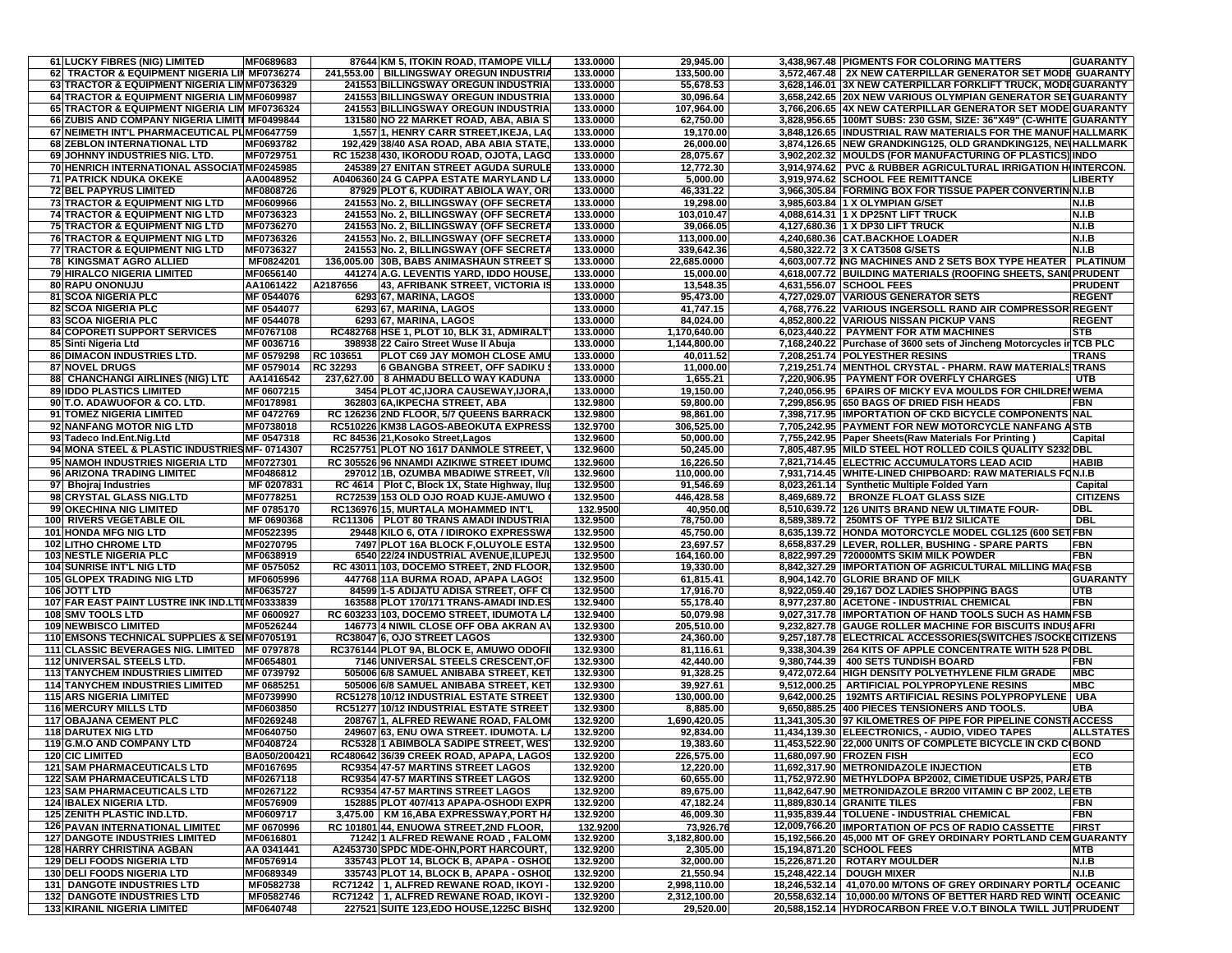| | | | | | | | | |
|---|---|---|---|---|---|---|---|---|
| 61 | LUCKY FIBRES (NIG) LIMITED | MF0689683 | 87644 KM 5, ITOKIN ROAD, ITAMOPE VILLA | 133.0000 | 29,945.00 | 3,438,967.48 | PIGMENTS FOR COLORING MATTERS | GUARANTY |
| 62 | TRACTOR & EQUIPMENT NIGERIA LIM | MF0736274 | 241,553.00 BILLINGSWAY OREGUN INDUSTRIA | 133.0000 | 133,500.00 | 3,572,467.48 | 2X NEW CATERPILLAR GENERATOR SET MODE | GUARANTY |
| 63 | TRACTOR & EQUIPMENT NIGERIA LIM | MF0736329 | 241553 BILLINGSWAY OREGUN INDUSTRIA | 133.0000 | 55,678.53 | 3,628,146.01 | 3X NEW CATERPILLAR FORKLIFT TRUCK, MODE | GUARANTY |
| 64 | TRACTOR & EQUIPMENT NIGERIA LIM | MF0609987 | 241553 BILLINGSWAY OREGUN INDUSTRIA | 133.0000 | 30,096.64 | 3,658,242.65 | 20X NEW VARIOUS OLYMPIAN GENERATOR SET | GUARANTY |
| 65 | TRACTOR & EQUIPMENT NIGERIA LIM | MF0736324 | 241553 BILLINGSWAY OREGUN INDUSTRIA | 133.0000 | 107,964.00 | 3,766,206.65 | 4X NEW CATERPILLAR GENERATOR SET MODE | GUARANTY |
| 66 | ZUBIS AND COMPANY NIGERIA LIMITE | MF0499844 | 131580 NO 22 MARKET ROAD, ABA, ABIA ST | 133.0000 | 62,750.00 | 3,828,956.65 | 100MT SUBS: 230 GSM, SIZE: 36"X49" (C-WHITE | GUARANTY |
| 67 | NEIMETH INT'L PHARMACEUTICAL PL | MF0647759 | 1,557 1, HENRY CARR STREET,IKEJA, LAG | 133.0000 | 19,170.00 | 3,848,126.65 | INDUSTRIAL RAW MATERIALS FOR THE MANUF | HALLMARK |
| 68 | ZEBLON INTERNATIONAL LTD | MF0693782 | 192,429 38/40 ASA ROAD, ABA ABIA STATE, | 133.0000 | 26,000.00 | 3,874,126.65 | NEW GRANDKING125, OLD GRANDKING125, NE | HALLMARK |
| 69 | JOHNNY INDUSTRIES NIG. LTD. | MF0729751 | RC 15238 430, IKORODU ROAD, OJOTA, LAGO | 133.0000 | 28,075.67 | 3,902,202.32 | MOULDS (FOR MANUFACTURING OF PLASTICS) | INDO |
| 70 | HENRICH INTERNATIONAL ASSOCIAT | MF0245985 | 245389 27 ENITAN STREET AGUDA SURULE | 133.0000 | 12,772.30 | 3,914,974.62 | PVC & RUBBER AGRICULTURAL IRRIGATION H | INTERCON. |
| 71 | PATRICK NDUKA OKEKE | AA0048952 | A0406360 24 G CAPPA ESTATE MARYLAND LA | 133.0000 | 5,000.00 | 3,919,974.62 | SCHOOL FEE REMITTANCE | LIBERTY |
| 72 | BEL PAPYRUS LIMITED | MF0808726 | 87929 PLOT 6, KUDIRAT ABIOLA WAY, OR | 133.0000 | 46,331.22 | 3,966,305.84 | FORMING BOX FOR TISSUE PAPER CONVERTIN | N.I.B |
| 73 | TRACTOR & EQUIPMENT NIG LTD | MF0609966 | 241553 No. 2, BILLINGSWAY (OFF SECRETA | 133.0000 | 19,298.00 | 3,985,603.84 | 1 X OLYMPIAN G/SET | N.I.B |
| 74 | TRACTOR & EQUIPMENT NIG LTD | MF0736323 | 241553 No. 2, BILLINGSWAY (OFF SECRETA | 133.0000 | 103,010.47 | 4,088,614.31 | 1 X DP25NT LIFT TRUCK | N.I.B |
| 75 | TRACTOR & EQUIPMENT NIG LTD | MF0736270 | 241553 No. 2, BILLINGSWAY (OFF SECRETA | 133.0000 | 39,066.05 | 4,127,680.36 | 1 X DP30 LIFT TRUCK | N.I.B |
| 76 | TRACTOR & EQUIPMENT NIG LTD | MF0736326 | 241553 No. 2, BILLINGSWAY (OFF SECRETA | 133.0000 | 113,000.00 | 4,240,680.36 | CAT.BACKHOE LOADER | N.I.B |
| 77 | TRACTOR & EQUIPMENT NIG LTD | MF0736327 | 241553 No. 2, BILLINGSWAY (OFF SECRETA | 133.0000 | 339,642.36 | 4,580,322.72 | 3 X CAT3508 G/SETS | N.I.B |
| 78 | KINGSMAT AGRO ALLIED | MF0824201 | 136,005.00 30B, BABS ANIMASHAUN STREET S | 133.0000 | 22,685.0000 | 4,603,007.72 | ING MACHINES AND 2 SETS BOX TYPE HEATER | PLATINUM |
| 79 | HIRALCO NIGERIA LIMITED | MF0656140 | 441274 A.G. LEVENTIS YARD, IDDO HOUSE, | 133.0000 | 15,000.00 | 4,618,007.72 | BUILDING MATERIALS (ROOFING SHEETS, SAN | PRUDENT |
| 80 | RAPU ONONUJU | AA1061422 | A2187656 43, AFRIBANK STREET, VICTORIA IS | 133.0000 | 13,548.35 | 4,631,556.07 | SCHOOL FEES | PRUDENT |
| 81 | SCOA NIGERIA PLC | MF 0544076 | 6293 67, MARINA, LAGOS | 133.0000 | 95,473.00 | 4,727,029.07 | VARIOUS GENERATOR SETS | REGENT |
| 82 | SCOA NIGERIA PLC | MF 0544077 | 6293 67, MARINA, LAGOS | 133.0000 | 41,747.15 | 4,768,776.22 | VARIOUS INGERSOLL RAND AIR COMPRESSOR | REGENT |
| 83 | SCOA NIGERIA PLC | MF 0544078 | 6293 67, MARINA, LAGOS | 133.0000 | 84,024.00 | 4,852,800.22 | VARIOUS NISSAN PICKUP VANS | REGENT |
| 84 | COPORETI SUPPORT SERVICES | MF0767108 | RC482768 HSE 1, PLOT 10, BLK 31, ADMIRALT | 133.0000 | 1,170,640.00 | 6,023,440.22 | PAYMENT FOR ATM MACHINES | STB |
| 85 | Sinti Nigeria Ltd | MF 0036716 | 398938 22 Cairo Street Wuse II Abuja | 133.0000 | 1,144,800.00 | 7,168,240.22 | Purchase of 3600 sets of Jincheng Motorcycles in | TCB PLC |
| 86 | DIMACON INDUSTRIES LTD. | MF 0579298 | RC 103651 PLOT C69 JAY MOMOH CLOSE AMU | 133.0000 | 40,011.52 | 7,208,251.74 | POLYESTHER RESINS | TRANS |
| 87 | NOVEL DRUGS | MF 0579014 | RC 32293 6 GBANGBA STREET, OFF SADIKU S | 133.0000 | 11,000.00 | 7,219,251.74 | MENTHOL CRYSTAL - PHARM. RAW MATERIALS | TRANS |
| 88 | CHANCHANGI AIRLINES (NIG) LTD | AA1416542 | 237,627.00 8 AHMADU BELLO WAY KADUNA | 133.0000 | 1,655.21 | 7,220,906.95 | PAYMENT FOR OVERFLY CHARGES | UTB |
| 89 | IDDO PLASTICS LIMITED | MF 0607215 | 3454 PLOT 4C,IJORA CAUSEWAY,IJORA, | 133.0000 | 19,150.00 | 7,240,056.95 | 6PAIRS OF MICKY EVA MOULDS FOR CHILDREN | WEMA |
| 90 | T.O. ADAWUOFOR & CO. LTD. | MF0178981 | 362803 6A,IKPECHA STREET, ABA | 132.9800 | 59,800.00 | 7,299,856.95 | 650 BAGS OF DRIED FISH HEADS | FBN |
| 91 | TOMEZ NIGERIA LIMITED | MF 0472769 | RC 126236 2ND FLOOR, 5/7 QUEENS BARRACK | 132.9800 | 98,861.00 | 7,398,717.95 | IMPORTATION OF CKD BICYCLE COMPONENTS | NAL |
| 92 | NANFANG MOTOR NIG LTD | MF0738018 | RC510226 KM38 LAGOS-ABEOKUTA EXPRESS | 132.9700 | 306,525.00 | 7,705,242.95 | PAYMENT FOR NEW MOTORCYCLE NANFANG A | STB |
| 93 | Tadeco Ind.Ent.Nig.Ltd | MF 0547318 | RC 84536 21,Kosoko Street,Lagos | 132.9600 | 50,000.00 | 7,755,242.95 | Paper Sheets(Raw Materials For Printing ) | Capital |
| 94 | MONA STEEL & PLASTIC INDUSTRIES | MF- 0714307 | RC257751 PLOT NO 1617 DANMOLE STREET, V | 132.9600 | 50,245.00 | 7,805,487.95 | MILD STEEL HOT ROLLED COILS QUALITY S232 | DBL |
| 95 | NAMOH INDUSTRIES NIGERIA LTD | MF0727301 | RC 305526 96 NNAMDI AZIKIWE STREET IDUMO | 132.9600 | 16,226.50 | 7,821,714.45 | ELECTRIC ACCUMULATORS LEAD ACID | HABIB |
| 96 | ARIZONA TRADING LIMITED | MF0486812 | 297012 1B, OZUMBA MBADIWE STREET, V/I | 132.9600 | 110,000.00 | 7,931,714.45 | WHITE-LINED CHIPBOARD: RAW MATERIALS FO | N.I.B |
| 97 | Bhojraj Industries | MF 0207831 | RC 4614 Plot C, Block 1X, State Highway, Ilup | 132.9500 | 91,546.69 | 8,023,261.14 | Synthetic Multiple Folded Yarn | Capital |
| 98 | CRYSTAL GLASS NIG.LTD | MF0778251 | RC72539 153 OLD OJO ROAD KUJE-AMUWO | 132.9500 | 446,428.58 | 8,469,689.72 | BRONZE FLOAT GLASS SIZE | CITIZENS |
| 99 | OKECHINA NIG LIMITED | MF 0785170 | RC136976 15, MURTALA MOHAMMED INT'L | 132.9500 | 40,950.00 | 8,510,639.72 | 126 UNITS BRAND NEW ULTIMATE FOUR- | DBL |
| 100 | RIVERS VEGETABLE OIL | MF 0690368 | RC11306 PLOT 80 TRANS AMADI INDUSTRIA | 132.9500 | 78,750.00 | 8,589,389.72 | 250MTS OF TYPE B1/2 SILICATE | DBL |
| 101 | HONDA MFG NIG LTD | MF0522395 | 29448 KILO 6, OTA / IDIROKO EXPRESSWA | 132.9500 | 45,750.00 | 8,635,139.72 | HONDA MOTORCYCLE MODEL CGL125 (600 SET | FBN |
| 102 | LITHO CHROME LTD | MF0270795 | 7497 PLOT 16A BLOCK F,OLUYOLE ESTA | 132.9500 | 23,697.57 | 8,658,837.29 | LEVER, ROLLER, BUSHING - SPARE PARTS | FBN |
| 103 | NESTLE NIGERIA PLC | MF0638919 | 6540 22/24 INDUSTRIAL AVENUE,ILUPEJU | 132.9500 | 164,160.00 | 8,822,997.29 | 720000MTS SKIM MILK POWDER | FBN |
| 104 | SUNRISE INT'L NIG LTD | MF 0575052 | RC 43011 103, DOCEMO STREET, 2ND FLOOR, | 132.9500 | 19,330.00 | 8,842,327.29 | IMPORTATION OF AGRICULTURAL MILLING MA | FSB |
| 105 | GLOPEX TRADING NIG LTD | MF0605996 | 447768 11A BURMA ROAD, APAPA LAGOS | 132.9500 | 61,815.41 | 8,904,142.70 | GLORIE BRAND OF MILK | GUARANTY |
| 106 | JOTT LTD | MF0635727 | 84599 1-5 ADIJATU ADISA STREET, OFF C | 132.9500 | 17,916.70 | 8,922,059.40 | 29,167 DOZ LADIES SHOPPING BAGS | UTB |
| 107 | FAR EAST PAINT LUSTRE INK IND.LTD | MF0333839 | 163588 PLOT 170/171 TRANS-AMADI IND.ES | 132.9400 | 55,178.40 | 8,977,237.80 | ACETONE - INDUSTRIAL CHEMICAL | FBN |
| 108 | SMV TOOLS LTD | MF 0600927 | RC 603233 103, DOCEMO STREET, IDUMOTA LA | 132.9400 | 50,079.98 | 9,027,317.78 | IMPORTATION OF HAND TOOLS SUCH AS HAMM | FSB |
| 109 | NEWBISCO LIMITED | MF0526244 | 146773 4 NIWIL CLOSE OFF OBA AKRAN AV | 132.9300 | 205,510.00 | 9,232,827.78 | GAUGE ROLLER MACHINE FOR BISCUITS INDUS | AFRI |
| 110 | EMSONS TECHNICAL SUPPLIES & SE | MF0705191 | RC38047 6, OJO STREET LAGOS | 132.9300 | 24,360.00 | 9,257,187.78 | ELECTRICAL ACCESSORIES(SWITCHES /SOCKE | CITIZENS |
| 111 | CLASSIC BEVERAGES NIG. LIMITED | MF 0797878 | RC376144 PLOT 9A, BLOCK E, AMUWO ODOFI | 132.9300 | 81,116.61 | 9,338,304.39 | 264 KITS OF APPLE CONCENTRATE WITH 528 P | DBL |
| 112 | UNIVERSAL STEELS LTD. | MF0654801 | 7146 UNIVERSAL STEELS CRESCENT,OF | 132.9300 | 42,440.00 | 9,380,744.39 | 400 SETS TUNDISH BOARD | FBN |
| 113 | TANYCHEM INDUSTRIES LIMITED | MF 0739792 | 505006 6/8 SAMUEL ANIBABA STREET, KET | 132.9300 | 91,328.25 | 9,472,072.64 | HIGH DENSITY POLYETHYLENE FILM GRADE | MBC |
| 114 | TANYCHEM INDUSTRIES LIMITED | MF 0685251 | 505006 6/8 SAMUEL ANIBABA STREET, KET | 132.9300 | 39,927.61 | 9,512,000.25 | ARTIFICIAL POLYPROPYLENE RESINS | MBC |
| 115 | ARS NIGERIA LIMITED | MF0739990 | RC51278 10/12 INDUSTRIAL ESTATE STREET | 132.9300 | 130,000.00 | 9,642,000.25 | 192MTS ARTIFICIAL RESINS POLYPROPYLENE | UBA |
| 116 | MERCURY MILLS LTD | MF0603850 | RC51277 10/12 INDUSTRIAL ESTATE STREET | 132.9300 | 8,885.00 | 9,650,885.25 | 400 PIECES TENSIONERS AND TOOLS. | UBA |
| 117 | OBAJANA CEMENT PLC | MF0269248 | 208767 1, ALFRED REWANE ROAD, FALOM | 132.9200 | 1,690,420.05 | 11,341,305.30 | 97 KILOMETRES OF PIPE FOR PIPELINE CONST | ACCESS |
| 118 | DARUTEX NIG LTD | MF0640750 | 249607 63, ENU OWA STREET. IDUMOTA. L | 132.9200 | 92,834.00 | 11,434,139.30 | ELEECTRONICS, - AUDIO, VIDEO TAPES | ALLSTATES |
| 119 | G.M.O AND COMPANY LTD | MF0408724 | RC5328 1 ABIMBOLA SADIPE STREET, WES | 132.9200 | 19,383.60 | 11,453,522.90 | 22,000 UNITS OF COMPLETE BICYCLE IN CKD C | BOND |
| 120 | CIC LIMITED | BA050/200421 | RC480642 36/39 CREEK ROAD, APAPA, LAGOS | 132.9200 | 226,575.00 | 11,680,097.90 | FROZEN FISH | ECO |
| 121 | SAM PHARMACEUTICALS LTD | MF0167695 | RC9354 47-57 MARTINS STREET LAGOS | 132.9200 | 12,220.00 | 11,692,317.90 | METRONIDAZOLE INJECTION | ETB |
| 122 | SAM PHARMACEUTICALS LTD | MF0267118 | RC9354 47-57 MARTINS STREET LAGOS | 132.9200 | 60,655.00 | 11,752,972.90 | METHYLDOPA BP2002, CIMETIDUE USP25, PAR | ETB |
| 123 | SAM PHARMACEUTICALS LTD | MF0267122 | RC9354 47-57 MARTINS STREET LAGOS | 132.9200 | 89,675.00 | 11,842,647.90 | METRONIDAZOLE BR200 VITAMIN C BP 2002, LE | ETB |
| 124 | IBALEX NIGERIA LTD. | MF0576909 | 152885 PLOT 407/413 APAPA-OSHODI EXPR | 132.9200 | 47,182.24 | 11,889,830.14 | GRANITE TILES | FBN |
| 125 | ZENITH PLASTIC IND.LTD. | MF0609717 | 3,475.00 KM 16,ABA EXPRESSWAY,PORT HA | 132.9200 | 46,009.30 | 11,935,839.44 | TOLUENE - INDUSTRIAL CHEMICAL | FBN |
| 126 | PAVAN INTERNATIONAL LIMITED | MF 0670996 | RC 101801 44, ENUOWA STREET,2ND FLOOR, | 132.9200 | 73,926.76 | 12,009,766.20 | IMPORTATION OF PCS OF RADIO CASSETTE | FIRST |
| 127 | DANGOTE INDUSTRIES LIMITED | MF0616801 | 71242 1 ALFRED REWANE ROAD , FALOM | 132.9200 | 3,182,800.00 | 15,192,566.20 | 45,000 MT OF GREY ORDINARY PORTLAND CEM | GUARANTY |
| 128 | HARRY CHRISTINA AGBAN | AA 0341441 | A2453730 SPDC MDE-OHN,PORT HARCOURT, | 132.9200 | 2,305.00 | 15,194,871.20 | SCHOOL FEES | MTB |
| 129 | DELI FOODS NIGERIA LTD | MF0576914 | 335743 PLOT 14, BLOCK B, APAPA - OSHOD | 132.9200 | 32,000.00 | 15,226,871.20 | ROTARY MOULDER | N.I.B |
| 130 | DELI FOODS NIGERIA LTD | MF0689349 | 335743 PLOT 14, BLOCK B, APAPA - OSHOD | 132.9200 | 21,550.94 | 15,248,422.14 | DOUGH MIXER | N.I.B |
| 131 | DANGOTE INDUSTRIES LTD | MF0582738 | RC71242 1, ALFRED REWANE ROAD, IKOYI - | 132.9200 | 2,998,110.00 | 18,246,532.14 | 41,070.00 M/TONS OF GREY ORDINARY PORTL | OCEANIC |
| 132 | DANGOTE INDUSTRIES LTD | MF0582746 | RC71242 1, ALFRED REWANE ROAD, IKOYI - | 132.9200 | 2,312,100.00 | 20,558,632.14 | 10,000.00 M/TONS OF BETTER HARD RED WIN | OCEANIC |
| 133 | KIRANIL NIGERIA LIMITED | MF0640748 | 227521 SUITE 123,EDO HOUSE,1225C BISHO | 132.9200 | 29,520.00 | 20,588,152.14 | HYDROCARBON FREE V.O.T BINOLA TWILL JUT | PRUDENT |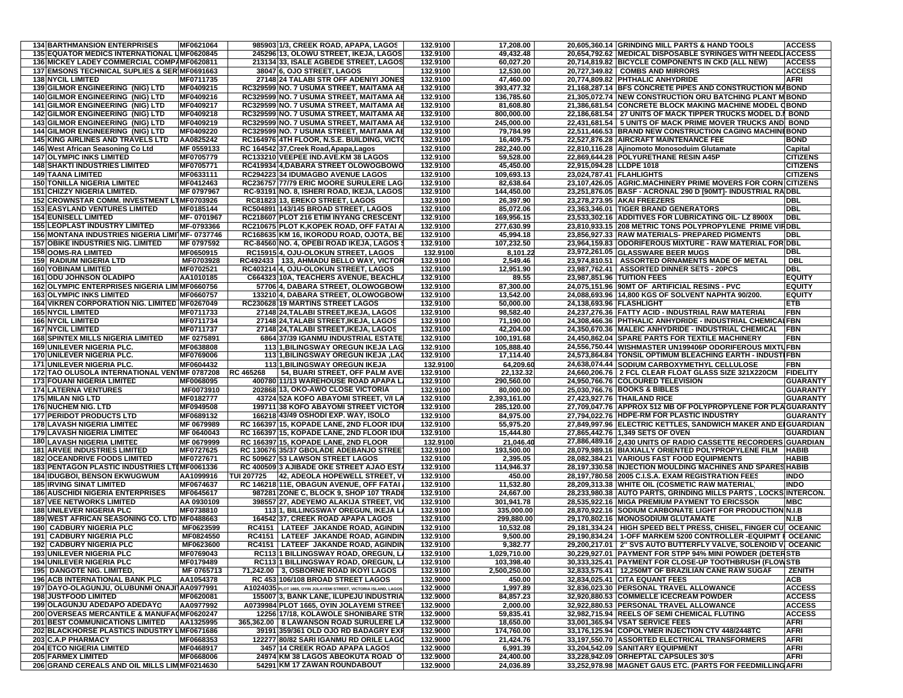| | | | | | | | | | |
|---|---|---|---|---|---|---|---|---|---|
| 134 | BARTHMANSION ENTERPRISES | MF0621064 | 985903 | 1/3, CREEK ROAD, APAPA, LAGOS | 132.9100 | 17,208.00 | 20,605,360.14 | GRINDING MILL PARTS & HAND TOOLS | ACCESS |
| 135 | EQUATOR MEDICS INTERNATIONAL L | MF0620845 | 245296 | 13, OLOWU STREET, IKEJA, LAGOS | 132.9100 | 49,432.48 | 20,654,792.62 | MEDICAL DISPOSABLE SYRINGES WITH NEEDL | ACCESS |
| 136 | MICKEY LADEY COMMERCIAL COMPA | MF0620811 | 213134 | 33, ISALE AGBEDE STREET, LAGOS | 132.9100 | 60,027.20 | 20,714,819.82 | BICYCLE COMPONENTS IN CKD (ALL NEW) | ACCESS |
| 137 | EMSONS TECHNICAL SUPLIES & SER | MF0691663 | 38047 | 6, OJO STREET, LAGOS | 132.9100 | 12,530.00 | 20,727,349.82 | COMBS AND MIRRORS | ACCESS |
| 138 | NYCIL LIMITED | MF0711735 | 27148 | 24 TALABI STR OFF ADENIYI JONES | 132.9100 | 47,460.00 | 20,774,809.82 | PHTHALIC ANHYDRIDE | AFRI |
| 139 | GILMOR ENGINEERING (NIG) LTD | MF0409215 | RC329599 | NO. 7 USUMA STREET, MAITAMA AB | 132.9100 | 393,477.32 | 21,168,287.14 | BFS CONCRETE PIPES AND CONSTRUCTION MA | BOND |
| 140 | GILMOR ENGINEERING (NIG) LTD | MF0409216 | RC329599 | NO. 7 USUMA STREET, MAITAMA AB | 132.9100 | 136,785.60 | 21,305,072.74 | NEW CONSTRUCTION ORU BATCHING PLANT M | BOND |
| 141 | GILMOR ENGINEERING (NIG) LTD | MF0409217 | RC329599 | NO. 7 USUMA STREET, MAITAMA AB | 132.9100 | 81,608.80 | 21,386,681.54 | CONCRETE BLOCK MAKING MACHINE MODEL C | BOND |
| 142 | GILMOR ENGINEERING (NIG) LTD | MF0409218 | RC329599 | NO. 7 USUMA STREET, MAITAMA AB | 132.9100 | 800,000.00 | 22,186,681.54 | 27 UNITS OF MACK TIPPER TRUCKS MODEL D.I | BOND |
| 143 | GILMOR ENGINEERING (NIG) LTD | MF0409219 | RC329599 | NO. 7 USUMA STREET, MAITAMA AB | 132.9100 | 245,000.00 | 22,431,681.54 | 5 UNITS OF MACK PRIME MOVER TRUCKS AND | BOND |
| 144 | GILMOR ENGINEERING (NIG) LTD | MF0409220 | RC329599 | NO. 7 USUMA STREET, MAITAMA AB | 132.9100 | 79,784.99 | 22,511,466.53 | BRAND NEW CONSTRUCTION CAGING MACHIN | BOND |
| 145 | KING AIRLINES AND TRAVELS LTD | AA0825242 | RC164976 | 4TH FLOOR, N.S.E. BUILDING, VICTO | 132.9100 | 16,409.75 | 22,527,876.28 | AIRCRAFT MAINTENANCE FEE | BOND |
| 146 | West African Seasoning Co Ltd | MF 0559133 | RC 164542 | 37,Creek Road,Apapa,Lagos | 132.9100 | 282,240.00 | 22,810,116.28 | Ajinomoto Monosoduim Glutamate | Capital |
| 147 | OLYMPIC INKS LIMITED | MF0705779 | RC133210 | VEEPEE IND.AVE.KM 38 LAGOS | 132.9100 | 59,528.00 | 22,869,644.28 | POLYURETHANE RESIN A45P | CITIZENS |
| 148 | SHAKTI INDUSTRIES LIMITED | MF0705771 | RC419934 | 4,DABARA STREET OLOWOGBOWO | 132.9100 | 45,450.00 | 22,915,094.28 | LLDPE 1018 | CITIZENS |
| 149 | TAANA LIMITED | MF0633111 | RC294223 | 34 IDUMAGBO AVENUE LAGOS | 132.9100 | 109,693.13 | 23,024,787.41 | FLAHLIGHTS | CITIZENS |
| 150 | TONILLA NIGERIA LIMITED | MF0412463 | RC236757 | 77/79 ERIC MOORE SURULERE LAG | 132.9100 | 82,638.64 | 23,107,426.05 | AGRIC.MACHINERY PRIME MOVERS FOR CORN | CITIZENS |
| 151 | CHIZZY NIGERIA LIMITED. | MF 0797967 | RC-93191 | NO. 8, ISHERI ROAD, IKEJA, LAGOS | 132.9100 | 144,450.00 | 23,251,876.05 | BASF - ACRONAL 290 D [90MT]- INDUSTRIAL RA | DBL |
| 152 | CROWNSTAR COMM. INVESTMENT LT | MF0703926 | RC81823 | 13, EREKO STREET, LAGOS | 132.9100 | 26,397.90 | 23,278,273.95 | AKAI FREEZERS | DBL |
| 153 | EASYLAND VENTURES LIMITED | MF0185144 | RC504891 | 143/145 BROAD STREET, LAGOS | 132.9100 | 85,072.06 | 23,363,346.01 | TIGER BRAND GENERATORS | DBL |
| 154 | EUNISELL LIMITED | MF- 0701967 | RC218607 | PLOT 216 ETIM INYANG CRESCENT | 132.9100 | 169,956.15 | 23,533,302.16 | ADDITIVES FOR LUBRICATING OIL- LZ 8900X | DBL |
| 155 | LEOPLAST INDUSTRY LIMITED | MF-0793366 | RC210675 | PLOT K,KOPEK ROAD, OFF FATAI A | 132.9100 | 277,630.99 | 23,810,933.15 | 208 METRIC TONS POLYPROPYLENE PRIME VIR | DBL |
| 156 | MONTANA INDUSTRIES NIGERIA LIMI | MF- 0737746 | RC168635 | KM 16, IKORODU ROAD, OJOTA, BE | 132.9100 | 45,994.18 | 23,856,927.33 | RAW MATERIALS- PREPARED PIGMENTS | DBL |
| 157 | OBIKE INDUSTRIES NIG. LIMITED | MF 0797592 | RC-84560 | NO. 4, OPEBI ROAD IKEJA, LAGOS S | 132.9100 | 107,232.50 | 23,964,159.83 | ODORIFEROUS MIXTURE - RAW MATERIAL FOR | DBL |
| 158 | OOMS-RA LIMITED | MF0650915 | RC15915 | 4, OJU-OLOKUN STREET, LAGOS | 132.9100 | 8,101.22 | 23,972,261.05 | GLASSWARE BEER MUGS | DBL |
| 159 | RADIUM NIGERIA LTD | MF0703928 | RC492433 | 133, AHMADU BELLO WAY, VICTOR | 132.9100 | 2,549.46 | 23,974,810.51 | ASSORTED ORNAMENTS MADE OF METAL | DBL |
| 160 | YOBINAM LIMITED | MF0702521 | RC403214 | 4, OJU-OLOKUN STREET, LAGOS | 132.9100 | 12,951.90 | 23,987,762.41 | ASSORTED DINNER SETS - 20PCS | DBL |
| 161 | ODU JOHNSON OLADIPO | AA1010185 | C664323 | 10A, TEACHERS AVENUE, BEACHLA | 132.9100 | 89.55 | 23,987,851.96 | TUITION FEES | EQUITY |
| 162 | OLYMPIC ENTERPRISES NIGERIA LIM | MF0660756 | 57706 | 4, DABARA STREET, OLOWOGBOW | 132.9100 | 87,300.00 | 24,075,151.96 | 90MT OF ARTIFICIAL RESINS - PVC | EQUITY |
| 163 | OLYMPIC INKS LIMITED | MF0660757 | 133210 | 4, DABARA STREET, OLOWOGBOW | 132.9100 | 13,542.00 | 24,088,693.96 | 14,800 KGS OF SOLVENT NAPHTA 90/200. | EQUITY |
| 164 | VIKREN CORPORATION NIG. LIMITED | MF0267049 | RC230628 | 19 MARTINS STREET LAGOS | 132.9100 | 50,000.00 | 24,138,693.96 | FLASHLIGHT | ETB |
| 165 | NYCIL LIMITED | MF0711733 | 27148 | 24,TALABI STREET,IKEJA, LAGOS | 132.9100 | 98,582.40 | 24,237,276.36 | FATTY ACID - INDUSTRIAL RAW MATERIAL | FBN |
| 166 | NYCIL LIMITED | MF0711734 | 27148 | 24,TALABI STREET,IKEJA, LAGOS | 132.9100 | 71,190.00 | 24,308,466.36 | PHTHALIC ANHYDRIDE - INDUSTRIAL CHEMICAL | FBN |
| 167 | NYCIL LIMITED | MF0711737 | 27148 | 24,TALABI STREET,IKEJA, LAGOS | 132.9100 | 42,204.00 | 24,350,670.36 | MALEIC ANHYDRIDE - INDUSTRIAL CHEMICAL | FBN |
| 168 | SPINTEX MILLS NIGERIA LIMITED | MF 0275891 | 6864 | 37/39 IGANMU INDUSTRIAL ESTATE | 132.9100 | 100,191.68 | 24,450,862.04 | SPARE PARTS FOR TEXTILE MACHINERY | FBN |
| 169 | UNILEVER NIGERIA PLC. | MF0638808 | 113 | 1,BILINGSWAY OREGUN IKEJA LAG | 132.9100 | 105,888.40 | 24,556,750.44 | WISHMASTER UN199406P ODORIFEROUS MIXTU | FBN |
| 170 | UNILEVER NIGERIA PLC. | MF0769006 | 113 | 1,BILINGSWAY OREGUN IKEJA ,LAG | 132.9100 | 17,114.40 | 24,573,864.84 | TONSIL OPTIMUM BLEACHING EARTH - INDUST | FBN |
| 171 | UNILEVER NIGERIA PLC. | MF0604432 | 113 | 1,BILINGSWAY OREGUN IKEJA | 132.9100 | 64,209.60 | 24,638,074.44 | SODIUM CARBOXYMETHYL CELLULOSE | FBN |
| 172 | TAO OLUSOLA INTERNATIONAL VEN | MF 0787208 | RC 465268 | 54, BUARI STREET, OFF PALM AVE | 132.9100 | 22,132.32 | 24,660,206.76 | 2 FCL CLEAR FLOAT GLASS SIZE 321X220CM | FIDELITY |
| 173 | FOUANI NIGERIA LIMITED | MF0068095 | 400780 | 11/13 WAREHOUSE ROAD APAPA L | 132.9100 | 290,560.00 | 24,950,766.76 | COLOURED TELEVISION | GUARANTY |
| 174 | LATERNA VENTURES | MF0073910 | 202868 | 13, OKO-AWO CLOSE VICTORIA | 132.9100 | 80,000.00 | 25,030,766.76 | BOOKS & BIBLES | GUARANTY |
| 175 | MILAN NIG LTD | MF0182777 | 43724 | 52A KOFO ABAYOMI STREET, V/I LA | 132.9100 | 2,393,161.00 | 27,423,927.76 | THAILAND RICE | GUARANTY |
| 176 | NUCHEM NIG. LTD | MF0949508 | 199711 | 38 KOFO ABAYOMI STREET VICTOR | 132.9100 | 285,120.00 | 27,709,047.76 | APPROX 512 MB OF POLYPROPYLENE FOR PLA | GUARANTY |
| 177 | PERIDOT PRODUCTS LTD | MF0689132 | 166218 | 43/49 OSHODI EXP. WAY, ISOLO | 132.9100 | 84,975.00 | 27,794,022.76 | HDPE-RM FOR PLASTIC INDUSTRY | GUARANTY |
| 178 | LAVASH NIGERIA LIMITED | MF 0679989 | RC 166397 | 15, KOPADE LANE, 2ND FLOOR IDU | 132.9100 | 55,975.20 | 27,849,997.96 | ELECTRIC KETTLES, SANDWICH MAKER AND E | GUARDIAN |
| 179 | LAVASH NIGERIA LIMITED | MF 0640043 | RC 166397 | 15, KOPADE LANE, 2ND FLOOR IDU | 132.9100 | 15,444.80 | 27,865,442.76 | 1,349 SETS OF OVEN | GUARDIAN |
| 180 | LAVASH NIGERIA LIMITED | MF 0679999 | RC 166397 | 15, KOPADE LANE, 2ND FLOOR | 132.9100 | 21,046.40 | 27,886,489.16 | 2,430 UNITS OF RADIO CASSETTE RECORDERS | GUARDIAN |
| 181 | ARVEE INDUSTRIES LIMITED | MF0727625 | RC 130676 | 35/37 GBOLADE ADEBANJO STREE | 132.9100 | 193,500.00 | 28,079,989.16 | BIAXIALLY ORIENTED POLYPROPYLENE FILM | HABIB |
| 182 | OCEANDRIVE FOODS LIMITED | MF0727671 | RC 509627 | 53 LAWSON STREET LAGOS | 132.9100 | 2,395.05 | 28,082,384.21 | VARIOUS FAST FOOD EQUIPMENTS | HABIB |
| 183 | PENTAGON PLASTIC INDUSTRIES LT | MF0061336 | RC 400509 | 3 AJIBADE OKE STREET AJAO EST | 132.9100 | 114,946.37 | 28,197,330.58 | INJECTION MOULDING MACHINES AND SPARES | HABIB |
| 184 | IDUGBOI, BENSON EKWUGWUM | AA1099916 | TUI 207725 | 42, ADEOLA HOPEWELL STREET, V | 132.9100 | 450.00 | 28,197,780.58 | 2005 C.I.S.A. EXAM REGISTRATION FEES | INDO |
| 185 | IRVING SINAT LIMITED | MF0674637 | RC 146218 | 11E, OBAGUN AVENUE, OFF FATAI | 132.9100 | 11,532.80 | 28,209,313.38 | WHITE OIL (COSMETIC RAW MATERIAL) | INDO |
| 186 | AUSCHIDI NIGERIA ENTERPRISES | MF0645617 | 987281 | ZONE C, BLOCK 9, SHOP 107 TRADE | 132.9100 | 24,667.00 | 28,233,980.38 | AUTO PARTS, GRINDING MILL PARTS , LOCKS | INTERCON. |
| 187 | VEE NETWORKS LIMITED | AA 0930109 | 398557 | 27, ADEYEMO ALAKIJA STREET, VIC | 132.9100 | 301,941.78 | 28,535,922.16 | MIGA PREMIUM PAYMENT TO ERICSSON | MBC |
| 188 | UNILEVER NIGERIA PLC | MF0738810 | 113 | 1, BILLINGSWAY OREGUN, IKEJA L | 132.9100 | 335,000.00 | 28,870,922.16 | SODIUM CARBONATE LIGHT FOR PRODUCTION | N.I.B |
| 189 | WEST AFRICAN SEASONING CO. LTD | MF0488663 | 164542 | 37, CREEK ROAD APAPA LAGOS | 132.9100 | 299,880.00 | 29,170,802.16 | MONOSODIUM GLUTAMATE | N.I.B |
| 190 | CADBURY NIGERIA PLC | MF0623599 | RC4151 | LATEEF JAKANDE ROAD, AGINDIN | 132.9100 | 10,532.08 | 29,181,334.24 | HIGH SPEED BELT PRESS, CHISEL, FINGER CU | OCEANIC |
| 191 | CADBURY NIGERIA PLC | MF0824550 | RC4151 | LATEEF JAKANDE ROAD, AGINDIN | 132.9100 | 9,500.00 | 29,190,834.24 | 1-OFF MARKEM 5200 CONTROLLER -EQUIPMT | OCEANIC |
| 192 | CADBURY NIGERIA PLC | MF0623600 | RC4151 | LATEEF JAKANDE ROAD, AGINDIN | 132.9100 | 9,382.77 | 29,200,217.01 | 2" SVS AUTO BUTTERFLY VALVE, SOLENOID V | OCEANIC |
| 193 | UNILEVER NIGERIA PLC | MF0769043 | RC113 | 1 BILLINGSWAY ROAD, OREGUN, L | 132.9100 | 1,029,710.00 | 30,229,927.01 | PAYMENT FOR STPP 94% MINI POWDER (DETER | STB |
| 194 | UNILEVER NIGERIA PLC | MF0179489 | RC113 | 1 BILLINGSWAY ROAD, OREGUN, L | 132.9100 | 103,398.40 | 30,333,325.41 | PAYMENT FOR CLOSE-UP TOOTHBRUSH (FLOW | STB |
| 195 | DANGOTE NIG. LIMITED, | MF 0765713 | 71,242.00 | 3, OSBORNE ROAD IKOYI LAGOS | 132.9100 | 2,500,250.00 | 32,833,575.41 | 12,250MT OF BRAZILIAN CANE RAW SUGAR | ZENITH |
| 196 | ACB INTERNATIONAL BANK PLC | AA1054378 | RC 453 | 106/108 BROAD STREET LAGOS | 132.9000 | 450.00 | 32,834,025.41 | CITA EQUANT FEES | ACB |
| 197 | DAYO-OLAGUNJU, OLUBUNMI ONAJI | AA0977991 | A1024035 | PLOT 1665, OYIN JOLAYEMI STREET, VICTORIA ISLAND, LAGOS | 132.9000 | 1,997.89 | 32,836,023.30 | PERSONAL TRAVEL ALLOWANCE | ACCESS |
| 198 | JUSTFOOD LIMITED | MF0620081 | 155007 | 3, BANK LANE, ILUPEJU INDUSTRIA | 132.9000 | 84,857.23 | 32,920,880.53 | COMMELLE ICECREAM POWDER | ACCESS |
| 199 | OLAGUNJU ADEDAPO ADEDAYO | AA0977992 | A0739984 | PLOT 1665, OYIN JOLAYEMI STREET | 132.9000 | 2,000.00 | 32,922,880.53 | PERSONAL TRAVEL ALLOWANCE | ACCESS |
| 200 | OVERSEAS MERCANTILE & MANUFAC | MF0620247 | 12256 | 17/18, KOLAWOLE SHONIBARE STR | 132.9000 | 59,835.41 | 32,982,715.94 | REELS OF SEMI CHEMICAL FLUTING | ACCESS |
| 201 | BEST COMMUNICATIONS LIMITED | AA1325995 | 365,362.00 | 8 LAWANSON ROAD SURULERE LA | 132.9000 | 18,650.00 | 33,001,365.94 | VSAT SERVICE FEES | AFRI |
| 202 | BLACKHORSE PLASTICS INDUSTRY L | MF0671686 | 39191 | 359/361 OLD OJO RD BADAGRY EXP | 132.9000 | 174,760.00 | 33,176,125.94 | COPOLYMER INJECTION CTV 448/2448TC | AFRI |
| 203 | C.A.P PHARMACY | MF0668353 | 122277 | 80/82 SARI IGANMU RD ORILE LAGO | 132.9000 | 21,424.76 | 33,197,550.70 | ASSORTED ELECTRICAL TRANSFORMERS | AFRI |
| 204 | ETCO NIGERIA LIMITED | MF0468917 | 3457 | 14 CREEK ROAD APAPA LAGOS | 132.9000 | 6,991.39 | 33,204,542.09 | SANITARY EQUIPMENT | AFRI |
| 205 | FARMEX LIMITED | MF0668006 | 24974 | KM 38 LAGOS ABEOKUTA ROAD O | 132.9000 | 24,400.00 | 33,228,942.09 | ORHEPTAL CAPSULES 30'S | AFRI |
| 206 | GRAND CEREALS AND OIL MILLS LIM | MF0214630 | 54291 | KM 17 ZAWAN ROUNDABOUT | 132.9000 | 24,036.89 | 33,252,978.98 | MAGNET GAUS ETC. (PARTS FOR FEEDMILLING | AFRI |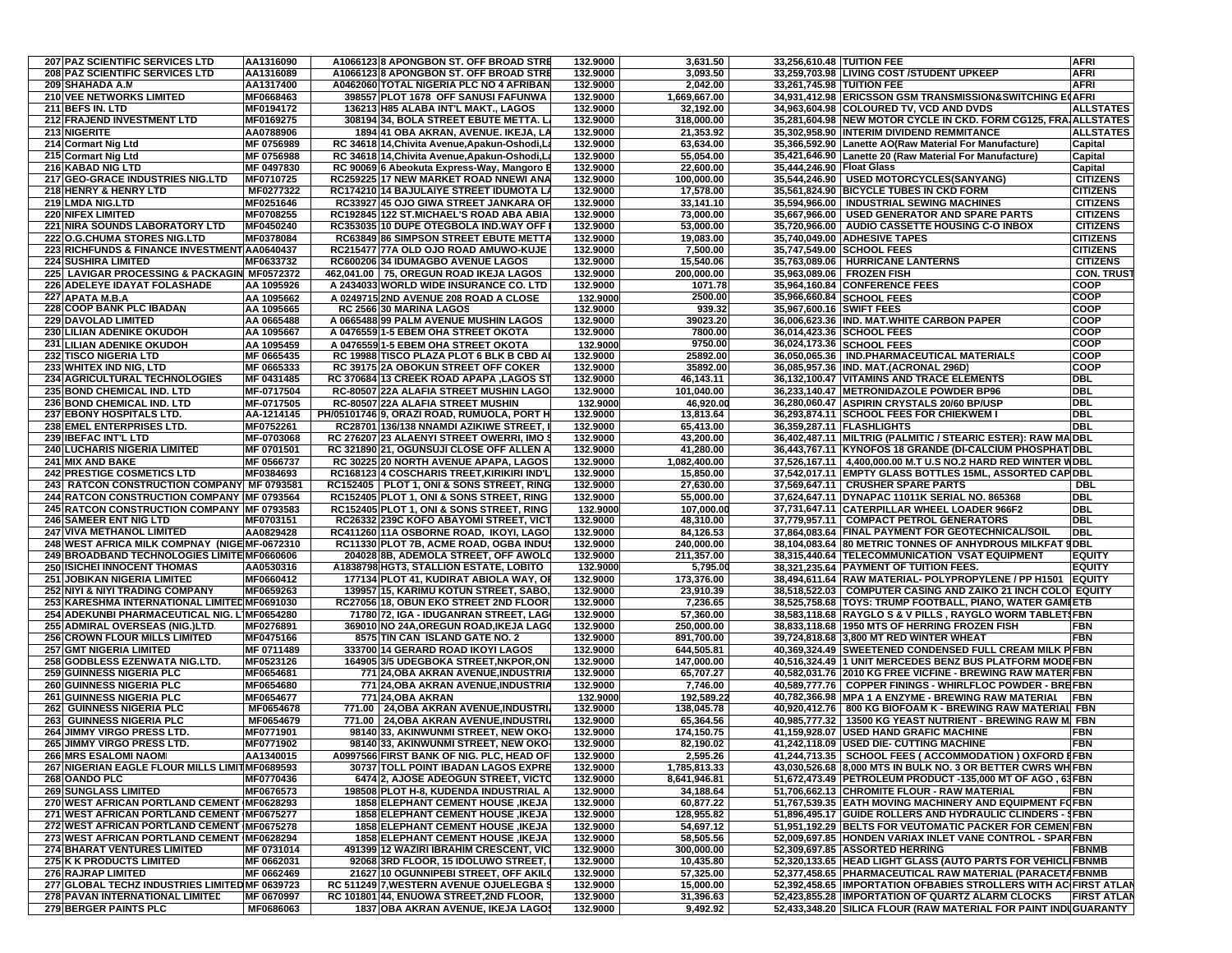| | | | | | | | | |
|---|---|---|---|---|---|---|---|---|
| 207 | PAZ SCIENTIFIC SERVICES LTD | AA1316090 | A1066123 8 APONGBON ST. OFF BROAD STRE | 132.9000 | 3,631.50 | 33,256,610.48 | TUITION FEE | AFRI |
| 208 | PAZ SCIENTIFIC SERVICES LTD | AA1316089 | A1066123 8 APONGBON ST. OFF BROAD STRE | 132.9000 | 3,093.50 | 33,259,703.98 | LIVING COST /STUDENT UPKEEP | AFRI |
| 209 | SHAHADA A.M | AA1317400 | A0462060 TOTAL NIGERIA PLC NO 4 AFRIBAN | 132.9000 | 2,042.00 | 33,261,745.98 | TUITION FEE | AFRI |
| 210 | VEE NETWORKS LIMITED | MF0668463 | 398557 PLOT 1678 OFF SANUSI FAFUNWA | 132.9000 | 1,669,667.00 | 34,931,412.98 | ERICSSON GSM TRANSMISSION&SWITCHING E | AFRI |
| 211 | BEFS IN. LTD | MF0194172 | 136213 H85 ALABA INT'L MAKT., LAGOS | 132.9000 | 32,192.00 | 34,963,604.98 | COLOURED TV, VCD AND DVDS | ALLSTATES |
| 212 | FRAJEND INVESTMENT LTD | MF0169275 | 308194 34, BOLA STREET EBUTE METTA. L | 132.9000 | 318,000.00 | 35,281,604.98 | NEW MOTOR CYCLE IN CKD. FORM CG125, FRA | ALLSTATES |
| 213 | NIGERITE | AA0788906 | 1894 41 OBA AKRAN, AVENUE. IKEJA, LA | 132.9000 | 21,353.92 | 35,302,958.90 | INTERIM DIVIDEND REMMITANCE | ALLSTATES |
| 214 | Cormart Nig Ltd | MF 0756989 | RC 34618 14,Chivita Avenue,Apakun-Oshodi,La | 132.9000 | 63,634.00 | 35,366,592.90 | Lanette AO(Raw Material For Manufacture) | Capital |
| 215 | Cormart Nig Ltd | MF 0756988 | RC 34618 14,Chivita Avenue,Apakun-Oshodi,La | 132.9000 | 55,054.00 | 35,421,646.90 | Lanette 20) (Raw Material For Manufacture) | Capital |
| 216 | KABAD NIG LTD | MF 0497830 | RC 90069 6 Abeokuta Express-Way, Mangoro E | 132.9000 | 22,600.00 | 35,444,246.90 | Float Glass | Capital |
| 217 | GEO-GRACE INDUSTRIES NIG.LTD | MF0710725 | RC259225 17 NEW MARKET ROAD NNEWI ANA | 132.9000 | 100,000.00 | 35,544,246.90 | USED MOTORCYCLES(SANYANG) | CITIZENS |
| 218 | HENRY & HENRY LTD | MF0277322 | RC174210 14 BAJULAIYE STREET IDUMOTA LA | 132.9000 | 17,578.00 | 35,561,824.90 | BICYCLE TUBES IN CKD FORM | CITIZENS |
| 219 | LMDA NIG.LTD | MF0251646 | RC33927 45 OJO GIWA STREET JANKARA OF | 132.9000 | 33,141.10 | 35,594,966.00 | INDUSTRIAL SEWING MACHINES | CITIZENS |
| 220 | NIFEX LIMITED | MF0708255 | RC192845 122 ST.MICHAEL'S ROAD ABA ABIA | 132.9000 | 73,000.00 | 35,667,966.00 | USED GENERATOR AND SPARE PARTS | CITIZENS |
| 221 | NIRA SOUNDS LABORATORY LTD | MF0450240 | RC353035 10 DUPE OTEGBOLA IND.WAY OFF | 132.9000 | 53,000.00 | 35,720,966.00 | AUDIO CASSETTE HOUSING C-O INBOX | CITIZENS |
| 222 | O.G.CHUMA STORES NIG.LTD | MF0378084 | RC63849 86 SIMPSON STREET EBUTE METTA | 132.9000 | 19,083.00 | 35,740,049.00 | ADHESIVE TAPES | CITIZENS |
| 223 | RICHFUNDS & FINANCE INVESTMENT | AA0640437 | RC215477 77A OLD OJO ROAD AMUWO-KUJE | 132.9000 | 7,500.00 | 35,747,549.00 | SCHOOL FEES | CITIZENS |
| 224 | SUSHIRA LIMITED | MF0633732 | RC600206 34 IDUMAGBO AVENUE LAGOS | 132.9000 | 15,540.06 | 35,763,089.06 | HURRICANE LANTERNS | CITIZENS |
| 225 | LAVIGAR PROCESSING & PACKAGIN | MF0572372 | 462,041.00 75, OREGUN ROAD IKEJA LAGOS | 132.9000 | 200,000.00 | 35,963,089.06 | FROZEN FISH | CON. TRUST |
| 226 | ADELEYE IDAYAT FOLASHADE | AA 1095926 | A 2434033 WORLD WIDE INSURANCE CO. LTD | 132.9000 | 1071.78 | 35,964,160.84 | CONFERENCE FEES | COOP |
| 227 | APATA M.B.A | AA 1095662 | A 0249715 2ND AVENUE 208 ROAD A CLOSE | 132.9000 | 2500.00 | 35,966,660.84 | SCHOOL FEES | COOP |
| 228 | COOP BANK PLC IBADAN | AA 1095665 | RC 2566 30 MARINA LAGOS | 132.9000 | 939.32 | 35,967,600.16 | SWIFT FEES | COOP |
| 229 | DAVOLAD LIMITED | AA 0665488 | A 0665488 99 PALM AVENUE MUSHIN LAGOS | 132.9000 | 39023.20 | 36,006,623.36 | IND. MAT.WHITE CARBON PAPER | COOP |
| 230 | LILIAN ADENIKE OKUDOH | AA 1095667 | A 0476559 1-5 EBEM OHA STREET OKOTA | 132.9000 | 7800.00 | 36,014,423.36 | SCHOOL FEES | COOP |
| 231 | LILIAN ADENIKE OKUDOH | AA 1095459 | A 0476559 1-5 EBEM OHA STREET OKOTA | 132.9000 | 9750.00 | 36,024,173.36 | SCHOOL FEES | COOP |
| 232 | TISCO NIGERIA LTD | MF 0665435 | RC 19988 TISCO PLAZA PLOT 6 BLK B CBD AI | 132.9000 | 25892.00 | 36,050,065.36 | IND.PHARMACEUTICAL MATERIALS | COOP |
| 233 | WHITEX IND NIG, LTD | MF 0665333 | RC 39175 2A OBOKUN STREET OFF COKER | 132.9000 | 35892.00 | 36,085,957.36 | IND. MAT.(ACRONAL 296D) | COOP |
| 234 | AGRICULTURAL TECHNOLOGIES | MF 0431485 | RC 370684 13 CREEK ROAD APAPA ,LAGOS ST | 132.9000 | 46,143.11 | 36,132,100.47 | VITAMINS AND TRACE ELEMENTS | DBL |
| 235 | BOND CHEMICAL IND. LTD | MF-0717504 | RC-80507 22A ALAFIA STREET MUSHIN LAGOS | 132.9000 | 101,040.00 | 36,233,140.47 | METRONIDAZOLE POWDER BP96 | DBL |
| 236 | BOND CHEMICAL IND. LTD | MF-0717505 | RC-80507 22A ALAFIA STREET MUSHIN | 132.9000 | 46,920.00 | 36,280,060.47 | ASPIRIN CRYSTALS 20/60 BP/USP | DBL |
| 237 | EBONY HOSPITALS LTD. | AA-1214145 | PH/05101746 9, ORAZI ROAD, RUMUOLA, PORT H | 132.9000 | 13,813.64 | 36,293,874.11 | SCHOOL FEES FOR CHIEKWEM I | DBL |
| 238 | EMEL ENTERPRISES LTD. | MF0752261 | RC28701 136/138 NNAMDI AZIKIWE STREET, I | 132.9000 | 65,413.00 | 36,359,287.11 | FLASHLIGHTS | DBL |
| 239 | IBEFAC INT'L LTD | MF-0703068 | RC 276207 23 ALAENYI STREET OWERRI, IMO S | 132.9000 | 43,200.00 | 36,402,487.11 | MILTRIG (PALMITIC / STEARIC ESTER): RAW MA | DBL |
| 240 | LUCHARIS NIGERIA LIMITED | MF 0701501 | RC 321890 21, OGUNSUJI CLOSE OFF ALLEN A | 132.9000 | 41,280.00 | 36,443,767.11 | KYNOFOS 18 GRANDE (DI-CALCIUM PHOSPHAT | DBL |
| 241 | MIX AND BAKE | MF 0566737 | RC 30225 20 NORTH AVENUE APAPA, LAGOS | 132.9000 | 1,082,400.00 | 37,526,167.11 | 4,400,000.00 M.T U.S NO.2 HARD RED WINTER W | DBL |
| 242 | PRESTIGE COSMETICS LTD | MF0384693 | RC168123 4 COSCHARIS TREET,KIRIKIRI IND'L | 132.9000 | 15,850.00 | 37,542,017.11 | EMPTY GLASS BOTTLES 15ML, ASSORTED CAP | DBL |
| 243 | RATCON CONSTRUCTION COMPANY | MF 0793581 | RC152405 PLOT 1, ONI & SONS STREET, RING | 132.9000 | 27,630.00 | 37,569,647.11 | CRUSHER SPARE PARTS | DBL |
| 244 | RATCON CONSTRUCTION COMPANY | MF 0793564 | RC152405 PLOT 1, ONI & SONS STREET, RING | 132.9000 | 55,000.00 | 37,624,647.11 | DYNAPAC 11011K SERIAL NO. 865368 | DBL |
| 245 | RATCON CONSTRUCTION COMPANY | MF 0793583 | RC152405 PLOT 1, ONI & SONS STREET, RING | 132.9000 | 107,000.00 | 37,731,647.11 | CATERPILLAR WHEEL LOADER 966F2 | DBL |
| 246 | SAMEER ENT NIG LTD | MF0703151 | RC26332 239C KOFO ABAYOMI STREET, VICT | 132.9000 | 48,310.00 | 37,779,957.11 | COMPACT PETROL GENERATORS | DBL |
| 247 | VIVA METHANOL LIMITED | AA0829428 | RC411260 11A OSBORNE ROAD, IKOYI, LAGO | 132.9000 | 84,126.53 | 37,864,083.64 | FINAL PAYMENT FOR GEOTECHNICAL/SOIL | DBL |
| 248 | WEST AFRICA MILK COMPNAY (NIGE | MF-0672310 | RC11330 PLOT 7B, ACME ROAD, OGBA INDUS | 132.9000 | 240,000.00 | 38,104,083.64 | 80 METRIC TONNES OF ANHYDROUS MILKFAT 9 | DBL |
| 249 | BROADBAND TECHNOLOGIES LIMITE | MF0660606 | 204028 8B, ADEMOLA STREET, OFF AWOLO | 132.9000 | 211,357.00 | 38,315,440.64 | TELECOMMUNICATION VSAT EQUIPMENT | EQUITY |
| 250 | ISICHEI INNOCENT THOMAS | AA0530316 | A1838798 HGT3, STALLION ESTATE, LOBITO | 132.9000 | 5,795.00 | 38,321,235.64 | PAYMENT OF TUITION FEES. | EQUITY |
| 251 | JOBIKAN NIGERIA LIMITED | MF0660412 | 177134 PLOT 41, KUDIRAT ABIOLA WAY, OF | 132.9000 | 173,376.00 | 38,494,611.64 | RAW MATERIAL- POLYPROPYLENE / PP H1501 | EQUITY |
| 252 | NIYI & NIYI TRADING COMPANY | MF0659263 | 139957 15, KARIMU KOTUN STREET, SABO, | 132.9000 | 23,910.39 | 38,518,522.03 | COMPUTER CASING AND ZAIKO 21 INCH COLO | EQUITY |
| 253 | KARESHMA INTERNATIONAL LIMITED | MF0691030 | RC27056 18, OBUN EKO STREET 2ND FLOOR | 132.9000 | 7,236.65 | 38,525,758.68 | TOYS: TRUMP FOOTBALL, PIANO, WATER GAM | ETB |
| 254 | ADEKUNBI PHARMACEUTICAL NIG. L | MF0654280 | 71780 72, IGA - IDUGANRAN STREET, LAG | 132.9000 | 57,360.00 | 38,583,118.68 | RAYGLO S & V PILLS , RAYGLO WORM TABLETS | FBN |
| 255 | ADMIRAL OVERSEAS (NIG.)LTD. | MF0276891 | 369010 NO 24A,OREGUN ROAD,IKEJA LAGO | 132.9000 | 250,000.00 | 38,833,118.68 | 1950 MTS OF HERRING FROZEN FISH | FBN |
| 256 | CROWN FLOUR MILLS LIMITED | MF0475166 | 8575 TIN CAN ISLAND GATE NO. 2 | 132.9000 | 891,700.00 | 39,724,818.68 | 3,800 MT RED WINTER WHEAT | FBN |
| 257 | GMT NIGERIA LIMITED | MF 0711489 | 333700 14 GERARD ROAD IKOYI LAGOS | 132.9000 | 644,505.81 | 40,369,324.49 | SWEETENED CONDENSED FULL CREAM MILK P | FBN |
| 258 | GODBLESS EZENWATA NIG.LTD. | MF0523126 | 164905 3/5 UDEGBOKA STREET,NKPOR,ON | 132.9000 | 147,000.00 | 40,516,324.49 | 1 UNIT MERCEDES BENZ BUS PLATFORM MODE | FBN |
| 259 | GUINNESS NIGERIA PLC | MF0654681 | 771 24,OBA AKRAN AVENUE,INDUSTRIA | 132.9000 | 65,707.27 | 40,582,031.76 | 2010 KG FREE VICFINE - BREWING RAW MATER | FBN |
| 260 | GUINNESS NIGERIA PLC | MF0654680 | 771 24,OBA AKRAN AVENUE,INDUSTRIA | 132.9000 | 7,746.00 | 40,589,777.76 | COPPER FININGS - WHIRLFLOC POWDER - BRE | FBN |
| 261 | GUINNESS NIGERIA PLC | MF0654677 | 771 24,OBA AKRAN | 132.9000 | 192,589.22 | 40,782,366.98 | MPA 1 A ENZYME - BREWING RAW MATERIAL | FBN |
| 262 | GUINNESS NIGERIA PLC | MF0654678 | 771.00 24,OBA AKRAN AVENUE,INDUSTRI | 132.9000 | 138,045.78 | 40,920,412.76 | 800 KG BIOFOAM K - BREWING RAW MATERIAL | FBN |
| 263 | GUINNESS NIGERIA PLC | MF0654679 | 771.00 24,OBA AKRAN AVENUE,INDUSTRI | 132.9000 | 65,364.56 | 40,985,777.32 | 13500 KG YEAST NUTRIENT - BREWING RAW M | FBN |
| 264 | JIMMY VIRGO PRESS LTD. | MF0771901 | 98140 33, AKINWUNMI STREET, NEW OKO- | 132.9000 | 174,150.75 | 41,159,928.07 | USED HAND GRAFIC MACHINE | FBN |
| 265 | JIMMY VIRGO PRESS LTD. | MF0771902 | 98140 33, AKINWUNMI STREET, NEW OKO- | 132.9000 | 82,190.02 | 41,242,118.09 | USED DIE- CUTTING MACHINE | FBN |
| 266 | MRS ESALOMI NAOMI | AA1340015 | A0997566 FIRST BANK OF NIG. PLC, HEAD OF | 132.9000 | 2,595.26 | 41,244,713.35 | SCHOOL FEES ( ACCOMMODATION ) OXFORD E | FBN |
| 267 | NIGERIAN EAGLE FLOUR MILLS LIMIT | MF0689593 | 30737 TOLL POINT IBADAN LAGOS EXPRE | 132.9000 | 1,785,813.33 | 43,030,526.68 | 8,000 MTS IN BULK NO. 3 OR BETTER CWRS WH | FBN |
| 268 | OANDO PLC | MF0770436 | 6474 2, AJOSE ADEOGUN STREET, VICTO | 132.9000 | 8,641,946.81 | 51,672,473.49 | PETROLEUM PRODUCT -135,000 MT OF AGO , 63 | FBN |
| 269 | SUNGLASS LIMITED | MF0676573 | 198508 PLOT H-8, KUDENDA INDUSTRIAL A | 132.9000 | 34,188.64 | 51,706,662.13 | CHROMITE FLOUR - RAW MATERIAL | FBN |
| 270 | WEST AFRICAN PORTLAND CEMENT | MF0628293 | 1858 ELEPHANT CEMENT HOUSE ,IKEJA | 132.9000 | 60,877.22 | 51,767,539.35 | EATH MOVING MACHINERY AND EQUIPMENT FO | FBN |
| 271 | WEST AFRICAN PORTLAND CEMENT | MF0675277 | 1858 ELEPHANT CEMENT HOUSE ,IKEJA | 132.9000 | 128,955.82 | 51,896,495.17 | GUIDE ROLLERS AND HYDRAULIC CLINDERS - S | FBN |
| 272 | WEST AFRICAN PORTLAND CEMENT | MF0675278 | 1858 ELEPHANT CEMENT HOUSE ,IKEJA | 132.9000 | 54,697.12 | 51,951,192.29 | BELTS FOR VEUTOMATIC PACKER FOR CEMEN | FBN |
| 273 | WEST AFRICAN PORTLAND CEMENT | MF0628294 | 1858 ELEPHANT CEMENT HOUSE ,IKEJA | 132.9000 | 58,505.56 | 52,009,697.85 | HONDEN VARIAX INLET VANE CONTROL - SPAR | FBN |
| 274 | BHARAT VENTURES LIMITED | MF 0731014 | 491399 12 WAZIRI IBRAHIM CRESCENT, VIC | 132.9000 | 300,000.00 | 52,309,697.85 | ASSORTED HERRING | FBNMB |
| 275 | K K PRODUCTS LIMITED | MF 0662031 | 92068 3RD FLOOR, 15 IDOLUWO STREET, | 132.9000 | 10,435.80 | 52,320,133.65 | HEAD LIGHT GLASS (AUTO PARTS FOR VEHICL | FBNMB |
| 276 | RAJRAP LIMITED | MF 0662469 | 21627 10 OGUNNIPEBI STREET, OFF AKILO | 132.9000 | 57,325.00 | 52,377,458.65 | PHARMACEUTICAL RAW MATERIAL (PARACETA | FBNMB |
| 277 | GLOBAL TECHZ INDUSTRIES LIMITED | MF 0639723 | RC 511249 7,WESTERN AVENUE OJUELEGBA S | 132.9000 | 15,000.00 | 52,392,458.65 | IMPORTATION OFBABIES STROLLERS WITH AC | FIRST ATLAN |
| 278 | PAVAN INTERNATIONAL LIMITED | MF 0670997 | RC 101801 44, ENUOWA STREET,2ND FLOOR, | 132.9000 | 31,396.63 | 52,423,855.28 | IMPORTATION OF QUARTZ ALARM CLOCKS | FIRST ATLAN |
| 279 | BERGER PAINTS PLC | MF0686063 | 1837 OBA AKRAN AVENUE, IKEJA LAGOS | 132.9000 | 9,492.92 | 52,433,348.20 | SILICA FLOUR (RAW MATERIAL FOR PAINT INDU | GUARANTY |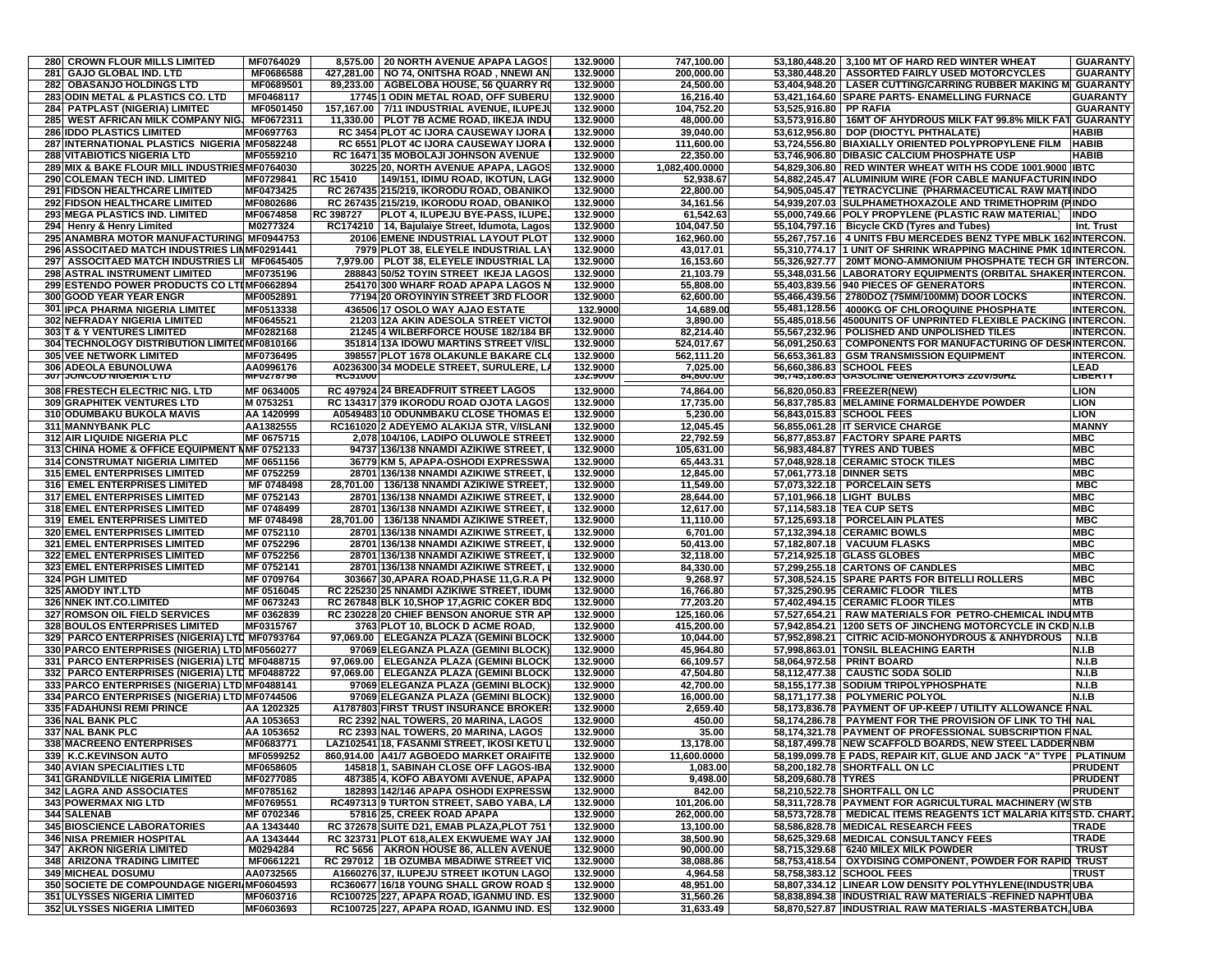| | | | | | | | | |
|---|---|---|---|---|---|---|---|---|
| 280 | CROWN FLOUR MILLS LIMITED | MF0764029 | 8,575.00 20 NORTH AVENUE APAPA LAGOS | 132.9000 | 747,100.00 | 53,180,448.20 | 3,100 MT OF HARD RED WINTER WHEAT | GUARANTY |
| 281 | GAJO GLOBAL IND. LTD | MF0686588 | 427,281.00 NO 74, ONITSHA ROAD , NNEWI AN | 132.9000 | 200,000.00 | 53,380,448.20 | ASSORTED FAIRLY USED MOTORCYCLES | GUARANTY |
| 282 | OBASANJO HOLDINGS LTD | MF0689501 | 89,233.00 AGBELOBA HOUSE, 56 QUARRY R | 132.9000 | 24,500.00 | 53,404,948.20 | LASER CUTTING/CARRING RUBBER MAKING M | GUARANTY |
| 283 | ODIN METAL & PLASTICS CO. LTD | MF0468117 | 17745 1 ODIN METAL ROAD, OFF SUBERU | 132.9000 | 16,216.40 | 53,421,164.60 | SPARE PARTS- ENAMELLING FURNACE | GUARANTY |
| 284 | PATPLAST (NIGERIA) LIMITED | MF0501450 | 157,167.00 7/11 INDUSTRIAL AVENUE, ILUPEJU | 132.9000 | 104,752.20 | 53,525,916.80 | PP RAFIA | GUARANTY |
| 285 | WEST AFRICAN MILK COMPANY NIG. | MF0672311 | 11,330.00 PLOT 7B ACME ROAD, IIKEJA INDU | 132.9000 | 48,000.00 | 53,573,916.80 | 16MT OF AHYDROUS MILK FAT 99.8% MILK FAT | GUARANTY |
| 286 | IDDO PLASTICS LIMITED | MF0697763 | RC 3454 PLOT 4C IJORA CAUSEWAY IJORA | 132.9000 | 39,040.00 | 53,612,956.80 | DOP (DIOCTYL PHTHALATE) | HABIB |
| 287 | INTERNATIONAL PLASTICS NIGERIA | MF0582248 | RC 6551 PLOT 4C IJORA CAUSEWAY IJORA | 132.9000 | 111,600.00 | 53,724,556.80 | BIAXIALLY ORIENTED POLYPROPYLENE FILM | HABIB |
| 288 | VITABIOTICS NIGERIA LTD | MF0559210 | RC 16471 35 MOBOLAJI JOHNSON AVENUE | 132.9000 | 22,350.00 | 53,746,906.80 | DIBASIC CALCIUM PHOSPHATE USP | HABIB |
| 289 | MIX & BAKE FLOUR MILL INDUSTRIES | MF0764030 | 30225 20, NORTH AVENUE APAPA, LAGOS | 132.9000 | 1,082,400.0000 | 54,829,306.80 | RED WINTER WHEAT WITH HS CODE 1001.9000 | IBTC |
| 290 | COLEMAN TECH IND. LIMITED | MF0729841 | RC 15410 149/151, IDIMU ROAD, IKOTUN, LAG | 132.9000 | 52,938.67 | 54,882,245.47 | ALUMINIUM WIRE (FOR CABLE MANUFACTURIN | INDO |
| 291 | FIDSON HEALTHCARE LIMITED | MF0473425 | RC 267435 215/219, IKORODU ROAD, OBANIKO | 132.9000 | 22,800.00 | 54,905,045.47 | TETRACYCLINE (PHARMACEUTICAL RAW MAT | INDO |
| 292 | FIDSON HEALTHCARE LIMITED | MF0802686 | RC 267435 215/219, IKORODU ROAD, OBANIKO | 132.9000 | 34,161.56 | 54,939,207.03 | SULPHAMETHOXAZOLE AND TRIMETHOPRIM (P | INDO |
| 293 | MEGA PLASTICS IND. LIMITED | MF0674858 | RC 398727 PLOT 4, ILUPEJU BYE-PASS, ILUPE | 132.9000 | 61,542.63 | 55,000,749.66 | POLY PROPYLENE (PLASTIC RAW MATERIAL) | INDO |
| 294 | Henry & Henry Limited | M0277324 | RC174210 14, Bajulaiye Street, Idumota, Lagos | 132.9000 | 104,047.50 | 55,104,797.16 | Bicycle CKD (Tyres and Tubes) | Int. Trust |
| 295 | ANAMBRA MOTOR MANUFACTURING | MF0944753 | 20106 EMENE INDUSTRIAL LAYOUT PLOT | 132.9000 | 162,960.00 | 55,267,757.16 | 4 UNITS FBU MERCEDES BENZ TYPE MBLK 162 | INTERCON. |
| 296 | ASSOCITAED MATCH INDUSTRIES LIM | MF0291441 | 7979 PLOT 38, ELEYELE INDUSTRIAL LAY | 132.9000 | 43,017.01 | 55,310,774.17 | 1 UNIT OF SHRINK WRAPPING MACHINE PMK 10 | INTERCON. |
| 297 | ASSOCITAED MATCH INDUSTRIES LI | MF0645405 | 7,979.00 PLOT 38, ELEYELE INDUSTRIAL LA | 132.9000 | 16,153.60 | 55,326,927.77 | 20MT MONO-AMMONIUM PHOSPHATE TECH GR | INTERCON. |
| 298 | ASTRAL INSTRUMENT LIMITED | MF0735196 | 288843 50/52 TOYIN STREET IKEJA LAGOS | 132.9000 | 21,103.79 | 55,348,031.56 | LABORATORY EQUIPMENTS (ORBITAL SHAKER | INTERCON. |
| 299 | ESTENDO POWER PRODUCTS CO LTD | MF0662894 | 254170 300 WHARF ROAD APAPA LAGOS N | 132.9000 | 55,808.00 | 55,403,839.56 | 940 PIECES OF GENERATORS | INTERCON. |
| 300 | GOOD YEAR YEAR ENGR | MF0052891 | 77194 20 OROYINYIN STREET 3RD FLOOR | 132.9000 | 62,600.00 | 55,466,439.56 | 2780DOZ (75MM/100MM) DOOR LOCKS | INTERCON. |
| 301 | IPCA PHARMA NIGERIA LIMITED | MF0513338 | 436506 17 OSOLO WAY AJAO ESTATE | 132.9000 | 14,689.00 | 55,481,128.56 | 4000KG OF CHLOROQUINE PHOSPHATE | INTERCON. |
| 302 | NEFRADAY NIGERIA LIMITED | MF0645521 | 21203 12A AKIN ADESOLA STREET VICTO | 132.9000 | 3,890.00 | 55,485,018.56 | 4500UNITS OF UNPRINTED FLEXIBLE PACKING | INTERCON. |
| 303 | T & Y VENTURES LIMITED | MF0282168 | 21245 4 WILBERFORCE HOUSE 182/184 BR | 132.9000 | 82,214.40 | 55,567,232.96 | POLISHED AND UNPOLISHED TILES | INTERCON. |
| 304 | TECHNOLOGY DISTRIBUTION LIMITED | MF0810166 | 351814 13A IDOWU MARTINS STREET V/ISL | 132.9000 | 524,017.67 | 56,091,250.63 | COMPONENTS FOR MANUFACTURING OF DESK | INTERCON. |
| 305 | VEE NETWORK LIMITED | MF0736495 | 398557 PLOT 1678 OLAKUNLE BAKARE CL | 132.9000 | 562,111.20 | 56,653,361.83 | GSM TRANSMISSION EQUIPMENT | INTERCON. |
| 306 | ADEOLA EBUNOLUWA | AA0996176 | A0236300 34 MODELE STREET, SURULERE, L | 132.9000 | 7,025.00 | 56,660,386.83 | SCHOOL FEES | LEAD |
| 307 | JONCOD NIGERIA LTD | MF0278798 | RC31000 | 132.9000 | 84,800.00 | 56,745,186.83 | GASOLINE GENERATORS 220V/50HZ | LIBERTY |
| 308 | FRESTECH ELECTRIC NIG. LTD | MF 0634005 | RC 497924 24 BREADFRUIT STREET LAGOS | 132.9000 | 74,864.00 | 56,820,050.83 | FREEZER(NEW) | LION |
| 309 | GRAPHITEK VENTURES LTD | M 0753251 | RC 134317 379 IKORODU ROAD OJOTA LAGOS | 132.9000 | 17,735.00 | 56,837,785.83 | MELAMINE FORMALDEHYDE POWDER | LION |
| 310 | ODUMBAKU BUKOLA MAVIS | AA 1420999 | A0549483 10 ODUNMBAKU CLOSE THOMAS E | 132.9000 | 5,230.00 | 56,843,015.83 | SCHOOL FEES | LION |
| 311 | MANNYBANK PLC | AA1382555 | RC161020 2 ADEYEMO ALAKIJA STR, V/ISLAN | 132.9000 | 12,045.45 | 56,855,061.28 | IT SERVICE CHARGE | MANNY |
| 312 | AIR LIQUIDE NIGERIA PLC | MF 0675715 | 2,078 104/106, LADIPO OLUWOLE STREET | 132.9000 | 22,792.59 | 56,877,853.87 | FACTORY SPARE PARTS | MBC |
| 313 | CHINA HOME & OFFICE EQUIPMENT N | MF 0752133 | 94737 136/138 NNAMDI AZIKIWE STREET, | 132.9000 | 105,631.00 | 56,983,484.87 | TYRES AND TUBES | MBC |
| 314 | CONSTRUMAT NIGERIA LIMITED | MF 0651156 | 36779 KM 5, APAPA-OSHODI EXPRESSWA | 132.9000 | 65,443.31 | 57,048,928.18 | CERAMIC STOCK TILES | MBC |
| 315 | EMEL ENTERPRISES LIMITED | MF 0752259 | 28701 136/138 NNAMDI AZIKIWE STREET, | 132.9000 | 12,845.00 | 57,061,773.18 | DINNER SETS | MBC |
| 316 | EMEL ENTERPRISES LIMITED | MF 0748498 | 28,701.00 136/138 NNAMDI AZIKIWE STREET, | 132.9000 | 11,549.00 | 57,073,322.18 | PORCELAIN SETS | MBC |
| 317 | EMEL ENTERPRISES LIMITED | MF 0752143 | 28701 136/138 NNAMDI AZIKIWE STREET, | 132.9000 | 28,644.00 | 57,101,966.18 | LIGHT BULBS | MBC |
| 318 | EMEL ENTERPRISES LIMITED | MF 0748499 | 28701 136/138 NNAMDI AZIKIWE STREET, | 132.9000 | 12,617.00 | 57,114,583.18 | TEA CUP SETS | MBC |
| 319 | EMEL ENTERPRISES LIMITED | MF 0748498 | 28,701.00 136/138 NNAMDI AZIKIWE STREET, | 132.9000 | 11,110.00 | 57,125,693.18 | PORCELAIN PLATES | MBC |
| 320 | EMEL ENTERPRISES LIMITED | MF 0752110 | 28701 136/138 NNAMDI AZIKIWE STREET, | 132.9000 | 6,701.00 | 57,132,394.18 | CERAMIC BOWLS | MBC |
| 321 | EMEL ENTERPRISES LIMITED | MF 0752296 | 28701 136/138 NNAMDI AZIKIWE STREET, | 132.9000 | 50,413.00 | 57,182,807.18 | VACUUM FLASKS | MBC |
| 322 | EMEL ENTERPRISES LIMITED | MF 0752256 | 28701 136/138 NNAMDI AZIKIWE STREET, | 132.9000 | 32,118.00 | 57,214,925.18 | GLASS GLOBES | MBC |
| 323 | EMEL ENTERPRISES LIMITED | MF 0752141 | 28701 136/138 NNAMDI AZIKIWE STREET, | 132.9000 | 84,330.00 | 57,299,255.18 | CARTONS OF CANDLES | MBC |
| 324 | PGH LIMITED | MF 0709764 | 303667 30,APARA ROAD,PHASE 11,G.R.A P | 132.9000 | 9,268.97 | 57,308,524.15 | SPARE PARTS FOR BITELLI ROLLERS | MBC |
| 325 | AMODY INT.LTD | MF 0516045 | RC 225230 25 NNAMDI AZIKIWE STREET, IDUM | 132.9000 | 16,766.80 | 57,325,290.95 | CERAMIC FLOOR TILES | MTB |
| 326 | NNEK INT.CO.LIMITED | MF 0673243 | RC 267848 BLK 10,SHOP 17,AGRIC COKER BD | 132.9000 | 77,203.20 | 57,402,494.15 | CERAMIC FLOOR TILES | MTB |
| 327 | ROMSON OIL FIELD SERVICES | MF 0362839 | RC 230228 20 CHIEF BENSON ANORUE STR AP | 132.9000 | 125,160.06 | 57,527,654.21 | RAW MATERIALS FOR PETRO-CHEMICAL INDU | MTB |
| 328 | BOULOS ENTERPRISES LIMITED | MF0315767 | 3763 PLOT 10, BLOCK D ACME ROAD, | 132.9000 | 415,200.00 | 57,942,854.21 | 1200 SETS OF JINCHENG MOTORCYCLE IN CKD | N.I.B |
| 329 | PARCO ENTERPRISES (NIGERIA) LTD | MF0793764 | 97,069.00 ELEGANZA PLAZA (GEMINI BLOCK | 132.9000 | 10,044.00 | 57,952,898.21 | CITRIC ACID-MONOHYDROUS & ANHYDROUS | N.I.B |
| 330 | PARCO ENTERPRISES (NIGERIA) LTD | MF0560277 | 97069 ELEGANZA PLAZA (GEMINI BLOCK) | 132.9000 | 45,964.80 | 57,998,863.01 | TONSIL BLEACHING EARTH | N.I.B |
| 331 | PARCO ENTERPRISES (NIGERIA) LTD | MF0488715 | 97,069.00 ELEGANZA PLAZA (GEMINI BLOCK | 132.9000 | 66,109.57 | 58,064,972.58 | PRINT BOARD | N.I.B |
| 332 | PARCO ENTERPRISES (NIGERIA) LTD | MF0488722 | 97,069.00 ELEGANZA PLAZA (GEMINI BLOCK | 132.9000 | 47,504.80 | 58,112,477.38 | CAUSTIC SODA SOLID | N.I.B |
| 333 | PARCO ENTERPRISES (NIGERIA) LTD | MF0488141 | 97069 ELEGANZA PLAZA (GEMINI BLOCK) | 132.9000 | 42,700.00 | 58,155,177.38 | SODIUM TRIPOLYPHOSPHATE | N.I.B |
| 334 | PARCO ENTERPRISES (NIGERIA) LTD | MF0744506 | 97069 ELEGANZA PLAZA (GEMINI BLOCK) | 132.9000 | 16,000.00 | 58,171,177.38 | POLYMERIC POLYOL | N.I.B |
| 335 | FADAHUNSI REMI PRINCE | AA 1202325 | A1787803 FIRST TRUST INSURANCE BROKER | 132.9000 | 2,659.40 | 58,173,836.78 | PAYMENT OF UP-KEEP / UTILITY ALLOWANCE F | NAL |
| 336 | NAL BANK PLC | AA 1053653 | RC 2392 NAL TOWERS, 20 MARINA, LAGOS | 132.9000 | 450.00 | 58,174,286.78 | PAYMENT FOR THE PROVISION OF LINK TO TH | NAL |
| 337 | NAL BANK PLC | AA 1053652 | RC 2393 NAL TOWERS, 20 MARINA, LAGOS | 132.9000 | 35.00 | 58,174,321.78 | PAYMENT OF PROFESSIONAL SUBSCRIPTION F | NAL |
| 338 | MACREENO ENTERPRISES | MF0683771 | LAZ102541 18, FASANMI STREET, IKOSI KETU L | 132.9000 | 13,178.00 | 58,187,499.78 | NEW SCAFFOLD BOARDS, NEW STEEL LADDER | NBM |
| 339 | K.C.KEVINSON AUTO | MF0599252 | 860,914.00 A41/7 AGBOEDO MARKET ORAIFITE | 132.9000 | 11,600.0000 | 58,199,099.78 | E PADS, REPAIR KIT, GLUE AND JACK "A" TYPE | PLATINUM |
| 340 | AVIAN SPECIALITIES LTD | MF0658605 | 145818 1, SABINAH CLOSE OFF LAGOS-IBA | 132.9000 | 1,083.00 | 58,200,182.78 | SHORTFALL ON LC | PRUDENT |
| 341 | GRANDVILLE NIGERIA LIMITED | MF0277085 | 487385 4, KOFO ABAYOMI AVENUE, APAPA | 132.9000 | 9,498.00 | 58,209,680.78 | TYRES | PRUDENT |
| 342 | LAGRA AND ASSOCIATES | MF0785162 | 182893 142/146 APAPA OSHODI EXPRESSW | 132.9000 | 842.00 | 58,210,522.78 | SHORTFALL ON LC | PRUDENT |
| 343 | POWERMAX NIG LTD | MF0769551 | RC497313 9 TURTON STREET, SABO YABA, LA | 132.9000 | 101,206.00 | 58,311,728.78 | PAYMENT FOR AGRICULTURAL MACHINERY (W | STB |
| 344 | SALENAB | MF 0702346 | 57816 25, CREEK ROAD APAPA | 132.9000 | 262,000.00 | 58,573,728.78 | MEDICAL ITEMS REAGENTS 1CT MALARIA KITS | STD. CHART. |
| 345 | BIOSCIENCE LABORATORIES | AA 1343440 | RC 372678 SUITE D21, EMAB PLAZA,PLOT 751 | 132.9000 | 13,100.00 | 58,586,828.78 | MEDICAL RESEARCH FEES | TRADE |
| 346 | NISA PREMIER HOSPITAL | AA 1343444 | RC 323731 PLOT 618,ALEX EKWUEME WAY JA | 132.9000 | 38,500.90 | 58,625,329.68 | MEDICAL CONSULTANCY FEES | TRADE |
| 347 | AKRON NIGERIA LIMITED | M0294284 | RC 5656 AKRON HOUSE 86, ALLEN AVENUE | 132.9000 | 90,000.00 | 58,715,329.68 | 6240 MILEX MILK POWDER | TRUST |
| 348 | ARIZONA TRADING LIMITED | MF0661221 | RC 297012 1B OZUMBA MBADIWE STREET VIC | 132.9000 | 38,088.86 | 58,753,418.54 | OXYDISING COMPONENT, POWDER FOR RAPID | TRUST |
| 349 | MICHEAL DOSUMU | AA0732565 | A1660276 37, ILUPEJU STREET IKOTUN LAGO | 132.9000 | 4,964.58 | 58,758,383.12 | SCHOOL FEES | TRUST |
| 350 | SOCIETE DE COMPOUNDAGE NIGERI | MF0604593 | RC360677 16/18 YOUNG SHALL GROW ROAD S | 132.9000 | 48,951.00 | 58,807,334.12 | LINEAR LOW DENSITY POLYTHYLENE(INDUSTR | UBA |
| 351 | ULYSSES NIGERIA LIMITED | MF0603716 | RC100725 227, APAPA ROAD, IGANMU IND. ES | 132.9000 | 31,560.26 | 58,838,894.38 | INDUSTRIAL RAW MATERIALS -REFINED NAPHT | UBA |
| 352 | ULYSSES NIGERIA LIMITED | MF0603693 | RC100725 227, APAPA ROAD, IGANMU IND. ES | 132.9000 | 31,633.49 | 58,870,527.87 | INDUSTRIAL RAW MATERIALS -MASTERBATCH, | UBA |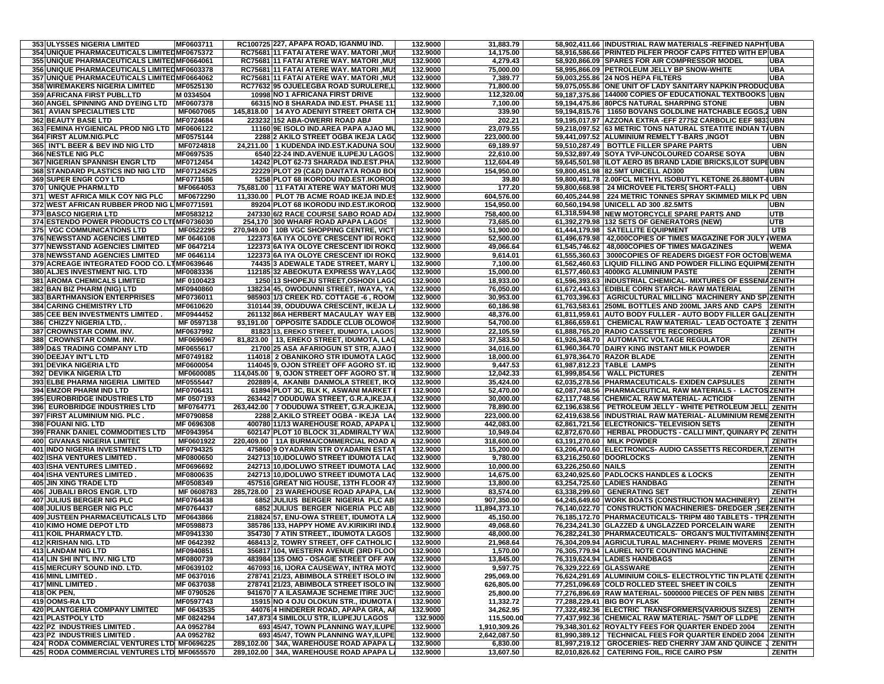| | | | | | | | | |
|---|---|---|---|---|---|---|---|---|
| 353 | ULYSSES NIGERIA LIMITED | MF0603711 | RC100725 227, APAPA ROAD, IGANMU IND. | 132.9000 | 31,883.79 | 58,902,411.66 | INDUSTRIAL RAW MATERIALS -REFINED NAPHT | UBA |
| 354 | UNIQUE PHARMACEUTICALS LIMITED | MF0675372 | RC75681 11 FATAI ATERE WAY. MATORI ,MUS | 132.9000 | 14,175.00 | 58,916,586.66 | PRINTED PILFER PROOF CAPS FITTED WITH EP | UBA |
| 355 | UNIQUE PHARMACEUTICALS LIMITED | MF0664061 | RC75681 11 FATAI ATERE WAY. MATORI ,MUS | 132.9000 | 4,279.43 | 58,920,866.09 | SPARES FOR AIR COMPRESSOR MODEL | UBA |
| 356 | UNIQUE PHARMACEUTICALS LIMITED | MF0603378 | RC75681 11 FATAI ATERE WAY. MATORI ,MUS | 132.9000 | 75,000.00 | 58,995,866.09 | PETROLEUM JELLY BP SNOW-WHITE | UBA |
| 357 | UNIQUE PHARMACEUTICALS LIMITED | MF0664062 | RC75681 11 FATAI ATERE WAY. MATORI ,MUS | 132.9000 | 7,389.77 | 59,003,255.86 | 24 NOS HEPA FILTERS | UBA |
| 358 | WIREMAKERS NIGERIA LIMITED | MF0525130 | RC77632 95 OJUELEGBA ROAD SURULERE,L | 132.9000 | 71,800.00 | 59,075,055.86 | ONE UNIT OF LADY SANITARY NAPKIN PRODUC | UBA |
| 359 | AFRICANA FIRST PUBL.LTD | M 0334504 | 10998 NO 1 AFRICANA FIRST DRIVE | 132.9000 | 112,320.00 | 59,187,375.86 | 144000 COPIES OF EDUCATIONAL TEXTBOOKS | UBN |
| 360 | ANGEL SPINNING AND DYEING LTD | MF0607378 | 66315 NO 8 SHARADA IND.EST. PHASE 11 | 132.9000 | 7,100.00 | 59,194,475.86 | 80PCS NATURAL SHARPING STONE | UBN |
| 361 | AVIAN SPECIALITIES LTD | MF0607065 | 145,818.00 14 AYO ADENIYI STREET ORITA CH | 132.9000 | 339.90 | 59,194,815.76 | 11650 BOVANS GOLDLINE HATCHABLE EGGS,2 | UBN |
| 362 | BEAUTY BASE LTD | MF0724684 | 223232 152 ABA-OWERRI ROAD ABA | 132.9000 | 202.21 | 59,195,017.97 | AZZONA EXTRA -EFF 27752 CARBOLIC EEF 983 | UBN |
| 363 | FEMINA HYGIENICAL PROD NIG LTD | MF0606122 | 11160 9E ISOLO IND.AREA PAPA AJAO MU | 132.9000 | 23,079.55 | 59,218,097.52 | 63 METRIC TONS NATURAL STEATITE INDIAN T | UBN |
| 364 | FIRST ALUM.NIG.PLC | MF0575144 | 2288 2 AKILO STREET OGBA IKEJA LAGO | 132.9000 | 223,000.00 | 59,441,097.52 | ALUMINIUM REMELT T-BARS ,INGOT | UBN |
| 365 | INT'L BEER & BEV IND NIG LTD | MF0724818 | 24,211.00 1 KUDENDA IND.EST.KADUNA SOU | 132.9000 | 69,189.97 | 59,510,287.49 | BOTTLE FILLER SPARE PARTS | UBN |
| 366 | NESTLE NIG PLC | MF0697535 | 6540 22-24 IND.AVENUE ILUPEJU LAGOS | 132.9000 | 22,610.00 | 59,532,897.49 | SOYA TVP-UNCOLOURED COARSE SOYA | UBN |
| 367 | NIGERIAN SPANNISH ENGR LTD | MF0712454 | 14242 PLOT 62-73 SHARADA IND.EST.PHA | 132.9000 | 112,604.49 | 59,645,501.98 | ILOT AERO 85 BRAND LADIE BRICKS,ILOT SUPE | UBN |
| 368 | STANDARD PLASTICS IND NIG LTD | MF07124525 | 22229 PLOT 29 (C&D) DANTATA ROAD BO | 132.9000 | 154,950.00 | 59,800,451.98 | 82.5MT UNICELL AD300 | UBN |
| 369 | SUPER ENGR COY LTD | MF0771586 | 5258 PLOT 68 IKORODU IND.EST.IKOROD | 132.9000 | 39.80 | 59,800,491.78 | 2.00FCL METHYL ISOBUTYL KETONE 26.880MT- | UBN |
| 370 | UNIQUE PHARM.LTD | MF0664053 | 75,681.00 11 FATAI ATERE WAY MATORI MUS | 132.9000 | 177.20 | 59,800,668.98 | 24 MICROVEE FILTERS( SHORT-FALL) | UBN |
| 371 | WEST AFRICA MILK COY NIG PLC | MF0672290 | 11,330.00 PLOT 7B ACME ROAD IKEJA IND.ES | 132.9000 | 604,576.00 | 60,405,244.98 | 224 METRIC TONNES SPRAY SKIMMED MILK P | UBN |
| 372 | WEST AFRICAN RUBBER PROD NIG L | MF0771591 | 89204 PLOT 68 IKORODU IND.EST.IKOROD | 132.9000 | 154,950.00 | 60,560,194.98 | UNICELL AD 300 .82.5MTS | UBN |
| 373 | BASCO NIGERIA LTD | MF0583212 | 247330 6/2 RACE COURSE SABO ROAD AD | 132.9000 | 758,400.00 | 61,318,594.98 | NEW MOTORCYCLE SPARE PARTS AND | UTB |
| 374 | ESTENDO POWER PRODUCTS CO LTD | MF0736030 | 254,170 300 WHARF ROAD APAPA LAGOS | 132.9000 | 73,685.00 | 61,392,279.98 | 132 SETS OF GENERATORS (NEW) | UTB |
| 375 | VGC COMMUNICATIONS LTD | MF0522295 | 270,949.00 10B VGC SHOPPING CENTRE, VICT | 132.9000 | 51,900.00 | 61,444,179.98 | SATELLITE EQUIPMENT | UTB |
| 376 | NEWSSTAND AGENCIES LIMITED | MF 0646108 | 122373 6A IYA OLOYE CRESCENT IDI ROKO | 132.9000 | 52,500.00 | 61,496,679.98 | 42,000COPIES OF TIMES MAGAZINE FOR JULY | WEMA |
| 377 | NEWSSTAND AGENCIES LIMITED | MF 0647214 | 122373 6A IYA OLOYE CRESCENT IDI ROKO | 132.9000 | 49,066.64 | 61,545,746.62 | 48,000COPIES OF TIMES MAGAZINES | WEMA |
| 378 | NEWSSTAND AGENCIES LIMITED | MF 0646114 | 122373 6A IYA OLOYE CRESCENT IDI ROKO | 132.9000 | 9,614.01 | 61,555,360.63 | 3000COPIES OF READERS DIGEST FOR OCTOB | WEMA |
| 379 | ACREAGE INTEGRATED FOOD CO. LT | MF0639646 | 74435 3 ADEWALE TADE STREET, MARY L | 132.9000 | 7,100.00 | 61,562,460.63 | LIQUID FILLING AND POWDER FILLING EQUIPM | ZENITH |
| 380 | ALJES INVESTMENT NIG. LTD | MF0083336 | 112185 32 ABEOKUTA EXPRESS WAY,LAGO | 132.9000 | 15,000.00 | 61,577,460.63 | 4000KG ALUMINIUM PASTE | ZENITH |
| 381 | AROMA CHEMICALS LIMITED | MF 0100423 | 1250 13 SHOPEJU STREET,OSHODI LAGO | 132.9000 | 18,933.00 | 61,596,393.63 | INDUSTRIAL CHEMICAL- MIXTURES OF ESSENI | ZENITH |
| 382 | BAN BIZ PHARM (NIG) LTD | MF0940860 | 138234 45, OWODUNNI STREET, IWAYA, YA | 132.9000 | 76,050.00 | 61,672,443.63 | EDIBLE CORN STARCH- RAW MATERIAL | ZENITH |
| 383 | BARTHMANSION ENTERPRISES | MF0736011 | 985903 1/3 CREEK RD. COTTAGE -6 , ROOM | 132.9000 | 30,953.00 | 61,703,396.63 | AGRICULTURAL MILLING MACHINERY AND SP | ZENITH |
| 384 | CARING CHEMISTRY LTD | MF0610620 | 310144 39, ODUDUWA CRESCENT, IKEJA L | 132.9000 | 60,186.98 | 61,763,583.61 | 250ML BOTTLES AND 200ML JARS AND CAPS | ZENITH |
| 385 | CEE BEN INVESTMENTS LIMITED . | MF0944452 | 261132 86A HERBERT MACAULAY WAY EB | 132.9000 | 48,376.00 | 61,811,959.61 | AUTO BODY FULLER - AUTO BODY FILLER GAL | ZENITH |
| 386 | CHIZZY NIGERIA LTD, . | MF 0597138 | 93,191.00 OPPOSITE SADDLE CLUB OLOWO | 132.9000 | 54,700.00 | 61,866,659.61 | CHEMICAL RAW MATERIAL- LEAD OCTOATE | ZENITH |
| 387 | CROWNSTAR COMM. INV. | MF0637992 | 81823 13, EREKO STREET, IDUMOTA, LAGOS | 132.9000 | 22,105.59 | 61,888,765.20 | RADIO CASSETTE RECORDERS | ZENITH |
| 388 | CROWNSTAR COMM. INV. | MF0696967 | 81,823.00 13, EREKO STREET, IDUMOTA, LAG | 132.9000 | 37,583.50 | 61,926,348.70 | AUTOMATIC VOLTAGE REGULATOR | ZENITH |
| 389 | D&S TRADING COMPANY LTD | MF0655617 | 21700 25 ASA AFARIOGUN ST STR, AJAO | 132.9000 | 34,016.00 | 61,960,364.70 | DAIRY KING INSTANT MILK POWDER | ZENITH |
| 390 | DEEJAY INT'L LTD | MF0749182 | 114018 2 OBANIKORO STR IDUMOTA LAGO | 132.9000 | 18,000.00 | 61,978,364.70 | RAZOR BLADE | ZENITH |
| 391 | DEVIKA NIGERIA LTD | MF0600054 | 114045 9, OJON STREET OFF AGORO ST. ID | 132.9000 | 9,447.53 | 61,987,812.23 | TABLE LAMPS | ZENITH |
| 392 | DEVIKA NIGERIA LTD | MF0600085 | 114,045.00 9, OJON STREET OFF AGORO ST. I | 132.9000 | 12,042.33 | 61,999,854.56 | WALL PICTURES | ZENITH |
| 393 | ELBE PHARMA NIGERIA LIMITED | MF0555447 | 202889 4, AKANBI DANMOLA STREET, IKO | 132.9000 | 35,424.00 | 62,035,278.56 | PHARMACEUTICALS- EXIDEN CAPSULES | ZENITH |
| 394 | EMZOR PHARM IND LTD | MF0706431 | 61894 PLOT 3C, BLK K, ASWANI MARKET | 132.9000 | 52,470.00 | 62,087,748.56 | PHARMACEUTICAL RAW MATERIALS - LACTOS | ZENITH |
| 395 | EUROBRIDGE INDUSTRIES LTD | MF 0507193 | 263442 7 ODUDUWA STREET, G.R.A,IKEJA, | 132.9000 | 30,000.00 | 62,117,748.56 | CHEMICAL RAW MATERIAL- ACTICIDE | ZENITH |
| 396 | EUROBRIDGE INDUSTRIES LTD | MF0764771 | 263,442.00 7 ODUDUWA STREET, G.R.A,IKEJA, | 132.9000 | 78,890.00 | 62,196,638.56 | PETROLEUM JELLY - WHITE PETROLEUM JELL | ZENITH |
| 397 | FIRST ALUMINIUM NIG. PLC . | MF0790858 | 2288 2,AKILO STREET OGBA - IKEJA LA | 132.9000 | 223,000.00 | 62,419,638.56 | INDUSTRIAL RAW MATERIAL- ALUMINIUM REME | ZENITH |
| 398 | FOUANI NIG. LTD | MF 0696308 | 400780 11/13 WAREHOUSE ROAD, APAPA L | 132.9000 | 442,083.00 | 62,861,721.56 | ELECTRONICS- TELEVISION SETS | ZENITH |
| 399 | FRANK DANIEL COMMODITIES LTD | MF0943954 | 602147 PLOT 10 BLOCK 31,ADMIRALTY WA | 132.9000 | 10,949.04 | 62,872,670.60 | HERBAL PRODUCTS - CALLI MINT, QUINARY P | ZENITH |
| 400 | GIVANAS NIGERIA LIMITED | MF0601922 | 220,409.00 11A BURMA/COMMERCIAL ROAD A | 132.9000 | 318,600.00 | 63,191,270.60 | MILK POWDER | ZENITH |
| 401 | INDO NIGERIA INVESTMENTS LTD | MF0794325 | 475860 9 OYADARIN STR OYADARIN ESTAT | 132.9000 | 15,200.00 | 63,206,470.60 | ELECTRONICS- AUDIO CASSETTS RECORDER,T | ZENITH |
| 402 | ISHA VENTURES LIMITED . | MF0800650 | 242713 10,IDOLUWO STREET IDUMOTA LA | 132.9000 | 9,780.00 | 63,216,250.60 | DOORLOCKS | ZENITH |
| 403 | ISHA VENTURES LIMITED . | MF0696692 | 242713 10,IDOLUWO STREET IDUMOTA LA | 132.9000 | 10,000.00 | 63,226,250.60 | NAILS | ZENITH |
| 404 | ISHA VENTURES LIMITED . | MF0800635 | 242713 10,IDOLUWO STREET IDUMOTA LA | 132.9000 | 14,675.00 | 63,240,925.60 | PADLOCKS HANDLES & LOCKS | ZENITH |
| 405 | JIN XING TRADE LTD | MF0508349 | 457516 GREAT NIG HOUSE, 13TH FLOOR 47 | 132.9000 | 13,800.00 | 63,254,725.60 | LADIES HANDBAG | ZENITH |
| 406 | JUBAILI BROS ENGR. LTD | MF 0608783 | 285,728.00 23 WAREHOUSE ROAD APAPA, LA | 132.9000 | 83,574.00 | 63,338,299.60 | GENERATING SET | ZENITH |
| 407 | JULIUS BERGER NIG PLC | MF0764438 | 6852 JULIUS BERGER NIGERIA PLC AB | 132.9000 | 907,350.00 | 64,245,649.60 | WORK BOATS (CONSTRUCTION MACHINERY) | ZENITH |
| 408 | JULIUS BERGER NIG PLC | MF0764437 | 6852 JULIUS BERGER NIGERIA PLC AB | 132.9000 | 11,894,373.10 | 76,140,022.70 | CONSTRUCTION MACHINERIES- DREDGER ,SE | ZENITH |
| 409 | JUSTEEN PHARMACEUTICALS LTD | MF0643866 | 218824 57, ENU-OWA STREET, IDUMOTA LA | 132.9000 | 45,150.00 | 76,185,172.70 | PHARMACEUTICALS- TRIPM 480 TABLETS - TPR | ZENITH |
| 410 | KIMO HOME DEPOT LTD | MF0598873 | 385786 133, HAPPY HOME AV.KIRIKIRI IND. | 132.9000 | 49,068.60 | 76,234,241.30 | GLAZZED & UNGLAZZED PORCELAIN WARE | ZENITH |
| 411 | KOIL PHARMACY LTD. | MF0941330 | 354730 7 ATIN STREET., IDUMOTA LAGOS | 132.9000 | 48,000.00 | 76,282,241.30 | PHARMACEUTICALS- ORGAN'S MULTIVITAMINS | ZENITH |
| 412 | KRISHAN NIG. LTD | MF 0642392 | 468413 2, TOWRY STREET, OFF CATHOLIC | 132.9000 | 21,968.64 | 76,304,209.94 | AGRICULTURAL MACHINERY- PRIME MOVERS | ZENITH |
| 413 | LANDAM NIG LTD | MF0940851 | 356817 104, WESTERN AVENUE (3RD FLOO | 132.9000 | 1,570.00 | 76,305,779.94 | LAUREL NOTE COUNTING MACHINE | ZENITH |
| 414 | LIN SHI INT'L INV. NIG LTD | MF0800739 | 483984 135 OMO - OSAGIE STREET OFF AW | 132.9000 | 13,845.00 | 76,319,624.94 | LADIES HANDBAGS | ZENITH |
| 415 | MERCURY SOUND IND. LTD. | MF0639102 | 467093 16, IJORA CAUSEWAY, INTRA MOTO | 132.9000 | 9,597.75 | 76,329,222.69 | GLASSWARE | ZENITH |
| 416 | MINL LIMITED . | MF 0637016 | 278741 21/23, ABIMBOLA STREET ISOLO IN | 132.9000 | 295,069.00 | 76,624,291.69 | ALUMINIUM COILS- ELECTROLYTIC TIN PLATE ( | ZENITH |
| 417 | MINL LIMITED . | MF 0637038 | 278741 21/23, ABIMBOLA STREET ISOLO IN | 132.9000 | 626,805.00 | 77,251,096.69 | COLD ROLLED STEEL SHEET IN COILS | ZENITH |
| 418 | OK PEN, | MF 0790526 | 941670 7 A ILASAMAJE SCHEME ITIRE JUC | 132.9000 | 25,800.00 | 77,276,896.69 | RAW MATERIAL- 5000000 PIECES OF PEN NIBS | ZENITH |
| 419 | OOMS-RA LTD | MF0597743 | 15915 NO 4 OJU OLOKUN STR., IDUMOTA | 132.9000 | 11,332.72 | 77,288,229.41 | BIG BOY FLASK | ZENITH |
| 420 | PLANTGERIA COMPANY LIMITED | MF 0643535 | 44076 4 HINDERER ROAD, APAPA GRA, AP | 132.9000 | 34,262.95 | 77,322,492.36 | ELECTRIC TRANSFORMERS(VARIOUS SIZES) | ZENITH |
| 421 | PLASTPOLY LTD | MF 0824294 | 147,873 4 SIMILOLU STR, ILUPEJU LAGOS | 132.9000 | 115,500.00 | 77,437,992.36 | CHEMICAL RAW MATERIAL- 75M/T OF LLDPE | ZENITH |
| 422 | PZ INDUSTRIES LIMITED . | AA 0952784 | 693 45/47, TOWN PLANNING WAY,ILUPE | 132.9000 | 1,910,309.26 | 79,348,301.62 | ROYALTY FEES FOR QUARTER ENDED 2004 | ZENITH |
| 423 | PZ INDUSTRIES LIMITED . | AA 0952782 | 693 45/47, TOWN PLANNING WAY,ILUPE | 132.9000 | 2,642,087.50 | 81,990,389.12 | TECHNICAL FEES FOR QUARTER ENDED 2004 | ZENITH |
| 424 | RODA COMMERCIAL VENTURES LTD | MF0696225 | 289,102.00 34A, WAREHOUSE ROAD APAPA L | 132.9000 | 6,830.00 | 81,997,219.12 | GROCERIES- RED CHERRY JAM AND QUINCE | ZENITH |
| 425 | RODA COMMERCIAL VENTURES LTD | MF0655570 | 289,102.00 34A, WAREHOUSE ROAD APAPA L | 132.9000 | 13,607.50 | 82,010,826.62 | CATERING FOIL, RICE CAIRO PSM | ZENITH |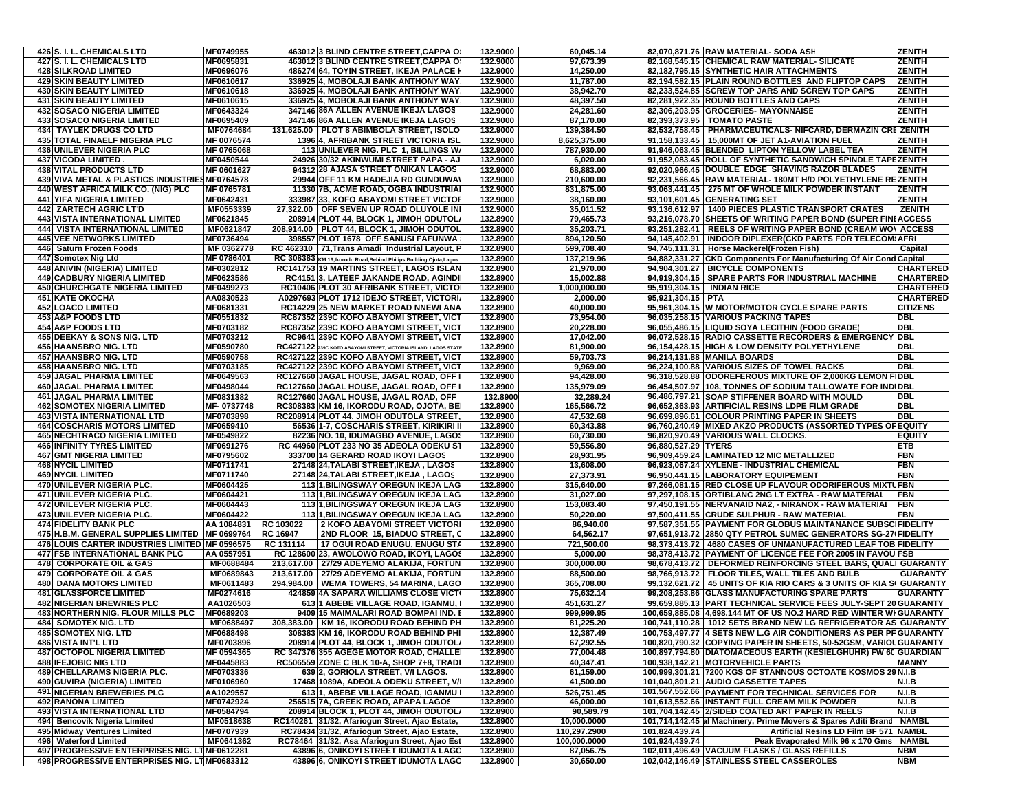| | | | | | | | | |
|---|---|---|---|---|---|---|---|---|
| 426 | S. I. L. CHEMICALS LTD | MF0749955 | 463012 3 BLIND CENTRE STREET,CAPPA O | 132.9000 | 60,045.14 | 82,070,871.76 | RAW MATERIAL- SODA ASH | ZENITH |
| 427 | S. I. L. CHEMICALS LTD | MF0695831 | 463012 3 BLIND CENTRE STREET,CAPPA O | 132.9000 | 97,673.39 | 82,168,545.15 | CHEMICAL RAW MATERIAL- SILICATE | ZENITH |
| 428 | SILKROAD LIMITED | MF0696076 | 486274 64, TOYIN STREET, IKEJA PALACE H | 132.9000 | 14,250.00 | 82,182,795.15 | SYNTHETIC HAIR ATTACHMENTS | ZENITH |
| 429 | SKIN BEAUTY LIMITED | MF0610617 | 336925 4, MOBOLAJI BANK ANTHONY WAY | 132.9000 | 11,787.00 | 82,194,582.15 | PLAIN ROUND BOTTLES AND FLIPTOP CAPS | ZENITH |
| 430 | SKIN BEAUTY LIMITED | MF0610618 | 336925 4, MOBOLAJI BANK ANTHONY WAY | 132.9000 | 38,942.70 | 82,233,524.85 | SCREW TOP JARS AND SCREW TOP CAPS | ZENITH |
| 431 | SKIN BEAUTY LIMITED | MF0610615 | 336925 4, MOBOLAJI BANK ANTHONY WAY | 132.9000 | 48,397.50 | 82,281,922.35 | ROUND BOTTLES AND CAPS | ZENITH |
| 432 | SOSACO NIGERIA LIMITED | MF0643324 | 347146 86A ALLEN AVENUE IKEJA LAGOS | 132.9000 | 24,281.60 | 82,306,203.95 | GROCERIES- MAYONNAISE | ZENITH |
| 433 | SOSACO NIGERIA LIMITED | MF0695409 | 347146 86A ALLEN AVENUE IKEJA LAGOS | 132.9000 | 87,170.00 | 82,393,373.95 | TOMATO PASTE | ZENITH |
| 434 | TAYLEK DRUGS CO LTD | MF0764684 | 131,625.00 PLOT 8 ABIMBOLA STREET, ISOLO | 132.9000 | 139,384.50 | 82,532,758.45 | PHARMACEUTICALS- NIFCARD, DERMAZIN CRE | ZENITH |
| 435 | TOTAL FINAELF NIGERIA PLC | MF 0076574 | 1396 4, AFRIBANK STREET VICTORIA ISL | 132.9000 | 8,625,375.00 | 91,158,133.45 | 15,000MT OF JET A1-AVIATION FUEL | ZENITH |
| 436 | UNILEVER NIGERIA PLC | MF 0765068 | 113 UNILEVER NIG. PLC 1, BILLINGS WA | 132.9000 | 787,930.00 | 91,946,063.45 | BLENDED LIPTON YELLOW LABEL TEA | ZENITH |
| 437 | VICODA LIMITED . | MF0450544 | 24926 30/32 AKINWUMI STREET PAPA - AJ | 132.9000 | 6,020.00 | 91,952,083.45 | ROLL OF SYNTHETIC SANDWICH SPINDLE TAPE | ZENITH |
| 438 | VITAL PRODUCTS LTD | MF 0601627 | 94312 28 AJASA STREET ONIKAN LAGOS | 132.9000 | 68,883.00 | 92,020,966.45 | DOUBLE EDGE SHAVING RAZOR BLADES | ZENITH |
| 439 | VIVA METAL & PLASTICS INDUSTRIES | MF0764578 | 29944 OFF 11 KM HADEJIA RD GUNDUWA | 132.9000 | 210,600.00 | 92,231,566.45 | RAW MATERIAL- 180MT H/D POLYETHYLENE RE | ZENITH |
| 440 | WEST AFRICA MILK CO. (NIG) PLC | MF 0765781 | 11330 7B, ACME ROAD, OGBA INDUSTRIAL | 132.9000 | 831,875.00 | 93,063,441.45 | 275 MT OF WHOLE MILK POWDER INSTANT | ZENITH |
| 441 | YIFA NIGERIA LIMITED | MF0642431 | 333987 33, KOFO ABAYOMI STREET VICTOR | 132.9000 | 38,160.00 | 93,101,601.45 | GENERATING SET | ZENITH |
| 442 | ZARTECH AGRIC LT'D | MF0553339 | 27,322.00 OFF SEVEN UP ROAD OLUYOLE IN | 132.9000 | 35,011.52 | 93,136,612.97 | 1400 PIECES PLASTIC TRANSPORT CRATES | ZENITH |
| 443 | VISTA INTERNATIONAL LIMITED | MF0621845 | 208914 PLOT 44, BLOCK 1, JIMOH ODUTOLA | 132.8900 | 79,465.73 | 93,216,078.70 | SHEETS OF WRITING PAPER BOND (SUPER FINE | ACCESS |
| 444 | VISTA INTERNATIONAL LIMITED | MF0621847 | 208,914.00 PLOT 44, BLOCK 1, JIMOH ODUTOL | 132.8900 | 35,203.71 | 93,251,282.41 | REELS OF WRITING PAPER BOND (CREAM WOV | ACCESS |
| 445 | VEE NETWORKS LIMITED | MF0736494 | 398557 PLOT 1678 OFF SANUSI FAFUNWA | 132.8900 | 894,120.50 | 94,145,402.91 | INDOOR DIPLEXER(CKD PARTS FOR TELECOM) | AFRI |
| 446 | Saturn Frozen Foods | MF 0362778 | RC 462310 71,Trans Amadi Industrial Layout, P | 132.8900 | 599,708.40 | 94,745,111.31 | Horse Mackerel(Frozen Fish) | Capital |
| 447 | Somotex Nig Ltd | MF 0786401 | RC 308383 KM 16,Ikorodu Road,Behind Philips Building,Ojota,Lagos | 132.8900 | 137,219.96 | 94,882,331.27 | CKD Components For Manufacturing Of Air Cond | Capital |
| 448 | ANIVIN (NIGERIA) LIMITED | MF0302812 | RC141753 19 MARTINS STREET, LAGOS ISLAN | 132.8900 | 21,970.00 | 94,904,301.27 | BICYCLE COMPONENTS | CHARTERED |
| 449 | CADBURY NIGERIA LIMITED | MF0623586 | RC4151 3, LATEEF JAKANDE ROAD, AGINDI | 132.8900 | 15,002.88 | 94,919,304.15 | SPARE PARTS FOR INDUSTRIAL MACHINE | CHARTERED |
| 450 | CHURCHGATE NIGERIA LIMITED | MF0499273 | RC10406 PLOT 30 AFRIBANK STREET, VICTO | 132.8900 | 1,000,000.00 | 95,919,304.15 | INDIAN RICE | CHARTERED |
| 451 | KATE OKOCHA | AA0830523 | A0297693 PLOT 1712 IDEJO STREET, VICTORIA | 132.8900 | 2,000.00 | 95,921,304.15 | PTA | CHARTERED |
| 452 | LOACO LIMITED | MF0681331 | RC14229 25 NEW MARKET ROAD NNEWI ANA | 132.8900 | 40,000.00 | 95,961,304.15 | W MOTOR/MOTOR CYCLE SPARE PARTS | CITIZENS |
| 453 | A&P FOODS LTD | MF0551832 | RC87352 239C KOFO ABAYOMI STREET, VICT | 132.8900 | 73,954.00 | 96,035,258.15 | VARIOUS PACKING TAPES | DBL |
| 454 | A&P FOODS LTD | MF0703182 | RC87352 239C KOFO ABAYOMI STREET, VICT | 132.8900 | 20,228.00 | 96,055,486.15 | LIQUID SOYA LECITHIN (FOOD GRADE) | DBL |
| 455 | DEEKAY & SONS NIG. LTD | MF0703212 | RC9641 239C KOFO ABAYOMI STREET, VICT | 132.8900 | 17,042.00 | 96,072,528.15 | RADIO CASSETTE RECORDERS & EMERGENCY | DBL |
| 456 | HAANSBRO NIG. LTD | MF0590780 | RC427122 239C KOFO ABAYOMI STREET, VICTORIA ISLAND, LAGOS STATE | 132.8900 | 81,900.00 | 96,154,428.15 | HIGH & LOW DENSITY POLYETHYLENE | DBL |
| 457 | HAANSBRO NIG. LTD | MF0590758 | RC427122 239C KOFO ABAYOMI STREET, VICT | 132.8900 | 59,703.73 | 96,214,131.88 | MANILA BOARDS | DBL |
| 458 | HAANSBRO NIG. LTD | MF0703185 | RC427122 239C KOFO ABAYOMI STREET, VICT | 132.8900 | 9,969.00 | 96,224,100.88 | VARIOUS SIZES OF TOWEL RACKS | DBL |
| 459 | JAGAL PHARMA LIMITED | MF0649563 | RC127660 JAGAL HOUSE, JAGAL ROAD, OFF I | 132.8900 | 94,428.00 | 96,318,528.88 | ODOREFEROUS MIXTURE OF 2,000KG LEMON F | DBL |
| 460 | JAGAL PHARMA LIMITED | MF0498044 | RC127660 JAGAL HOUSE, JAGAL ROAD, OFF I | 132.8900 | 135,979.09 | 96,454,507.97 | 108, TONNES OF SODIUM TALLOWATE FOR IND | DBL |
| 461 | JAGAL PHARMA LIMITED | MF0831382 | RC127660 JAGAL HOUSE, JAGAL ROAD, OFF | 132.8900 | 32,289.24 | 96,486,797.21 | SOAP STIFFENER BOARD WITH MOULD | DBL |
| 462 | SOMOTEX NIGERIA LIMITED | MF- 0737748 | RC308383 KM 16, IKORODU ROAD, OJOTA, BE | 132.8900 | 165,566.72 | 96,652,363.93 | ARTIFICIAL RESINS LDPE FILM GRADE | DBL |
| 463 | VISTA INTERNATIONAL LTD | MF0703898 | RC208914 PLOT 44, JIMOH ODUTOLA STREET, | 132.8900 | 47,532.68 | 96,699,896.61 | COLOUR PRINTING PAPER IN SHEETS | DBL |
| 464 | COSCHARIS MOTORS LIMITED | MF0659410 | 56536 1-7, COSCHARIS STREET, KIRIKIRI I | 132.8900 | 60,343.88 | 96,760,240.49 | MIXED AKZO PRODUCTS (ASSORTED TYPES OF | EQUITY |
| 465 | NECHTRACO NIGERIA LIMITED | MF0549822 | 82236 NO. 10, IDUMAGBO AVENUE, LAGOS | 132.8900 | 60,730.00 | 96,820,970.49 | VARIOUS WALL CLOCKS. | EQUITY |
| 466 | INFINITY TYRES LIMITED | MF0691276 | RC 44960 PLOT 233 NO 35 ADEOLA ODEKU ST | 132.8900 | 59,556.80 | 96,880,527.29 | TYERS | ETB |
| 467 | GMT NIGERIA LIMITED | MF0795602 | 333700 14 GERARD ROAD IKOYI LAGOS | 132.8900 | 28,931.95 | 96,909,459.24 | LAMINATED 12 MIC METALLIZED | FBN |
| 468 | NYCIL LIMITED | MF0711741 | 27148 24,TALABI STREET,IKEJA , LAGOS | 132.8900 | 13,608.00 | 96,923,067.24 | XYLENE - INDUSTRIAL CHEMICAL | FBN |
| 469 | NYCIL LIMITED | MF0711740 | 27148 24,TALABI STREET,IKEJA , LAGOS | 132.8900 | 27,373.91 | 96,950,441.15 | LABORATORY EQUIPEMENT | FBN |
| 470 | UNILEVER NIGERIA PLC. | MF0604425 | 113 1,BILINGSWAY OREGUN IKEJA LAG | 132.8900 | 315,640.00 | 97,266,081.15 | RED CLOSE UP FLAVOUR ODORIFEROUS MIXTU | FBN |
| 471 | UNILEVER NIGERIA PLC. | MF0604421 | 113 1,BILINGSWAY OREGUN IKEJA LAG | 132.8900 | 31,027.00 | 97,297,108.15 | ORTIBLANC 2NG LT EXTRA - RAW MATERIAL | FBN |
| 472 | UNILEVER NIGERIA PLC. | MF0604443 | 113 1,BILINGSWAY OREGUN IKEJA LAG | 132.8900 | 153,083.40 | 97,450,191.55 | NERVANAID NA2, - NIRANOX - RAW MATERIAL | FBN |
| 473 | UNILEVER NIGERIA PLC. | MF0604422 | 113 1,BILINGSWAY OREGUN IKEJA LAG | 132.8900 | 50,220.00 | 97,500,411.55 | CRUDE SULPHUR - RAW MATERIAL | FBN |
| 474 | FIDELITY BANK PLC | AA 1084831 | RC 103022 2 KOFO ABAYOMI STREET VICTORI | 132.8900 | 86,940.00 | 97,587,351.55 | PAYMENT FOR GLOBUS MAINTANANCE SUBSC | FIDELITY |
| 475 | H.B.M. GENERAL SUPPLIES LIMITED | MF 0699764 | RC 16947 2ND FLOOR 15, BIADUO STREET, C | 132.8900 | 64,562.17 | 97,651,913.72 | 2850 QTY PETROL SUMEC GENERATORS SG-27 | FIDELITY |
| 476 | LOUIS CARTER INDUSTRIES LIMITED | MF 0596575 | RC 131114 17 OGUI ROAD ENUGU, ENUGU STA | 132.8900 | 721,500.00 | 98,373,413.72 | 4680 CASES OF UNMANUFACTURED LEAF TOB | FIDELITY |
| 477 | FSB INTERNATIONAL BANK PLC | AA 0557951 | RC 128600 23, AWOLOWO ROAD, IKOYI, LAGOS | 132.8900 | 5,000.00 | 98,378,413.72 | PAYMENT OF LICENCE FEE FOR 2005 IN FAVOU | FSB |
| 478 | CORPORATE OIL & GAS | MF0688484 | 213,617.00 27/29 ADEYEMO ALAKIJA, FORTUN | 132.8900 | 300,000.00 | 98,678,413.72 | DEFORMED REINFORCING STEEL BARS, QUAL | GUARANTY |
| 479 | CORPORATE OIL & GAS | MF0689843 | 213,617.00 27/29 ADEYEMO ALAKIJA, FORTUN | 132.8900 | 88,500.00 | 98,766,913.72 | FLOOR TILES, WALL TILES AND BULB | GUARANTY |
| 480 | DANA MOTORS LIMITED | MF0611483 | 294,984.00 WEMA TOWERS, 54 MARINA, LAGO | 132.8900 | 365,708.00 | 99,132,621.72 | 45 UNITS OF KIA RIO CARS & 3 UNITS OF KIA S | GUARANTY |
| 481 | GLASSFORCE LIMITED | MF0274616 | 424859 4A SAPARA WILLIAMS CLOSE VICT | 132.8900 | 75,632.14 | 99,208,253.86 | GLASS MANUFACTURING SPARE PARTS | GUARANTY |
| 482 | NIGERIAN BREWERIES PLC | AA1026503 | 613 1 ABEBE VILLAGE ROAD, IGANMU, | 132.8900 | 451,631.27 | 99,659,885.13 | PART TECHNICAL SERVICE FEES JULY-SEPT 20 | GUARANTY |
| 483 | NORTHERN NIG. FLOUR MILLS PLC | MF0689203 | 9409 15 MAIMALARI ROAD BOMPAI IND. E | 132.8900 | 999,999.95 | 100,659,885.08 | 4,698.144 MT OF US NO.2 HARD RED WINTER WH | GUARANTY |
| 484 | SOMOTEX NIG. LTD | MF0688497 | 308,383.00 KM 16, IKORODU ROAD BEHIND PH | 132.8900 | 81,225.20 | 100,741,110.28 | 1012 SETS BRAND NEW LG REFRIGERATOR AS | GUARANTY |
| 485 | SOMOTEX NIG. LTD | MF0688498 | 308383 KM 16, IKORODU ROAD BEHIND PHI | 132.8900 | 12,387.49 | 100,753,497.77 | 4 SETS NEW L.G AIR CONDITIONERS AS PER PF | GUARANTY |
| 486 | VISTA INT'L LTD | MF0703896 | 208914 PLOT 44, BLOCK 1, JIMOH ODUTOLA | 132.8900 | 67,292.55 | 100,820,790.32 | COPYING PAPER IN SHEETS, 50-52GSM, VARIOU | GUARANTY |
| 487 | OCTOPOL NIGERIA LIMITED | MF 0594365 | RC 347376 355 AGEGE MOTOR ROAD, CHALLE | 132.8900 | 77,004.48 | 100,897,794.80 | DIATOMACEOUS EARTH (KESIELGHUHR) FW 60 | GUARDIAN |
| 488 | IFEJOBIC NIG LTD | MF0445883 | RC506559 ZONE C BLK 10-A, SHOP 7+8, TRADE | 132.8900 | 40,347.41 | 100,938,142.21 | MOTORVEHICLE PARTS | MANNY |
| 489 | CHELLARAMS NIGERIA PLC. | MF0703336 | 639 2, GORIOLA STREET, V/I LAGOS. | 132.8900 | 61,159.00 | 100,999,301.21 | 7200 KGS OF STANNOUS OCTOATE KOSMOS 29 | N.I.B |
| 490 | GUVIRA (NIGERIA) LIMITED | MF0106960 | 17468 1089A, ADEOLA ODEKU STREET, V/I | 132.8900 | 41,500.00 | 101,040,801.21 | AUDIO CASSETTE TAPES | N.I.B |
| 491 | NIGERIAN BREWERIES PLC | AA1029557 | 613 1, ABEBE VILLAGE ROAD, IGANMU I | 132.8900 | 526,751.45 | 101,567,552.66 | PAYMENT FOR TECHNICAL SERVICES FOR | N.I.B |
| 492 | RANONA LIMITED | MF0742924 | 256515 7A, CREEK ROAD, APAPA LAGOS | 132.8900 | 46,000.00 | 101,613,552.66 | INSTANT FULL CREAM MILK POWDER | N.I.B |
| 493 | VISTA INTERNATIONAL LTD | MF0584794 | 208914 BLOCK 1, PLOT 44, JIMOH ODUTOLA | 132.8900 | 90,589.79 | 101,704,142.45 | 2/SIDED COATED ART PAPER IN REELS | N.I.B |
| 494 | Bencovik Nigeria Limited | MF0518638 | RC140261 31/32, Afariogun Street, Ajao Estate, | 132.8900 | 10,000.0000 | 101,714,142.45 | al Machinery, Prime Movers & Spares Aditi Brand | NAMBL |
| 495 | Midway Ventures Limited | MF0707939 | RC78434 31/32, Afariogun Street, Ajao Estate, | 132.8900 | 110,297.2900 | 101,824,439.74 | Artificial Resins LD Film BF 571 | NAMBL |
| 496 | Waterford Limited | MF0641362 | RC78464 31/32, Asa Afariogun Street, Ajao Est | 132.8900 | 100,000.0000 | 101,924,439.74 | Peak Evaporated Milk 96 x 170 Gms | NAMBL |
| 497 | PROGRESSIVE ENTERPRISES NIG. LT | MF0612281 | 43896 6, ONIKOYI STREET IDUMOTA LAGO | 132.8900 | 87,056.75 | 102,011,496.49 | VACUUM FLASKS / GLASS REFILLS | NBM |
| 498 | PROGRESSIVE ENTERPRISES NIG. LT | MF0683312 | 43896 6, ONIKOYI STREET IDUMOTA LAGO | 132.8900 | 30,650.00 | 102,042,146.49 | STAINLESS STEEL CASSEROLES | NBM |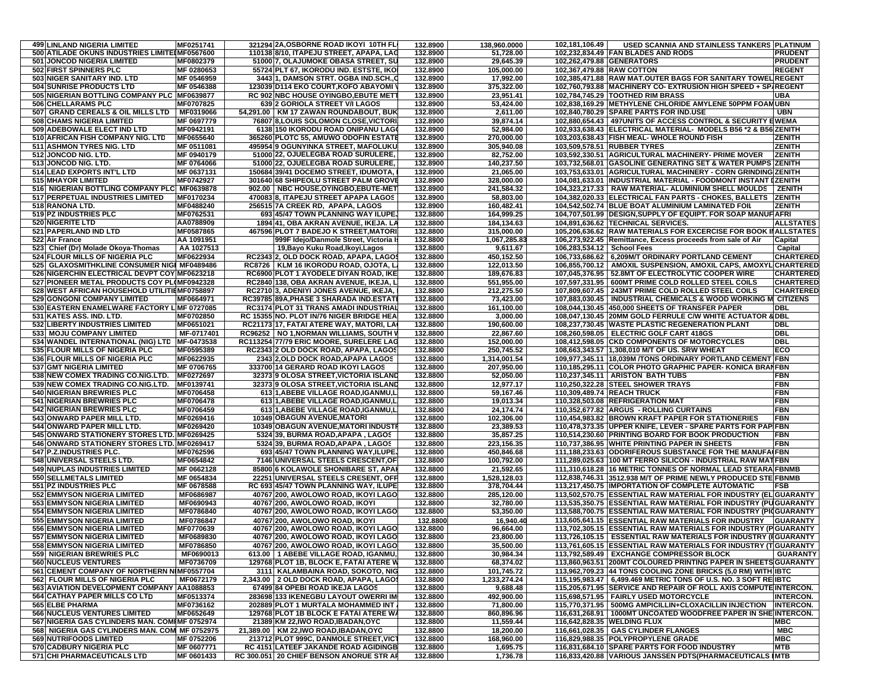| | | | | | | | | | |
|---|---|---|---|---|---|---|---|---|---|
| 499 | LINLAND NIGERIA LIMITED | MF0251741 | 321294 | 2A,OSBORNE ROAD IKOYI 10TH FL | 132.8900 | 138,960.0000 | 102,181,106.49 | USED SCANNIA AND STAINLESS TANKERS | PLATINUM |
| 500 | ATILADE OKUNS INDUSTRIES LIMITE | MF0567600 | 110138 | 8/10, ITAPEJU STREET, APAPA, LAG | 132.8900 | 51,728.00 | 102,232,834.49 | FAN BLADES AND RODS | PRUDENT |
| 501 | JONCOD NIGERIA LIMITED | MF0802379 | 51000 | 7, OLAJUMOKE OBASA STREET, SU | 132.8900 | 29,645.39 | 102,262,479.88 | GENERATORS | PRUDENT |
| 502 | FIRST SPINNERS PLC | MF 0280653 | 55724 | PLT 67, IKORODU IND. ESTSTE, IKO | 132.8900 | 105,000.00 | 102,367,479.88 | RAW COTTON | REGENT |
| 503 | NIGER SANITARY IND. LTD | MF 0546959 | 3443 | 1, DAMSON STRT. OGBA IND.SCH.,C | 132.8900 | 17,992.00 | 102,385,471.88 | RAW MAT.OUTER BAGS FOR SANITARY TOWEL | REGENT |
| 504 | SUNRISE PRODUCTS LTD | MF 0546388 | 123039 | D114 EKO COURT,KOFO ABAYOMI V | 132.8900 | 375,322.00 | 102,760,793.88 | MACHINERY CO- EXTRUSION HIGH SPEED + SP | REGENT |
| 505 | NIGERIAN BOTTLING COMPANY PLC | MF0639877 | RC 902 | NBC HOUSE OYINGBO,EBUTE METT | 132.8900 | 23,951.41 | 102,784,745.29 | TOOTHED RIM BRASS | UBA |
| 506 | CHELLARAMS PLC | MF0707825 | 639 | 2 GORIOLA STREET V/I LAGOS | 132.8900 | 53,424.00 | 102,838,169.29 | METHYLENE CHLORIDE AMYLENE 50PPM FOAM | UBN |
| 507 | GRAND CEREALS & OIL MILLS LTD | MF0319066 | 54,291.00 | KM 17 ZAWAN ROUNDABOUT, BUK | 132.8900 | 2,611.00 | 102,840,780.29 | SPARE PARTS FOR IND.USE | UBN |
| 508 | CHAMS NIGERIA LIMITED | MF 0697779 | 76807 | 8,LOUIS SOLOMON CLOSE,VICTORI | 132.8900 | 39,874.14 | 102,880,654.43 | 497UNITS OF ACCESS CONTROL & SECURITY E | WEMA |
| 509 | ADEBOWALE ELECT IND LTD | MF0942191 | 6138 | 150 IKORODU ROAD ONIPANU LAG | 132.8900 | 52,984.00 | 102,933,638.43 | ELECTRICAL MATERIAL- MODELS B56 *2 & B56 | ZENITH |
| 510 | AFRICAN FISH COMPANY NIG. LTD | MF0655640 | 365260 | PLOTC 55, AMUWO ODOFIN ESTATE | 132.8900 | 270,000.00 | 103,203,638.43 | FISH MEAL- WHOLE ROUND FISH | ZENITH |
| 511 | ASHMON TYRES NIG. LTD | MF 0511081 | 495954 | 9 OGUNYINKA STREET, MAFOLUKU | 132.8900 | 305,940.08 | 103,509,578.51 | RUBBER TYRES | ZENITH |
| 512 | JONCOD NIG. LTD. | MF 0940179 | 51000 | 22, OJUELEGBA ROAD SURULERE, | 132.8900 | 82,752.00 | 103,592,330.51 | AGRICULTURAL MACHINERY- PRIME MOVER | ZENITH |
| 513 | JONCOD NIG. LTD. | MF 0764066 | 51000 | 22, OJUELEGBA ROAD SURULERE, | 132.8900 | 140,237.50 | 103,732,568.01 | GASOLINE GENERATING SET & WATER PUMPS | ZENITH |
| 514 | LEAD EXPORTS INT'L LTD | MF 0637131 | 150684 | 39/41 DOCEMO STREET, IDUMOTA, | 132.8900 | 21,065.00 | 103,753,633.01 | AGRICULTURAL MACHINERY - CORN GRINDING | ZENITH |
| 515 | MHAYOR LIMITED | MF0742927 | 301640 | 68 SHIPEOLU STREET PALM GROVE | 132.8900 | 328,000.00 | 104,081,633.01 | INDUSTRIAL MATERIAL - FOODMONT INSTANT | ZENITH |
| 516 | NIGERIAN BOTTLING COMPANY PLC | MF0639878 | 902.00 | NBC HOUSE,OYINGBO,EBUTE-MET | 132.8900 | 241,584.32 | 104,323,217.33 | RAW MATERIAL- ALUMINIUM SHELL MOULDS | ZENITH |
| 517 | PERPETUAL INDUSTRIES LIMITED | MF0170234 | 470083 | 8, ITAPEJU STREET APAPA LAGOS | 132.8900 | 58,803.00 | 104,382,020.33 | ELECTRICAL FAN PARTS - CHOKES, BALLETS | ZENITH |
| 518 | RANONA LTD. | MF0488240 | 256515 | 7A CREEK RD, APAPA, LAGOS | 132.8900 | 160,482.41 | 104,542,502.74 | BLUE BOAT ALUMINIUM LAMINATED FOIL | ZENITH |
| 519 | PZ INDUSTRIES PLC | MF0762531 | 693 | 45/47 TOWN PLANNING WAY ILUPE | 132.8800 | 164,999.25 | 104,707,501.99 | DESIGN,SUPPLY OF EQUIPT. FOR SOAP MANUF | AFRI |
| 520 | NIGERITE LTD | AA0788909 | 1894 | 41, OBA AKRAN AVENUE, IKEJA. LA | 132.8800 | 184,134.63 | 104,891,636.62 | TECHNICAL SERVICES. | ALLSTATES |
| 521 | PAPERLAND IND LTD | MF0587865 | 467596 | PLOT 7 BADEJO K STREET,MATORI | 132.8800 | 315,000.00 | 105,206,636.62 | RAW MATERIALS FOR EXCERCISE FOR BOOK I | ALLSTATES |
| 522 | Air France | AA 1091951 | | 999F Idejo/Danmole Street, Victoria I | 132.8800 | 1,067,285.83 | 106,273,922.45 | Remittance, Excess proceeds from sale of Air | Capital |
| 523 | Chief (Dr) Molade Okoya-Thomas | AA 1027513 | | 19,Bayo Kuku Road,Ikoyi,Lagos | 132.8800 | 9,611.67 | 106,283,534.12 | School Fees | Capital |
| 524 | FLOUR MILLS OF NIGERIA PLC | MF0622934 | RC2343 | 2, OLD DOCK ROAD, APAPA, LAGOS | 132.8800 | 450,152.50 | 106,733,686.62 | 6,209M/T ORDINARY PORTLAND CEMENT | CHARTERED |
| 525 | GLAXOSMITHKLINE CONSUMER NIG | MF0489486 | RC8726 | KLM 16 IKORODU ROAD, OJOTA, L | 132.8800 | 122,013.50 | 106,855,700.12 | AMOXIL SUSPENSION, AMOXIL CAPS, AMOXYL | CHARTERED |
| 526 | NIGERCHIN ELECTRICAL DEVPT COY | MF0623218 | RC6900 | PLOT 1 AYODELE DIYAN ROAD, IKE | 132.8800 | 189,676.83 | 107,045,376.95 | 52.8MT OF ELECTROLYTIC COOPER WIRE | CHARTERED |
| 527 | PIONEER METAL PRODUCTS COY PL | MF0942328 | RC2840 | 138, OBA AKRAN AVENUE, IKEJA, L | 132.8800 | 551,955.00 | 107,597,331.95 | 600MT PRIME COLD ROLLED STEEL COILS | CHARTERED |
| 528 | WEST AFRICAN HOUSEHOLD UTILITI | MF0758897 | RC2710 | 3, ADENIYI JONES AVENUE, IKEJA, | 132.8800 | 212,275.50 | 107,809,607.45 | 243MT PRIME COLD ROLLED STEEL COILS | CHARTERED |
| 529 | GONGONI COMPANY LIMITED | MF0664971 | RC39785 | 89A,PHASE 3 SHARADA IND.ESTATI | 132.8800 | 73,423.00 | 107,883,030.45 | INDUSTRIAL CHEMICALS & WOOD WORKING M | CITIZENS |
| 530 | EASTERN ENAMELWARE FACTORY L | MF 0727085 | RC3174 | PLOT 31 TRANS AMADI INDUSTRIAL | 132.8800 | 161,100.00 | 108,044,130.45 | 450,000 SHEETS OF TRANSFER PAPER | DBL |
| 531 | KATES ASS. IND. LTD. | MF0702850 | RC 15355 | NO. PLOT IN/76 NIGER BRIDGE HEA | 132.8800 | 3,000.00 | 108,047,130.45 | 20MM GOLD FERRULE C/W WHITE ACTUATOR & | DBL |
| 532 | LIBERTY INDUSTRIES LIMITED | MF0651021 | RC21173 | 17, FATAI ATERE WAY, MATORI, LA | 132.8800 | 190,600.00 | 108,237,730.45 | WASTE PLASTIC REGENERATION PLANT | DBL |
| 533 | MOJU COMPANY LIMITED | MF-0717401 | RC96252 | NO 1,NORMAN WILLIAMS, SOUTH V | 132.8800 | 22,867.60 | 108,260,598.05 | ELECTRIC GOLF CART 418GS | DBL |
| 534 | WANDEL INTERNATIONAL (NIG) LTD | MF-0473538 | RC113254 | 77/79 ERIC MOORE, SURELERE LAG | 132.8800 | 152,000.00 | 108,412,598.05 | CKD COMPONENTS OF MOTORCYCLES | DBL |
| 535 | FLOUR MILLS OF NIGERIA PLC | MF0595389 | RC2343 | 2 OLD DOCK ROAD, APAPA, LAGOS | 132.8800 | 250,745.52 | 108,663,343.57 | 1,308,010 M/T OF US. SRW WHEAT | ECO |
| 536 | FLOUR MILLS OF NIGERIA PLC | MF0622935 | 2343 | 2,OLD DOCK ROAD,APAPA LAGOS | 132.8800 | 1,314,001.54 | 109,977,345.11 | 18,039M /TONS ORDINARY PORTLAND CEMENT | FBN |
| 537 | GMT NIGERIA LIMITED | MF 0706765 | 333700 | 14 GERARD ROAD IKOYI LAGOS | 132.8800 | 207,950.00 | 110,185,295.11 | COLOR PHOTO GRAPHIC PAPER- KONICA BRA | FBN |
| 538 | NEW COMEX TRADING CO.NIG.LTD. | MF0272697 | 32373 | 9 OLOSA STREET,VICTORIA ISLAND | 132.8800 | 52,050.00 | 110,237,345.11 | ARISTON BATH TUBS | FBN |
| 539 | NEW COMEX TRADING CO.NIG.LTD. | MF0139741 | 32373 | 9 OLOSA STREET,VICTORIA ISLAND | 132.8800 | 12,977.17 | 110,250,322.28 | STEEL SHOWER TRAYS | FBN |
| 540 | NIGERIAN BREWRIES PLC | MF0706458 | 613 | 1,ABEBE VILLAGE ROAD,IGANMU,L | 132.8800 | 59,167.46 | 110,309,489.74 | REACH TRUCK | FBN |
| 541 | NIGERIAN BREWRIES PLC | MF0706478 | 613 | 1,ABEBE VILLAGE ROAD,IGANMU,L | 132.8800 | 19,013.34 | 110,328,503.08 | REFRIGERATION MAT | FBN |
| 542 | NIGERIAN BREWRIES PLC | MF0706459 | 613 | 1,ABEBE VILLAGE ROAD,IGANMU,L | 132.8800 | 24,174.74 | 110,352,677.82 | ARGUS - ROLLING CURTAINS | FBN |
| 543 | ONWARD PAPER MILL LTD. | MF0269416 | 10349 | OBAGUN AVENUE,MATORI | 132.8800 | 102,306.00 | 110,454,983.82 | BROWN KRAFT PAPER FOR STATIONERIES | FBN |
| 544 | ONWARD PAPER MILL LTD. | MF0269420 | 10349 | OBAGUN AVENUE,MATORI INDUSTI | 132.8800 | 23,389.53 | 110,478,373.35 | UPPER KNIFE, LEVER - SPARE PARTS FOR PAP | FBN |
| 545 | ONWARD STATIONERY STORES LTD. | MF0269425 | 5324 | 39, BURMA ROAD,APAPA , LAGOS | 132.8800 | 35,857.25 | 110,514,230.60 | PRINTING BOARD FOR BOOK PRODUCTION | FBN |
| 546 | ONWARD STATIONERY STORES LTD. | MF0269417 | 5324 | 39, BURMA ROAD,APAPA , LAGOS | 132.8800 | 223,156.35 | 110,737,386.95 | WHITE PRINTING PAPER IN SHEETS | FBN |
| 547 | P.Z.INDUSTRIES PLC. | MF0762596 | 693 | 45/47 TOWN PLANNING WAY,ILUPE | 132.8800 | 450,846.68 | 111,188,233.63 | ODORIFEROUS SUBSTANCE FOR THE MANUFA | FBN |
| 548 | UNIVERSAL STEELS LTD. | MF0654842 | 7146 | UNIVERSAL STEELS CRESCENT,OF | 132.8800 | 100,792.00 | 111,289,025.63 | 100 MT FERRO SILICON - INDUSTRIAL RAW MAT | FBN |
| 549 | NUPLAS INDUSTRIES LIMITED | MF 0662128 | 85800 | 6 KOLAWOLE SHONIBARE ST, APAI | 132.8800 | 21,592.65 | 111,310,618.28 | 16 METRIC TONNES OF NORMAL LEAD STEARA | FBNMB |
| 550 | SELLMETALS LIMITED | MF 0654834 | 22251 | UNIVERSAL STEELS CRESENT, OFF | 132.8800 | 1,528,128.03 | 112,838,746.31 | 3512.938 M/T OF PRIME NEWLY PRODUCED STE | FBNMB |
| 551 | PZ INDUSTRIES PLC | MF 0678588 | RC 693 | 45/47 TOWN PLANNING WAY, ILUPE | 132.8800 | 378,704.44 | 113,217,450.75 | IMPORTATION OF COMPLETE AUTOMATIC | FSB |
| 552 | EMMYSON NIGERIA LIMITED | MF0686987 | 40767 | 200, AWOLOWO ROAD, IKOYI LAGO | 132.8800 | 285,120.00 | 113,502,570.75 | ESSENTIAL RAW MATERIAL FOR INDUSTRY (EL | GUARANTY |
| 553 | EMMYSON NIGERIA LIMITED | MF0690943 | 40767 | 200, AWOLOWO ROAD, IKOYI | 132.8800 | 32,780.00 | 113,535,350.75 | ESSENTIAL RAW MATERIAL FOR INDUSTRY (PU | GUARANTY |
| 554 | EMMYSON NIGERIA LIMITED | MF0786840 | 40767 | 200, AWOLOWO ROAD, IKOYI LAGO | 132.8800 | 53,350.00 | 113,588,700.75 | ESSENTIAL RAW MATERIAL FOR INDUSTRY (PI | GUARANTY |
| 555 | EMMYSON NIGERIA LIMITED | MF0786847 | 40767 | 200, AWOLOWO ROAD, IKOYI | 132.8800 | 16,940.40 | 113,605,641.15 | ESSENTIAL RAW MATERIALS FOR INDUSTRY | GUARANTY |
| 556 | EMMYSON NIGERIA LIMITED | MF0770639 | 40767 | 200, AWOLOWO ROAD, IKOYI LAGO | 132.8800 | 96,664.00 | 113,702,305.15 | ESSENTIAL RAW MATERIALS FOR INDUSTRY (P | GUARANTY |
| 557 | EMMYSON NIGERIA LIMITED | MF0689830 | 40767 | 200, AWOLOWO ROAD, IKOYI LAGO | 132.8800 | 23,800.00 | 113,726,105.15 | ESSENTIAL RAW MATERIALS FOR INDUSTRY (I | GUARANTY |
| 558 | EMMYSON NIGERIA LIMITED | MF0786850 | 40767 | 200, AWOLOWO ROAD, IKOYI LAGO | 132.8800 | 35,500.00 | 113,761,605.15 | ESSENTIAL RAW MATERIALS FOR INDUSTRY (T | GUARANTY |
| 559 | NIGERIAN BREWRIES PLC | MF0690013 | 613.00 | 1 ABEBE VILLAGE ROAD, IGANMU, | 132.8800 | 30,984.34 | 113,792,589.49 | EXCHANGE COMPRESSOR BLOCK | GUARANTY |
| 560 | NUCLEUS VENTURES | MF0736709 | 129768 | PLOT 1B, BLOCK E, FATAI ATERE W | 132.8800 | 68,374.02 | 113,860,963.51 | 200MT COLOURED PRINTING PAPER IN SHEETS | GUARANTY |
| 561 | CEMENT COMPANY OF NORTHERN N | MF0557704 | 3111 | KALAMBAINA ROAD, SOKOTO, NIG | 132.8800 | 101,745.72 | 113,962,709.23 | 44 TONS COOLING ZONE BRICKS (5,0 RM) WITH | IBTC |
| 562 | FLOUR MILLS OF NIGERIA PLC | MF0672179 | 2,343.00 | 2 OLD DOCK ROAD, APAPA, LAGOS | 132.8800 | 1,233,274.24 | 115,195,983.47 | 6,499.469 METRIC TONS OF U.S. NO. 3 SOFT RE | IBTC |
| 563 | AVIATION DEVELOPMENT COMPANY | AA1088853 | 67499 | 84 OPEBI ROAD IKEJA LAGOS | 132.8800 | 9,688.48 | 115,205,671.95 | SERVICE AND REPAIR OF ROLL AXIS COMPUTE | INTERCON. |
| 564 | CATHAY PAPER MILLS CO LTD | MF0513374 | 283698 | 133 IKENEGBU LAYOUT OWERRI IM | 132.8800 | 492,900.00 | 115,698,571.95 | FAIRLY USED MOTORCYCLE | INTERCON. |
| 565 | ELBE PHARMA | MF0736162 | 202889 | PLOT 1 MURTALA MOHAMMED INT | 132.8800 | 71,800.00 | 115,770,371.95 | 500MG AMPICILLIN+CLOXACILLIN INJECTION | INTERCON. |
| 566 | NUCLEUS VENTURES LIMITED | MF0652649 | 129768 | PLOT 1B BLOCK E FATAI ATERE W | 132.8800 | 860,896.96 | 116,631,268.91 | 1000MT UNCOATED WOODFREE PAPER IN SHE | INTERCON. |
| 567 | NIGERIA GAS CYLINDERS MAN. COM | MF 0752974 | 21389 | KM 22,IWO ROAD,IBADAN,OYO | 132.8800 | 11,559.44 | 116,642,828.35 | WELDING FLUX | MBC |
| 568 | NIGERIA GAS CYLINDERS MAN. COM | MF 0752975 | 21,389.00 | KM 22,IWO ROAD,IBADAN,OYO | 132.8800 | 18,200.00 | 116,661,028.35 | GAS CYLINDER FLANGES | MBC |
| 569 | NUTRIFOODS LIMITED | MF 0752206 | 213712 | PLOT 999C, DANMOLE STREET,VIC | 132.8800 | 168,960.00 | 116,829,988.35 | POLYPROPYLENE GRADE | MBC |
| 570 | CADBURY NIGERIA PLC | MF 0607771 | RC 4151 | LATEEF JAKANDE ROAD AGIDINGB | 132.8800 | 1,695.75 | 116,831,684.10 | SPARE PARTS FOR FOOD INDUSTRY | MTB |
| 571 | CHI PHARMACEUTICALS LTD | MF 0601433 | RC 300.051 | 20 CHIEF BENSON ANORUE STR AF | 132.8800 | 1,736.78 | 116,833,420.88 | VARIOUS JANSSEN PDTS(PHARMACEUTICALS | MTB |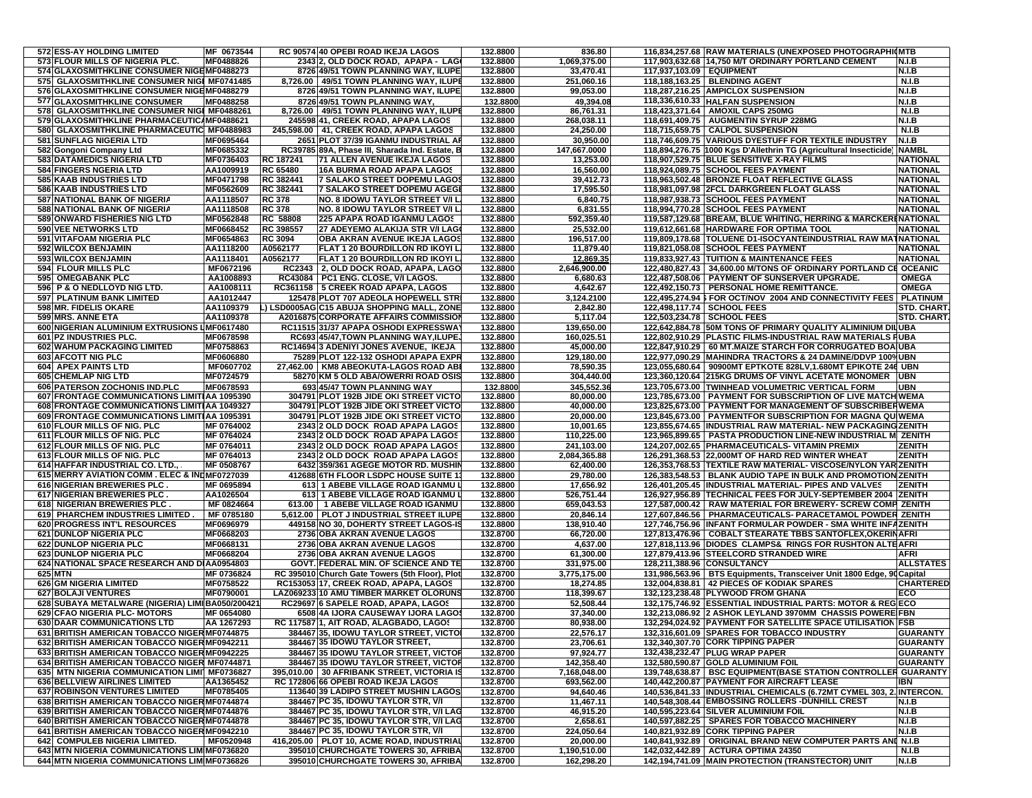| | | | | | | | | | |
|---|---|---|---|---|---|---|---|---|---|
| 572 | ESS-AY HOLDING LIMITED | MF 0673544 | RC 90574 | 40 OPEBI ROAD IKEJA LAGOS | 132.8800 | 836.80 | 116,834,257.68 | RAW MATERIALS (UNEXPOSED PHOTOGRAPHI | MTB |
| 573 | FLOUR MILLS OF NIGERIA PLC. | MF0488826 | 2343 | 2, OLD DOCK ROAD, APAPA - LAG | 132.8800 | 1,069,375.00 | 117,903,632.68 | 14,750 M/T ORDINARY PORTLAND CEMENT | N.I.B |
| 574 | GLAXOSMITHKLINE CONSUMER NIGE | MF0488273 | 8726 | 49/51 TOWN PLANNING WAY, ILUPE | 132.8800 | 33,470.41 | 117,937,103.09 | EQUIPMENT | N.I.B |
| 575 | GLAXOSMITHKLINE CONSUMER NIG | MF0741485 | 8,726.00 | 49/51 TOWN PLANNING WAY, ILUPE | 132.8800 | 251,060.16 | 118,188,163.25 | BLENDING AGENT | N.I.B |
| 576 | GLAXOSMITHKLINE CONSUMER NIGE | MF0488279 | 8726 | 49/51 TOWN PLANNING WAY, ILUPE | 132.8800 | 99,053.00 | 118,287,216.25 | AMPICLOX SUSPENSION | N.I.B |
| 577 | GLAXOSMITHKLINE CONSUMER | MF0488258 | 8726 | 49/51 TOWN PLANNING WAY, | 132.8800 | 49,394.08 | 118,336,610.33 | HALFAN SUSPENSION | N.I.B |
| 578 | GLAXOSMITHKLINE CONSUMER NIG | MF0488261 | 8,726.00 | 49/51 TOWN PLANNING WAY, ILUPE | 132.8800 | 86,761.31 | 118,423,371.64 | AMOXIL CAPS 250MG | N.I.B |
| 579 | GLAXOSMITHKLINE PHARMACEUTIC | MF0488621 | 245598 | 41, CREEK ROAD, APAPA LAGOS | 132.8800 | 268,038.11 | 118,691,409.75 | AUGMENTIN SYRUP 228MG | N.I.B |
| 580 | GLAXOSMITHKLINE PHARMACEUTIC | MF0488983 | 245,598.00 | 41, CREEK ROAD, APAPA LAGOS | 132.8800 | 24,250.00 | 118,715,659.75 | CALPOL SUSPENSION | N.I.B |
| 581 | SUNFLAG NIGERIA LTD | MF0695464 | 2651 | PLOT 37/39 IGANMU INDUSTRIAL AR | 132.8800 | 30,950.00 | 118,746,609.75 | VARIOUS DYESTUFF FOR TEXTILE INDUSTRY | N.I.B |
| 582 | Gongoni Company Ltd | MF0685332 | RC39785 | 89A, Phase III, Sharada Ind. Estate, B | 132.8800 | 147,667.0000 | 118,894,276.75 | 1000 Kgs D'Allethrin TG (Agricultural Insecticide) | NAMBL |
| 583 | DATAMEDICS NIGERIA LTD | MF0736403 | RC 187241 | 71 ALLEN AVENUE IKEJA LAGOS | 132.8800 | 13,253.00 | 118,907,529.75 | BLUE SENSITIVE X-RAY FILMS | NATIONAL |
| 584 | FINGERS NGERIA LTD | AA1009919 | RC 65480 | 16A BURMA ROAD APAPA LAGOS | 132.8800 | 16,560.00 | 118,924,089.75 | SCHOOL FEES PAYMENT | NATIONAL |
| 585 | KAAB INDUSTRIES LTD | MF0471798 | RC 382441 | 7 SALAKO STREET DOPEMU LAGOS | 132.8800 | 39,412.73 | 118,963,502.48 | BRONZE FLOAT REFLECTIVE GLASS | NATIONAL |
| 586 | KAAB INDUSTRIES LTD | MF0562609 | RC 382441 | 7 SALAKO STREET DOPEMU AGEGE | 132.8800 | 17,595.50 | 118,981,097.98 | 2FCL DARKGREEN FLOAT GLASS | NATIONAL |
| 587 | NATIONAL BANK OF NIGERIA | AA1118507 | RC 378 | NO. 8 IDOWU TAYLOR STREET V/I L | 132.8800 | 6,840.75 | 118,987,938.73 | SCHOOL FEES PAYMENT | NATIONAL |
| 588 | NATIONAL BANK OF NIGERIA | AA1118508 | RC 378 | NO. 8 IDOWU TAYLOR STREET V/I L | 132.8800 | 6,831.55 | 118,994,770.28 | SCHOOL FEES PAYMENT | NATIONAL |
| 589 | ONWARD FISHERIES NIG LTD | MF0562848 | RC 58808 | 225 APAPA ROAD IGANMU LAGOS | 132.8800 | 592,359.40 | 119,587,129.68 | BREAM, BLUE WHITING, HERRING & MARCKERI | NATIONAL |
| 590 | VEE NETWORKS LTD | MF0668452 | RC 398557 | 27 ADEYEMO ALAKIJA STR V/I LAG | 132.8800 | 25,532.00 | 119,612,661.68 | HARDWARE FOR OPTIMA TOOL | NATIONAL |
| 591 | VITAFOAM NIGERIA PLC | MF0654863 | RC 3094 | OBA AKRAN AVENUE IKEJA LAGOS | 132.8800 | 196,517.00 | 119,809,178.68 | TOLUENE D1-ISOCYANTEINDUSTRIAL RAW MA | NATIONAL |
| 592 | WILCOX BENJAMIN | AA1118200 | A0562177 | FLAT 1 20 BOURDILLON RD IKOYI L | 132.8800 | 11,879.40 | 119,821,058.08 | SCHOOL FEES PAYMENT | NATIONAL |
| 593 | WILCOX BENJAMIN | AA1118401 | A0562177 | FLAT 1 20 BOURDILLON RD IKOYI L | 132.8800 | 12,869.35 | 119,833,927.43 | TUITION & MAINTENANCE FEES | NATIONAL |
| 594 | FLOUR MILLS PLC | MF0672196 | RC2343 | 2, OLD DOCK ROAD, APAPA, LAGO | 132.8800 | 2,646,900.00 | 122,480,827.43 | 34,600.00 M/TONS OF ORDINARY PORTLAND CE | OCEANIC |
| 595 | OMEGABANK PLC | AA1008893 | RC43084 | PC1 ENG. CLOSE, V/I LAGOS. | 132.8800 | 6,680.63 | 122,487,508.06 | PAYMENT OF SUNSERVER UPGRADE. | OMEGA |
| 596 | P & O NEDLLOYD NIG LTD. | AA1008111 | RC361158 | 5 CREEK ROAD APAPA, LAGOS | 132.8800 | 4,642.67 | 122,492,150.73 | PERSONAL HOME REMITTANCE. | OMEGA |
| 597 | PLATINUM BANK LIMITED | AA1012447 | 125478 | PLOT 707 ADEOLA HOPEWELL STR | 132.8800 | 3,124.2100 | 122,495,274.94 | FOR OCT/NOV 2004 AND CONNECTIVITY FEES | PLATINUM |
| 598 | MR. FIDELIS OKARE | AA1109379 | LSD0005AG | C15 ABUJA SHOPPING MALL, ZONE | 132.8800 | 2,842.80 | 122,498,117.74 | SCHOOL FEES | STD. CHART. |
| 599 | MRS. ANNE ETA | AA1109378 | A2016875 | CORPORATE AFFAIRS COMMISSION | 132.8800 | 5,117.04 | 122,503,234.78 | SCHOOL FEES | STD. CHART. |
| 600 | NIGERIAN ALUMINIUM EXTRUSIONS L | MF0617480 | RC11515 | 31/37 APAPA OSHODI EXPRESSWAY | 132.8800 | 139,650.00 | 122,642,884.78 | 50M TONS OF PRIMARY QUALITY ALIMINIUM DI | UBA |
| 601 | PZ INDUSTRIES PLC. | MF0678598 | RC693 | 45/47,TOWN PLANNING WAY,ILUPE | 132.8800 | 160,025.51 | 122,802,910.29 | PLASTIC FILMS-INDUSTRIAL RAW MATERIALS F | UBA |
| 602 | WAHUM PACKAGING LIMITED | MF0758863 | RC14694 | 3 ADENIYI JONES AVENUE, IKEJA | 132.8800 | 45,000.00 | 122,847,910.29 | 60 MT.MAIZE STARCH FOR CORRUGATED BOA | UBA |
| 603 | AFCOTT NIG PLC | MF0606880 | 75289 | PLOT 122-132 OSHODI APAPA EXPR | 132.8800 | 129,180.00 | 122,977,090.29 | MAHINDRA TRACTORS & 24 DAMINE/DDVP 100% | UBN |
| 604 | APEX PAINTS LTD | MF0607702 | 27,462.00 | KM8 ABEOKUTA-LAGOS ROAD ABI | 132.8800 | 78,590.35 | 123,055,680.64 | 90900MT EPTKOTE 828LV,1.680MT EPIKOTE 246 | UBN |
| 605 | CHEMLAP NIG LTD | MF0724579 | 58270 | KM 5 OLD ABA/OWERRI ROAD OSIS | 132.8800 | 304,440.00 | 123,360,120.64 | 215KG DRUMS OF VINYL ACETATE MONOMER | UBN |
| 606 | PATERSON ZOCHONIS IND.PLC | MF0678593 | 693 | 45/47 TOWN PLANNING WAY | 132.8800 | 345,552.36 | 123,705,673.00 | TWINHEAD VOLUMETRIC VERTICAL FORM | UBN |
| 607 | FRONTAGE COMMUNICATIONS LIMIT | AA 1095390 | 304791 | PLOT 192B JIDE OKI STREET VICTO | 132.8800 | 80,000.00 | 123,785,673.00 | PAYMENT FOR SUBSCRIPTION OF LIVE MATCH | WEMA |
| 608 | FRONTAGE COMMUNICATIONS LIMIT | AA 1049327 | 304791 | PLOT 192B JIDE OKI STREET VICTO | 132.8800 | 40,000.00 | 123,825,673.00 | PAYMENT FOR MANAGEMENT OF SUBSCRIBER | WEMA |
| 609 | FRONTAGE COMMUNICATIONS LIMIT | AA 1095391 | 304791 | PLOT 192B JIDE OKI STREET VICTO | 132.8800 | 20,000.00 | 123,845,673.00 | PAYMENTFOR SUBSCRIPTION FOR MAGNA QU | WEMA |
| 610 | FLOUR MILLS OF NIG. PLC | MF 0764002 | 2343 | 2 OLD DOCK ROAD APAPA LAGOS | 132.8800 | 10,001.65 | 123,855,674.65 | INDUSTRIAL RAW MATERIAL- NEW PACKAGING | ZENITH |
| 611 | FLOUR MILLS OF NIG. PLC | MF 0764024 | 2343 | 2 OLD DOCK ROAD APAPA LAGOS | 132.8800 | 110,225.00 | 123,965,899.65 | PASTA PRODUCTION LINE-NEW INDUSTRIAL M | ZENITH |
| 612 | FLOUR MILLS OF NIG. PLC | MF 0764011 | 2343 | 2 OLD DOCK ROAD APAPA LAGOS | 132.8800 | 241,103.00 | 124,207,002.65 | PHARMACEUTICALS- VITAMIN PREMIX | ZENITH |
| 613 | FLOUR MILLS OF NIG. PLC | MF 0764013 | 2343 | 2 OLD DOCK ROAD APAPA LAGOS | 132.8800 | 2,084,365.88 | 126,291,368.53 | 22,000MT OF HARD RED WINTER WHEAT | ZENITH |
| 614 | HAFFAR INDUSTRIAL CO. LTD., | MF 0508767 | 6432 | 359/361 AGEGE MOTOR RD. MUSHIN | 132.8800 | 62,400.00 | 126,353,768.53 | TEXTILE RAW MATERIAL- VISCOSE/NYLON YAR | ZENITH |
| 615 | MERRY AVIATION COMM . ELEC & IND | MF0727039 | 412688 | 6TH FLOOR LSDPC HOUSE SUITE 1 | 132.8800 | 29,780.00 | 126,383,548.53 | BLANK AUDIO TAPE IN BULK AND PROMOTION | ZENITH |
| 616 | NIGERIAN BREWERIES PLC . | MF 0695894 | 613 | 1 ABEBE VILLAGE ROAD IGANMU L | 132.8800 | 17,656.92 | 126,401,205.45 | INDUSTRIAL MATERIAL- PIPES AND VALVES | ZENITH |
| 617 | NIGERIAN BREWERIES PLC . | AA1026504 | 613 | 1 ABEBE VILLAGE ROAD IGANMU L | 132.8800 | 526,751.44 | 126,927,956.89 | TECHNICAL FEES FOR JULY-SEPTEMBER 2004 | ZENITH |
| 618 | NIGERIAN BREWERIES PLC . | MF 0824664 | 613.00 | 1 ABEBE VILLAGE ROAD IGANMU | 132.8800 | 659,043.53 | 127,587,000.42 | RAW MATERIAL FOR BREWERY- SCREW COMP | ZENITH |
| 619 | PHARCHEM INDUSTRIES LIMITED . | MF 0785180 | 5,612.00 | PLOT J INDUSTRIAL STREET ILUPE | 132.8800 | 20,846.14 | 127,607,846.56 | PHARMACEUTICALS- PARACETAMOL POWDER | ZENITH |
| 620 | PROGRESS INT'L RESOURCES | MF0696979 | 449158 | NO 30, DOHERTY STREET LAGOS-IS | 132.8800 | 138,910.40 | 127,746,756.96 | INFANT FORMULAR POWDER - SMA WHITE INF | ZENITH |
| 621 | DUNLOP NIGERIA PLC | MF0668203 | 2736 | OBA AKRAN AVENUE LAGOS | 132.8700 | 66,720.00 | 127,813,476.96 | COBALT STEARATE TBBS SANTOFLEX,OKERIN | AFRI |
| 622 | DUNLOP NIGERIA PLC | MF0668131 | 2736 | OBA AKRAN AVENUE LAGOS | 132.8700 | 4,637.00 | 127,818,113.96 | DIODES CLAMPS& RINGS FOR RUSHTON ALTE | AFRI |
| 623 | DUNLOP NIGERIA PLC | MF0668204 | 2736 | OBA AKRAN AVENUE LAGOS | 132.8700 | 61,300.00 | 127,879,413.96 | STEELCORD STRANDED WIRE | AFRI |
| 624 | NATIONAL SPACE RESEARCH AND D | AA0954803 | GOVT. | FEDERAL MIN. OF SCIENCE AND TE | 132.8700 | 331,975.00 | 128,211,388.96 | CONSULTANCY | ALLSTATES |
| 625 | MTN | MF 0736824 | RC 395010 | Church Gate Towers (5th Floor), Plot | 132.8700 | 3,775,175.00 | 131,986,563.96 | BTS Equipments, Transceiver Unit 1800 Edge, 9 | Capital |
| 626 | GM NIGERIA LIMITED | MF0758522 | RC153053 | 17, CREEK ROAD, APAPA, LAGOS | 132.8700 | 18,274.85 | 132,004,838.81 | 42 PIECES OF KODIAK SPARES | CHARTERED |
| 627 | BOLAJI VENTURES | MF0790001 | LAZ069233 | 10 AMU TIMBER MARKET OLORUNS | 132.8700 | 118,399.67 | 132,123,238.48 | PLYWOOD FROM GHANA | ECO |
| 628 | SUBAYA METALWARE (NIGERIA) LIMI | BA050/200421 | RC29697 | 6 SAPELE ROAD, APAPA, LAGOS | 132.8700 | 52,508.44 | 132,175,746.92 | ESSENTIAL INDUSTRIAL PARTS: MOTOR & REG | ECO |
| 629 | CFAO NIGERIA PLC- MOTORS | MF 0654080 | 6508 | 4A IJORA CAUSEWAY IJORA LAGOS | 132.8700 | 37,340.00 | 132,213,086.92 | 2 ASHOK LEYLAND 3970MM CHASSIS POWERE | FBN |
| 630 | DAAR COMMUNICATIONS LTD | AA 1267293 | RC 117587 | 1, AIT ROAD, ALAGBADO, LAGOS | 132.8700 | 80,938.00 | 132,294,024.92 | PAYMENT FOR SATELLITE SPACE UTILISATION | FSB |
| 631 | BRITISH AMERICAN TOBACCO NIGER | MF0744875 | 384467 | 35, IDOWU TAYLOR STREET, VICTO | 132.8700 | 22,576.17 | 132,316,601.09 | SPARES FOR TOBACCO INDUSTRY | GUARANTY |
| 632 | BRITISH AMERICAN TOBACCO NIGER | MF0942211 | 384467 | 35 IDOWU TAYLOR STREET, | 132.8700 | 23,706.61 | 132,340,307.70 | CORK TIPPING PAPER | GUARANTY |
| 633 | BRITISH AMERICAN TOBACCO NIGER | MF0942225 | 384467 | 35 IDOWU TAYLOR STREET, VICTOR | 132.8700 | 97,924.77 | 132,438,232.47 | PLUG WRAP PAPER | GUARANTY |
| 634 | BRITISH AMERICAN TOBACCO NIGER | MF0744871 | 384467 | 35 IDOWU TAYLOR STREET, VICTOR | 132.8700 | 142,358.40 | 132,580,590.87 | GOLD ALUMINIUM FOIL | GUARANTY |
| 635 | MTN NIGERIA COMMUNICATION LIMI | MF0736827 | 395,010.00 | 30 AFRIBANK STREET, VICTORIA IS | 132.8700 | 7,168,048.00 | 139,748,638.87 | BSC EQUIPMENT(BASE STATION CONTROLLER | GUARANTY |
| 636 | BELLVIEW AIRLINES LIMITED | AA1365452 | RC 172806 | 66 OPEBI ROAD IKEJA LAGOS | 132.8700 | 693,562.00 | 140,442,200.87 | PAYMENT FOR AIRCRAFT LEASE | IBN |
| 637 | ROBINSON VENTURES LIMITED | MF0785405 | 113640 | 39 LADIPO STREET MUSHIN LAGOS | 132.8700 | 94,640.46 | 140,536,841.33 | INDUSTRIAL CHEMICALS (6.72MT CYMEL 303, 2. | INTERCON. |
| 638 | BRITISH AMERICAN TOBACCO NIGER | MF0744874 | 384467 | PC 35, IDOWU TAYLOR STR, V/I | 132.8700 | 11,467.11 | 140,548,308.44 | EMBOSSING ROLLERS -DUNHILL CREST | N.I.B |
| 639 | BRITISH AMERICAN TOBACCO NIGER | MF0744876 | 384467 | PC 35, IDOWU TAYLOR STR, V/I LAG | 132.8700 | 46,915.20 | 140,595,223.64 | SILVER ALUMINIUM FOIL | N.I.B |
| 640 | BRITISH AMERICAN TOBACCO NIGER | MF0744878 | 384467 | PC 35, IDOWU TAYLOR STR, V/I LAG | 132.8700 | 2,658.61 | 140,597,882.25 | SPARES FOR TOBACCO MACHINERY | N.I.B |
| 641 | BRITISH AMERICAN TOBACCO NIGER | MF0942210 | 384467 | PC 35, IDOWU TAYLOR STR, V/I | 132.8700 | 224,050.64 | 140,821,932.89 | CORK TIPPING PAPER | N.I.B |
| 642 | COMPULEB NIGERIA LIMITED. | MF0520948 | 416,205.00 | PLOT 10, ACME ROAD, INDUSTRIAL | 132.8700 | 20,000.00 | 140,841,932.89 | ORIGINAL BRAND NEW COMPUTER PARTS AN | N.I.B |
| 643 | MTN NIGERIA COMMUNICATIONS LIM | MF0736820 | 395010 | CHURCHGATE TOWERS 30, AFRIBA | 132.8700 | 1,190,510.00 | 142,032,442.89 | ACTURA OPTIMA 24350 | N.I.B |
| 644 | MTN NIGERIA COMMUNICATIONS LIM | MF0736826 | 395010 | CHURCHGATE TOWERS 30, AFRIBA | 132.8700 | 162,298.20 | 142,194,741.09 | MAIN PROTECTION (TRANSTECTOR) UNIT | N.I.B |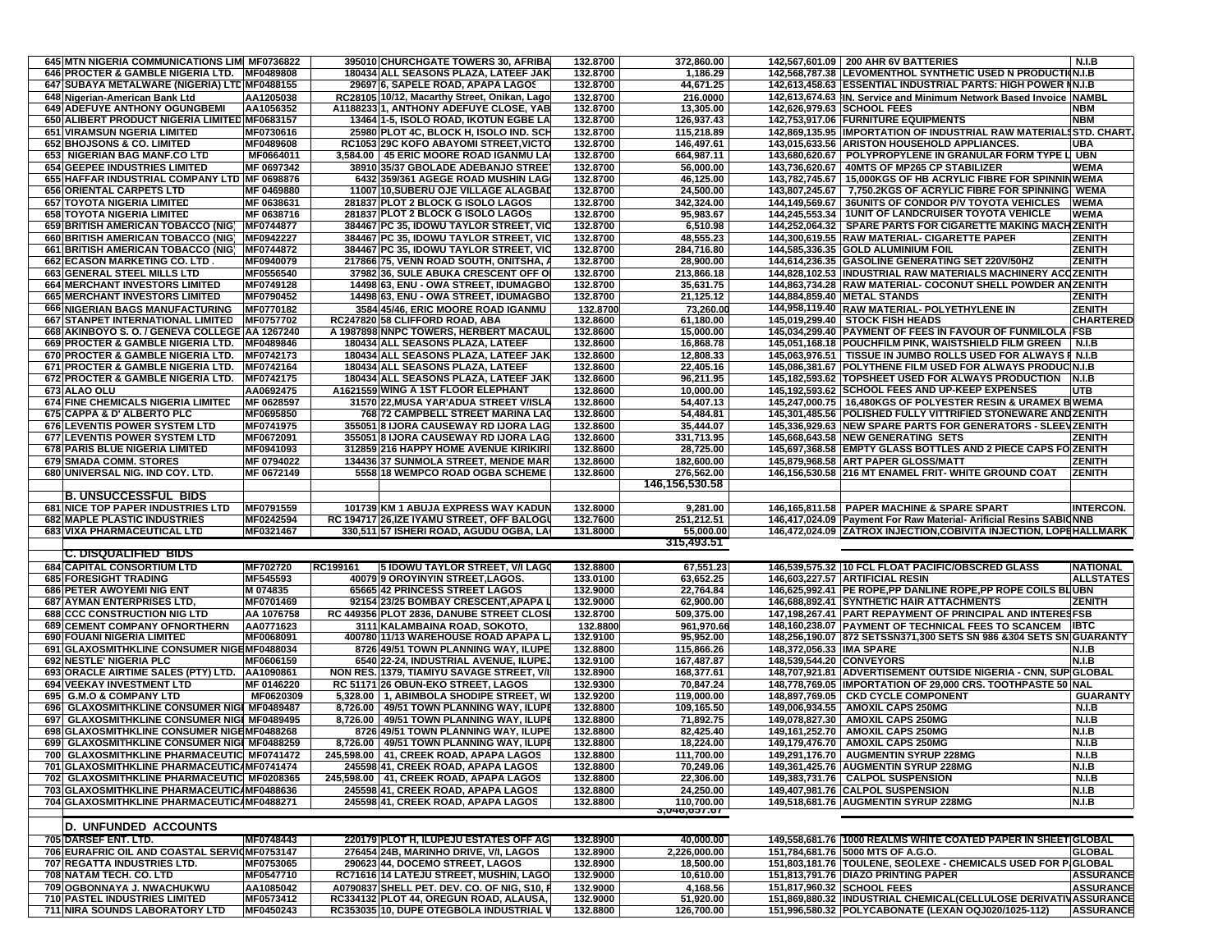| No. | Name | Form No. | Address | Rate | Amount | Cumulative | Description | Bank |
|---|---|---|---|---|---|---|---|---|
| 645 | MTN NIGERIA COMMUNICATIONS LIM | MF0736822 | 395010 CHURCHGATE TOWERS 30, AFRIBA | 132.8700 | 372,860.00 | 142,567,601.09 | 200 AHR 6V BATTERIES | N.I.B |
| 646 | PROCTER & GAMBLE NIGERIA LTD. | MF0489808 | 180434 ALL SEASONS PLAZA, LATEEF JAK | 132.8700 | 1,186.29 | 142,568,787.38 | LEVOMENTHOL SYNTHETIC USED N PRODUCTI | N.I.B |
| 647 | SUBAYA METALWARE (NIGERIA) LTD | MF0488155 | 29697 6, SAPELE ROAD, APAPA LAGOS | 132.8700 | 44,671.25 | 142,613,458.63 | ESSENTIAL INDUSTRIAL PARTS: HIGH POWER I | N.I.B |
| 648 | Nigerian-American Bank Ltd | AA1205038 | RC28105 10/12, Macarthy Street, Onikan, Lago | 132.8700 | 216.0000 | 142,613,674.63 | IN. Service and Minimum Network Based Invoice | NAMBL |
| 649 | ADEFUYE ANTHONY OGUNGBEMI | AA1056352 | A1188233 1, ANTHONY ADEFUYE CLOSE, YAB | 132.8700 | 13,305.00 | 142,626,979.63 | SCHOOL FEES | NBM |
| 650 | ALIBERT PRODUCT NIGERIA LIMITED | MF0683157 | 13464 1-5, ISOLO ROAD, IKOTUN EGBE LA | 132.8700 | 126,937.43 | 142,753,917.06 | FURNITURE EQUIPMENTS | NBM |
| 651 | VIRAMSUN NGERIA LIMITED | MF0730616 | 25980 PLOT 4C, BLOCK H, ISOLO IND. SCH | 132.8700 | 115,218.89 | 142,869,135.95 | IMPORTATION OF INDUSTRIAL RAW MATERIALS | STD. CHART. |
| 652 | BHOJSONS & CO. LIMITED | MF0489608 | RC1053 29C KOFO ABAYOMI STREET, VICTO | 132.8700 | 146,497.61 | 143,015,633.56 | ARISTON HOUSEHOLD APPLIANCES. | UBA |
| 653 | NIGERIAN BAG MANF.CO LTD | MF0664011 | 3,584.00 45 ERIC MOORE ROAD IGANMU LA | 132.8700 | 664,987.11 | 143,680,620.67 | POLYPROPYLENE IN GRANULAR FORM TYPE L | UBN |
| 654 | GEEPEE INDUSTRIES LIMITED | MF 0697342 | 38910 35/37 GBOLADE ADEBANJO STREET | 132.8700 | 56,000.00 | 143,736,620.67 | 40MTS OF MP265 CP STABILIZER | WEMA |
| 655 | HAFFAR INDUSTRIAL COMPANY LTD | MF 0698876 | 6432 359/361 AGEGE ROAD MUSHIN LAG | 132.8700 | 46,125.00 | 143,782,745.67 | 15,000KGS OF HB ACRYLIC FIBRE FOR SPINNIN | WEMA |
| 656 | ORIENTAL CARPETS LTD | MF 0469880 | 11007 10,SUBERU OJE VILLAGE ALAGBAD | 132.8700 | 24,500.00 | 143,807,245.67 | 7,750.2KGS OF ACRYLIC FIBRE FOR SPINNING | WEMA |
| 657 | TOYOTA NIGERIA LIMITED | MF 0638631 | 281837 PLOT 2 BLOCK G ISOLO LAGOS | 132.8700 | 342,324.00 | 144,149,569.67 | 36UNITS OF CONDOR P/V TOYOTA VEHICLES | WEMA |
| 658 | TOYOTA NIGERIA LIMITED | MF 0638716 | 281837 PLOT 2 BLOCK G ISOLO LAGOS | 132.8700 | 95,983.67 | 144,245,553.34 | 1UNIT OF LANDCRUISER TOYOTA VEHICLE | WEMA |
| 659 | BRITISH AMERICAN TOBACCO (NIG) | MF0744877 | 384467 PC 35, IDOWU TAYLOR STREET, VIC | 132.8700 | 6,510.98 | 144,252,064.32 | SPARE PARTS FOR CIGARETTE MAKING MACH | ZENITH |
| 660 | BRITISH AMERICAN TOBACCO (NIG) | MF0942227 | 384467 PC 35, IDOWU TAYLOR STREET, VIC | 132.8700 | 48,555.23 | 144,300,619.55 | RAW MATERIAL- CIGARETTE PAPER | ZENITH |
| 661 | BRITISH AMERICAN TOBACCO (NIG) | MF0744872 | 384467 PC 35, IDOWU TAYLOR STREET, VIC | 132.8700 | 284,716.80 | 144,585,336.35 | GOLD ALUMINIUM FOIL | ZENITH |
| 662 | ECASON MARKETING CO. LTD . | MF0940079 | 217866 75, VENN ROAD SOUTH, ONITSHA, | 132.8700 | 28,900.00 | 144,614,236.35 | GASOLINE GENERATING SET 220V/50HZ | ZENITH |
| 663 | GENERAL STEEL MILLS LTD | MF0556540 | 37982 36, SULE ABUKA CRESCENT OFF O | 132.8700 | 213,866.18 | 144,828,102.53 | INDUSTRIAL RAW MATERIALS MACHINERY ACC | ZENITH |
| 664 | MERCHANT INVESTORS LIMITED | MF0749128 | 14498 63, ENU - OWA STREET, IDUMAGBO | 132.8700 | 35,631.75 | 144,863,734.28 | RAW MATERIAL- COCONUT SHELL POWDER AN | ZENITH |
| 665 | MERCHANT INVESTORS LIMITED | MF0790452 | 14498 63, ENU - OWA STREET, IDUMAGBO | 132.8700 | 21,125.12 | 144,884,859.40 | METAL STANDS | ZENITH |
| 666 | NIGERIAN BAGS MANUFACTURING | MF0770182 | 3584 45/46, ERIC MOORE ROAD IGANMU | 132.8700 | 73,260.00 | 144,958,119.40 | RAW MATERIAL- POLYETHYLENE IN | ZENITH |
| 667 | STANPET INTERNATIONAL LIMITED | MF0757702 | RC247820 58 CLIFFORD ROAD, ABA | 132.8600 | 61,180.00 | 145,019,299.40 | STOCK FISH HEADS | CHARTERED |
| 668 | AKINBOYO S. O. / GENEVA COLLEGE | AA 1267240 | A 1987898 NNPC TOWERS, HERBERT MACAUL | 132.8600 | 15,000.00 | 145,034,299.40 | PAYMENT OF FEES IN FAVOUR OF FUNMILOLA | FSB |
| 669 | PROCTER & GAMBLE NIGERIA LTD. | MF0489846 | 180434 ALL SEASONS PLAZA, LATEEF | 132.8600 | 16,868.78 | 145,051,168.18 | POUCHFILM PINK, WAISTSHIELD FILM GREEN | N.I.B |
| 670 | PROCTER & GAMBLE NIGERIA LTD. | MF0742173 | 180434 ALL SEASONS PLAZA, LATEEF JAK | 132.8600 | 12,808.33 | 145,063,976.51 | TISSUE IN JUMBO ROLLS USED FOR ALWAYS F | N.I.B |
| 671 | PROCTER & GAMBLE NIGERIA LTD. | MF0742164 | 180434 ALL SEASONS PLAZA, LATEEF | 132.8600 | 22,405.16 | 145,086,381.67 | POLYTHENE FILM USED FOR ALWAYS PRODUC | N.I.B |
| 672 | PROCTER & GAMBLE NIGERIA LTD. | MF0742175 | 180434 ALL SEASONS PLAZA, LATEEF JAK | 132.8600 | 96,211.95 | 145,182,593.62 | TOPSHEET USED FOR ALWAYS PRODUCTION | N.I.B |
| 673 | ALAO OLU | AA0692475 | A1621559 WING A 1ST FLOOR ELEPHANT | 132.8600 | 10,000.00 | 145,192,593.62 | SCHOOL FEES AND UP-KEEP EXPENSES | UTB |
| 674 | FINE CHEMICALS NIGERIA LIMITED | MF 0628597 | 31570 22,MUSA YAR'ADUA STREET V/ISLA | 132.8600 | 54,407.13 | 145,247,000.75 | 16,480KGS OF POLYESTER RESIN & URAMEX B | WEMA |
| 675 | CAPPA & D' ALBERTO PLC | MF0695850 | 768 72 CAMPBELL STREET MARINA LA | 132.8600 | 54,484.81 | 145,301,485.56 | POLISHED FULLY VITTRIFIED STONEWARE AND | ZENITH |
| 676 | LEVENTIS POWER SYSTEM LTD | MF0741975 | 355051 8 IJORA CAUSEWAY RD IJORA LAG | 132.8600 | 35,444.07 | 145,336,929.63 | NEW SPARE PARTS FOR GENERATORS - SLEEV | ZENITH |
| 677 | LEVENTIS POWER SYSTEM LTD | MF0672091 | 355051 8 IJORA CAUSEWAY RD IJORA LAG | 132.8600 | 331,713.95 | 145,668,643.58 | NEW GENERATING SETS | ZENITH |
| 678 | PARIS BLUE NIGERIA LIMITED | MF0941093 | 312859 216 HAPPY HOME AVENUE KIRIKIRI | 132.8600 | 28,725.00 | 145,697,368.58 | EMPTY GLASS BOTTLES AND 2 PIECE CAPS FO | ZENITH |
| 679 | SMADA COMM. STORES | MF 0794022 | 134436 37 SUNMOLA STREET, MENDE MAR | 132.8600 | 182,600.00 | 145,879,968.58 | ART PAPER GLOSS/MATT | ZENITH |
| 680 | UNIVERSAL NIG. IND COY. LTD. | MF 0672149 | 5558 18 WEMPCO ROAD OGBA SCHEME | 132.8600 | 276,562.00 | 146,156,530.58 | 216 MT ENAMEL FRIT- WHITE GROUND COAT | ZENITH |
| | | | | | **146,156,530.58** | | | |
| | **B. UNSUCCESSFUL BIDS** | | | | | | | |
| 681 | NICE TOP PAPER INDUSTRIES LTD | MF0791559 | 101739 KM 1 ABUJA EXPRESS WAY KADUN | 132.8000 | 9,281.00 | 146,165,811.58 | PAPER MACHINE & SPARE SPART | INTERCON. |
| 682 | MAPLE PLASTIC INDUSTRIES | MF0242594 | RC 194717 26,IZE IYAMU STREET, OFF BALOGU | 132.7600 | 251,212.51 | 146,417,024.09 | Payment For Raw Material- Arificial Resins SABIC | NNB |
| 683 | VIXA PHARMACEUTICAL LTD | MF0321467 | 330,511 57 ISHERI ROAD, AGUDU OGBA, LA | 131.8000 | 55,000.00 | 146,472,024.09 | ZATROX INJECTION,COBIVITA INJECTION, LOPE | HALLMARK |
| | | | | | **315,493.51** | | | |
| | **C. DISQUALIFIED BIDS** | | | | | | | |
| 684 | CAPITAL CONSORTIUM LTD | MF702720 | RC199161 5 IDOWU TAYLOR STREET, V/I LAGO | 132.8800 | 67,551.23 | 146,539,575.32 | 10 FCL FLOAT PACIFIC/OBSCRED GLASS | NATIONAL |
| 685 | FORESIGHT TRADING | MF545593 | 40079 9 OROYINYIN STREET,LAGOS. | 133.0100 | 63,652.25 | 146,603,227.57 | ARTIFICIAL RESIN | ALLSTATES |
| 686 | PETER AWOYEMI NIG ENT | M 074835 | 65665 42 PRINCESS STREET LAGOS | 132.9000 | 22,764.84 | 146,625,992.41 | PE ROPE,PP DANLINE ROPE,PP ROPE COILS BL | UBN |
| 687 | AYMAN ENTERPRISES LTD, | MF0701469 | 92154 23/25 BOMBAY CRESCENT,APAPA L | 132.9000 | 62,900.00 | 146,688,892.41 | SYNTHETIC HAIR ATTACHMENTS | ZENITH |
| 688 | CCC CONSTRUCTION NIG LTD | AA 1076758 | RC 449356 PLOT 2836, DANUBE STREET CLOS | 132.8700 | 509,375.00 | 147,198,267.41 | PART REPAYMENT OF PRINCIPAL AND INTERES | FSB |
| 689 | CEMENT COMPANY OFNORTHERN | AA0771623 | 3111 KALAMBAINA ROAD, SOKOTO, | 132.8800 | 961,970.66 | 148,160,238.07 | PAYMENT OF TECHNICAL FEES TO SCANCEM | IBTC |
| 690 | FOUANI NIGERIA LIMITED | MF0068091 | 400780 11/13 WAREHOUSE ROAD APAPA L | 132.9100 | 95,952.00 | 148,256,190.07 | 872 SETSSN371,300 SETS SN 986 &304 SETS SN | GUARANTY |
| 691 | GLAXOSMITHKLINE CONSUMER NIGE | MF0488034 | 8726 49/51 TOWN PLANNING WAY, ILUPE | 132.8800 | 115,866.26 | 148,372,056.33 | IMA SPARE | N.I.B |
| 692 | NESTLE' NIGERIA PLC | MF0606159 | 6540 22-24, INDUSTRIAL AVENUE, ILUPEJ | 132.9100 | 167,487.87 | 148,539,544.20 | CONVEYORS | N.I.B |
| 693 | ORACLE AIRTIME SALES (PTY) LTD. | AA1090861 | NON RES. 1379, TIAMIYU SAVAGE STREET, V/I | 132.8900 | 168,377.61 | 148,707,921.81 | ADVERTISEMENT OUTSIDE NIGERIA - CNN, SUP | GLOBAL |
| 694 | VEEKAY INVESTMENT LTD | MF 0146220 | RC 51171 26 OBUN-EKO STREET, LAGOS | 132.9300 | 70,847.24 | 148,778,769.05 | IMPORTATION OF 29,000 CRS. TOOTHPASTE 50 | NAL |
| 695 | G.M.O & COMPANY LTD | MF0620309 | 5,328.00 1, ABIMBOLA SHODIPE STREET, W | 132.9200 | 119,000.00 | 148,897,769.05 | CKD CYCLE COMPONENT | GUARANTY |
| 696 | GLAXOSMITHKLINE CONSUMER NIG | MF0489487 | 8,726.00 49/51 TOWN PLANNING WAY, ILUPE | 132.8800 | 109,165.50 | 149,006,934.55 | AMOXIL CAPS 250MG | N.I.B |
| 697 | GLAXOSMITHKLINE CONSUMER NIG | MF0489495 | 8,726.00 49/51 TOWN PLANNING WAY, ILUPE | 132.8800 | 71,892.75 | 149,078,827.30 | AMOXIL CAPS 250MG | N.I.B |
| 698 | GLAXOSMITHKLINE CONSUMER NIGE | MF0488268 | 8726 49/51 TOWN PLANNING WAY, ILUPE | 132.8800 | 82,425.40 | 149,161,252.70 | AMOXIL CAPS 250MG | N.I.B |
| 699 | GLAXOSMITHKLINE CONSUMER NIG | MF0488259 | 8,726.00 49/51 TOWN PLANNING WAY, ILUPE | 132.8800 | 18,224.00 | 149,179,476.70 | AMOXIL CAPS 250MG | N.I.B |
| 700 | GLAXOSMITHKLINE PHARMACEUTIC | MF0741472 | 245,598.00 41, CREEK ROAD, APAPA LAGOS | 132.8800 | 111,700.00 | 149,291,176.70 | AUGMENTIN SYRUP 228MG | N.I.B |
| 701 | GLAXOSMITHKLINE PHARMACEUTIC | MF0741474 | 245598 41, CREEK ROAD, APAPA LAGOS | 132.8800 | 70,249.06 | 149,361,425.76 | AUGMENTIN SYRUP 228MG | N.I.B |
| 702 | GLAXOSMITHKLINE PHARMACEUTIC | MF0208365 | 245,598.00 41, CREEK ROAD, APAPA LAGOS | 132.8800 | 22,306.00 | 149,383,731.76 | CALPOL SUSPENSION | N.I.B |
| 703 | GLAXOSMITHKLINE PHARMACEUTIC | MF0488636 | 245598 41, CREEK ROAD, APAPA LAGOS | 132.8800 | 24,250.00 | 149,407,981.76 | CALPOL SUSPENSION | N.I.B |
| 704 | GLAXOSMITHKLINE PHARMACEUTIC | MF0488271 | 245598 41, CREEK ROAD, APAPA LAGOS | 132.8800 | 110,700.00 | 149,518,681.76 | AUGMENTIN SYRUP 228MG | N.I.B |
| | | | | | **3,046,657.67** | | | |
| | **D. UNFUNDED ACCOUNTS** | | | | | | | |
| 705 | DARSEF ENT. LTD. | MF0748443 | 220179 PLOT H, ILUPEJU ESTATES OFF AG | 132.8900 | 40,000.00 | 149,558,681.76 | 1000 REALMS WHITE COATED PAPER IN SHEET | GLOBAL |
| 706 | EURAFRIC OIL AND COASTAL SERVIC | MF0753147 | 276454 2B, MARINHO DRIVE, V/I, LAGOS | 132.8900 | 2,226,000.00 | 151,784,681.76 | 5000 MTS OF A.G.O. | GLOBAL |
| 707 | REGATTA INDUSTRIES LTD. | MF0753065 | 290623 44, DOCEMO STREET, LAGOS | 132.8900 | 18,500.00 | 151,803,181.76 | TOULENE, SEOLEXE - CHEMICALS USED FOR P | GLOBAL |
| 708 | NATAM TECH. CO. LTD | MF0547710 | RC71616 14 LATEJU STREET, MUSHIN, LAGO | 132.9000 | 10,610.00 | 151,813,791.76 | DIAZO PRINTING PAPER | ASSURANCE |
| 709 | OGBONNAYA J. NWACHUKWU | AA1085042 | A0790837 SHELL PET. DEV. CO. OF NIG, S10, F | 132.9000 | 4,168.56 | 151,817,960.32 | SCHOOL FEES | ASSURANCE |
| 710 | PASTEL INDUSTRIES LIMITED | MF0573412 | RC334132 PLOT 44, OREGUN ROAD, ALAUSA, | 132.9000 | 51,920.00 | 151,869,880.32 | INDUSTRIAL CHEMICAL(CELLULOSE DERIVATIV | ASSURANCE |
| 711 | NIRA SOUNDS LABORATORY LTD | MF0450243 | RC353035 10, DUPE OTEGBOLA INDUSTRIAL V | 132.8800 | 126,700.00 | 151,996,580.32 | POLYCABONATE (LEXAN OQJ020/1025-112) | ASSURANCE |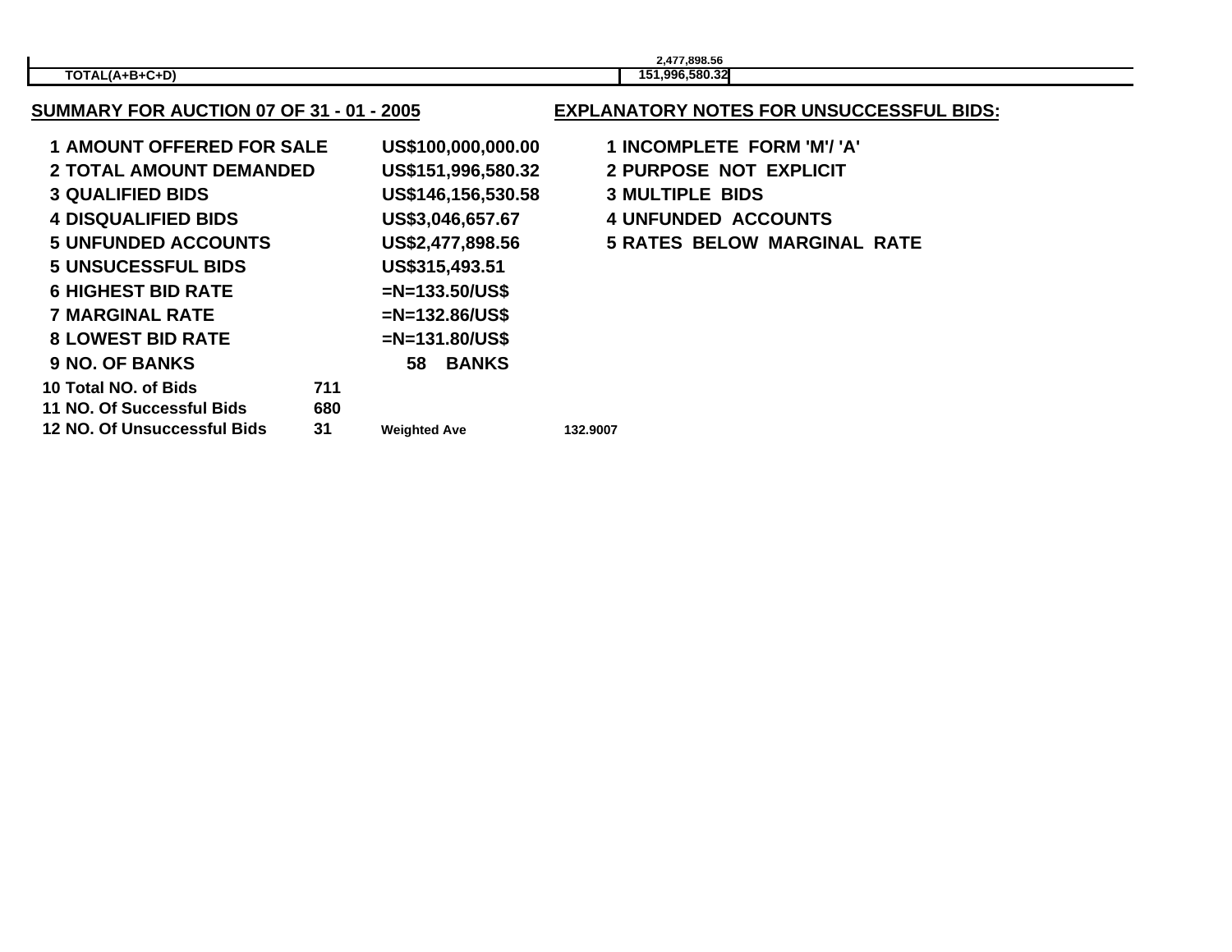| | 2,477,898.56 |
|---|---|
| TOTAL(A+B+C+D) | 151,996,580.32 |

## SUMMARY FOR AUCTION 07 OF 31 - 01 - 2005

| | | |
|---|---|---|
| 1 AMOUNT OFFERED FOR SALE | | US$100,000,000.00 |
| 2 TOTAL AMOUNT DEMANDED | | US$151,996,580.32 |
| 3 QUALIFIED BIDS | | US$146,156,530.58 |
| 4 DISQUALIFIED BIDS | | US$3,046,657.67 |
| 5 UNFUNDED ACCOUNTS | | US$2,477,898.56 |
| 5 UNSUCESSFUL BIDS | | US$315,493.51 |
| 6 HIGHEST BID RATE | | =N=133.50/US$ |
| 7 MARGINAL RATE | | =N=132.86/US$ |
| 8 LOWEST BID RATE | | =N=131.80/US$ |
| 9 NO. OF BANKS | | 58 BANKS |
| 10 Total NO. of Bids | 711 | |
| 11 NO. Of Successful Bids | 680 | |
| 12 NO. Of Unsuccessful Bids | 31 | Weighted Ave 132.9007 |

## EXPLANATORY NOTES FOR UNSUCCESSFUL BIDS:

1 INCOMPLETE FORM 'M'/ 'A'
2 PURPOSE NOT EXPLICIT
3 MULTIPLE BIDS
4 UNFUNDED ACCOUNTS
5 RATES BELOW MARGINAL RATE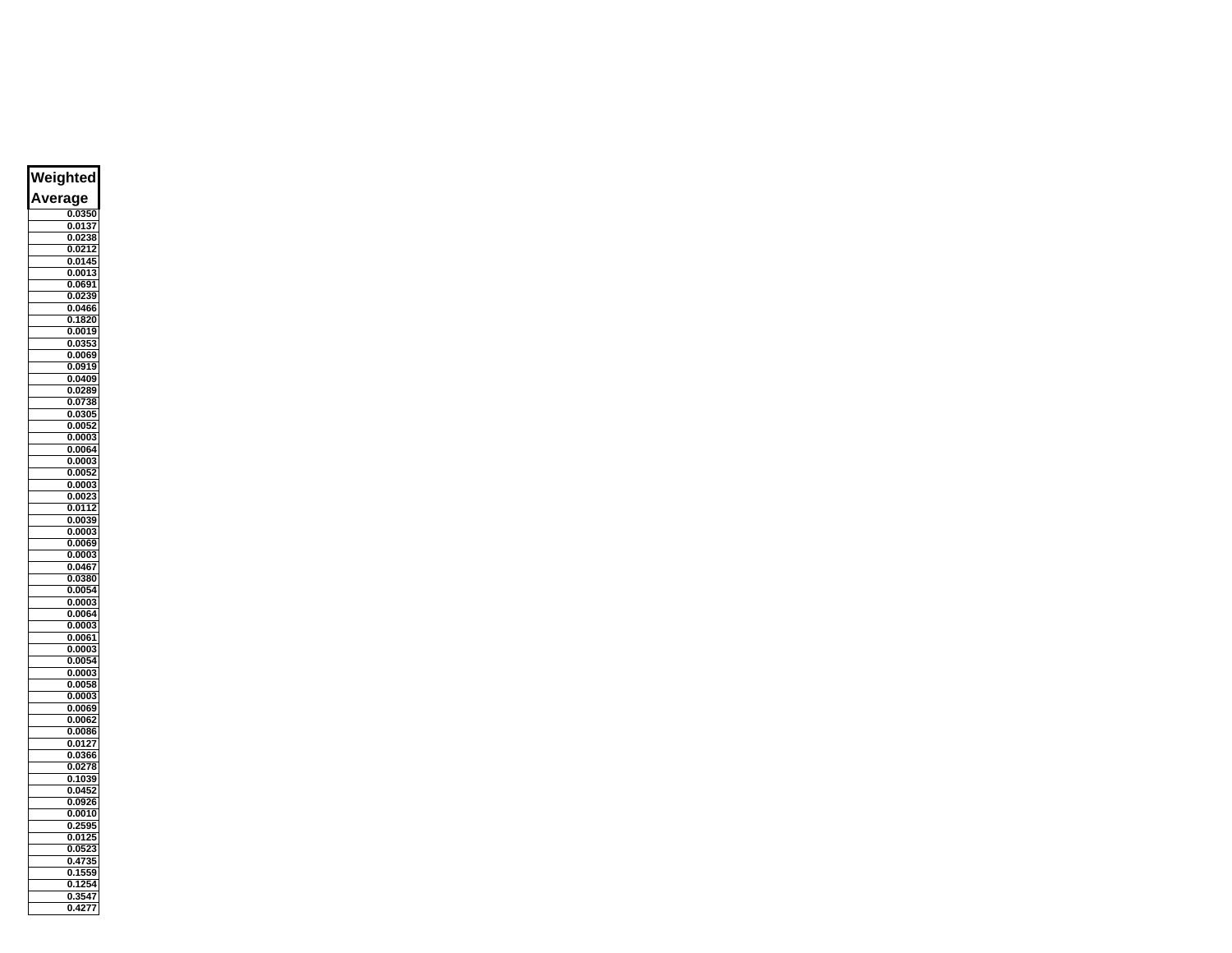| Weighted Average |
|---|
| 0.0350 |
| 0.0137 |
| 0.0238 |
| 0.0212 |
| 0.0145 |
| 0.0013 |
| 0.0691 |
| 0.0239 |
| 0.0466 |
| 0.1820 |
| 0.0019 |
| 0.0353 |
| 0.0069 |
| 0.0919 |
| 0.0409 |
| 0.0289 |
| 0.0738 |
| 0.0305 |
| 0.0052 |
| 0.0003 |
| 0.0064 |
| 0.0003 |
| 0.0052 |
| 0.0003 |
| 0.0023 |
| 0.0112 |
| 0.0039 |
| 0.0003 |
| 0.0069 |
| 0.0003 |
| 0.0467 |
| 0.0380 |
| 0.0054 |
| 0.0003 |
| 0.0064 |
| 0.0003 |
| 0.0061 |
| 0.0003 |
| 0.0054 |
| 0.0003 |
| 0.0058 |
| 0.0003 |
| 0.0069 |
| 0.0062 |
| 0.0086 |
| 0.0127 |
| 0.0366 |
| 0.0278 |
| 0.1039 |
| 0.0452 |
| 0.0926 |
| 0.0010 |
| 0.2595 |
| 0.0125 |
| 0.0523 |
| 0.4735 |
| 0.1559 |
| 0.1254 |
| 0.3547 |
| 0.4277 |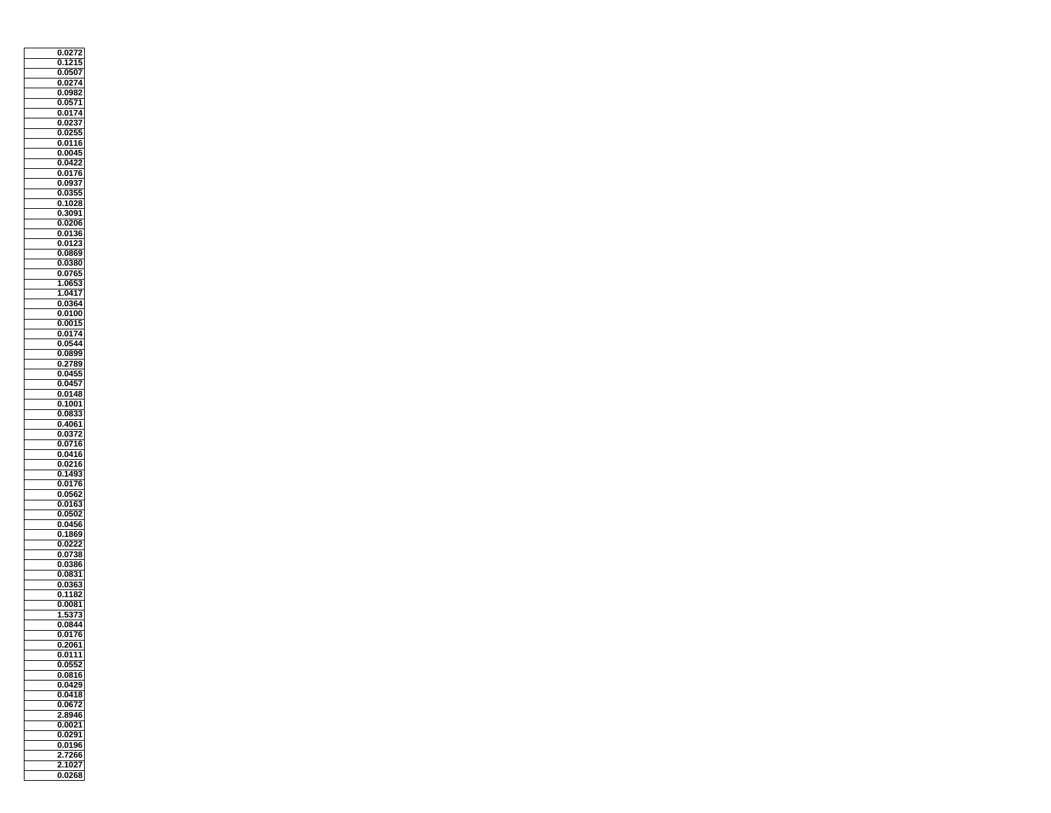| 0.0272 |
|---:|
| 0.1215 |
| 0.0507 |
| 0.0274 |
| 0.0982 |
| 0.0571 |
| 0.0174 |
| 0.0237 |
| 0.0255 |
| 0.0116 |
| 0.0045 |
| 0.0422 |
| 0.0176 |
| 0.0937 |
| 0.0355 |
| 0.1028 |
| 0.3091 |
| 0.0206 |
| 0.0136 |
| 0.0123 |
| 0.0869 |
| 0.0380 |
| 0.0765 |
| 1.0653 |
| 1.0417 |
| 0.0364 |
| 0.0100 |
| 0.0015 |
| 0.0174 |
| 0.0544 |
| 0.0899 |
| 0.2789 |
| 0.0455 |
| 0.0457 |
| 0.0148 |
| 0.1001 |
| 0.0833 |
| 0.4061 |
| 0.0372 |
| 0.0716 |
| 0.0416 |
| 0.0216 |
| 0.1493 |
| 0.0176 |
| 0.0562 |
| 0.0163 |
| 0.0502 |
| 0.0456 |
| 0.1869 |
| 0.0222 |
| 0.0738 |
| 0.0386 |
| 0.0831 |
| 0.0363 |
| 0.1182 |
| 0.0081 |
| 1.5373 |
| 0.0844 |
| 0.0176 |
| 0.2061 |
| 0.0111 |
| 0.0552 |
| 0.0816 |
| 0.0429 |
| 0.0418 |
| 0.0672 |
| 2.8946 |
| 0.0021 |
| 0.0291 |
| 0.0196 |
| 2.7266 |
| 2.1027 |
| 0.0268 |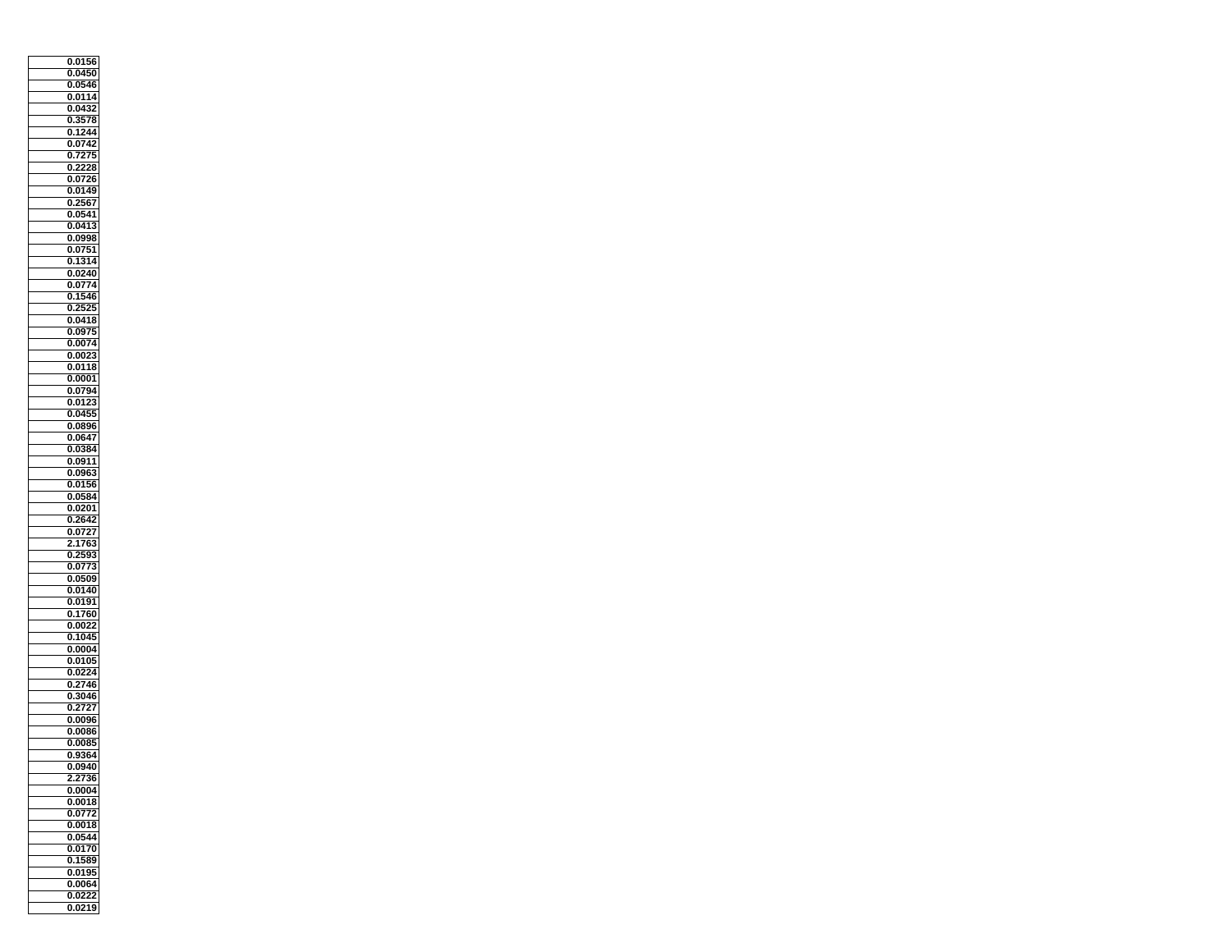| |
|---|
| 0.0156 |
| 0.0450 |
| 0.0546 |
| 0.0114 |
| 0.0432 |
| 0.3578 |
| 0.1244 |
| 0.0742 |
| 0.7275 |
| 0.2228 |
| 0.0726 |
| 0.0149 |
| 0.2567 |
| 0.0541 |
| 0.0413 |
| 0.0998 |
| 0.0751 |
| 0.1314 |
| 0.0240 |
| 0.0774 |
| 0.1546 |
| 0.2525 |
| 0.0418 |
| 0.0975 |
| 0.0074 |
| 0.0023 |
| 0.0118 |
| 0.0001 |
| 0.0794 |
| 0.0123 |
| 0.0455 |
| 0.0896 |
| 0.0647 |
| 0.0384 |
| 0.0911 |
| 0.0963 |
| 0.0156 |
| 0.0584 |
| 0.0201 |
| 0.2642 |
| 0.0727 |
| 2.1763 |
| 0.2593 |
| 0.0773 |
| 0.0509 |
| 0.0140 |
| 0.0191 |
| 0.1760 |
| 0.0022 |
| 0.1045 |
| 0.0004 |
| 0.0105 |
| 0.0224 |
| 0.2746 |
| 0.3046 |
| 0.2727 |
| 0.0096 |
| 0.0086 |
| 0.0085 |
| 0.9364 |
| 0.0940 |
| 2.2736 |
| 0.0004 |
| 0.0018 |
| 0.0772 |
| 0.0018 |
| 0.0544 |
| 0.0170 |
| 0.1589 |
| 0.0195 |
| 0.0064 |
| 0.0222 |
| 0.0219 |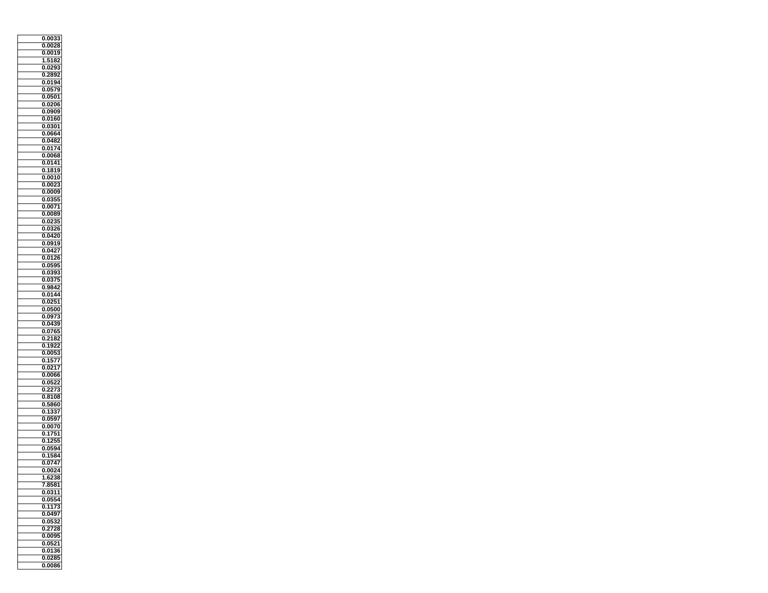| |
|---|
| 0.0033 |
| 0.0028 |
| 0.0019 |
| 1.5182 |
| 0.0293 |
| 0.2892 |
| 0.0194 |
| 0.0579 |
| 0.0501 |
| 0.0206 |
| 0.0909 |
| 0.0160 |
| 0.0301 |
| 0.0664 |
| 0.0482 |
| 0.0174 |
| 0.0068 |
| 0.0141 |
| 0.1819 |
| 0.0010 |
| 0.0023 |
| 0.0009 |
| 0.0355 |
| 0.0071 |
| 0.0089 |
| 0.0235 |
| 0.0326 |
| 0.0420 |
| 0.0919 |
| 0.0427 |
| 0.0126 |
| 0.0595 |
| 0.0393 |
| 0.0375 |
| 0.9842 |
| 0.0144 |
| 0.0251 |
| 0.0500 |
| 0.0973 |
| 0.0439 |
| 0.0765 |
| 0.2182 |
| 0.1922 |
| 0.0053 |
| 0.1577 |
| 0.0217 |
| 0.0066 |
| 0.0522 |
| 0.2273 |
| 0.8108 |
| 0.5860 |
| 0.1337 |
| 0.0597 |
| 0.0070 |
| 0.1751 |
| 0.1255 |
| 0.0594 |
| 0.1584 |
| 0.0747 |
| 0.0024 |
| 1.6238 |
| 7.8581 |
| 0.0311 |
| 0.0554 |
| 0.1173 |
| 0.0497 |
| 0.0532 |
| 0.2728 |
| 0.0095 |
| 0.0521 |
| 0.0136 |
| 0.0285 |
| 0.0086 |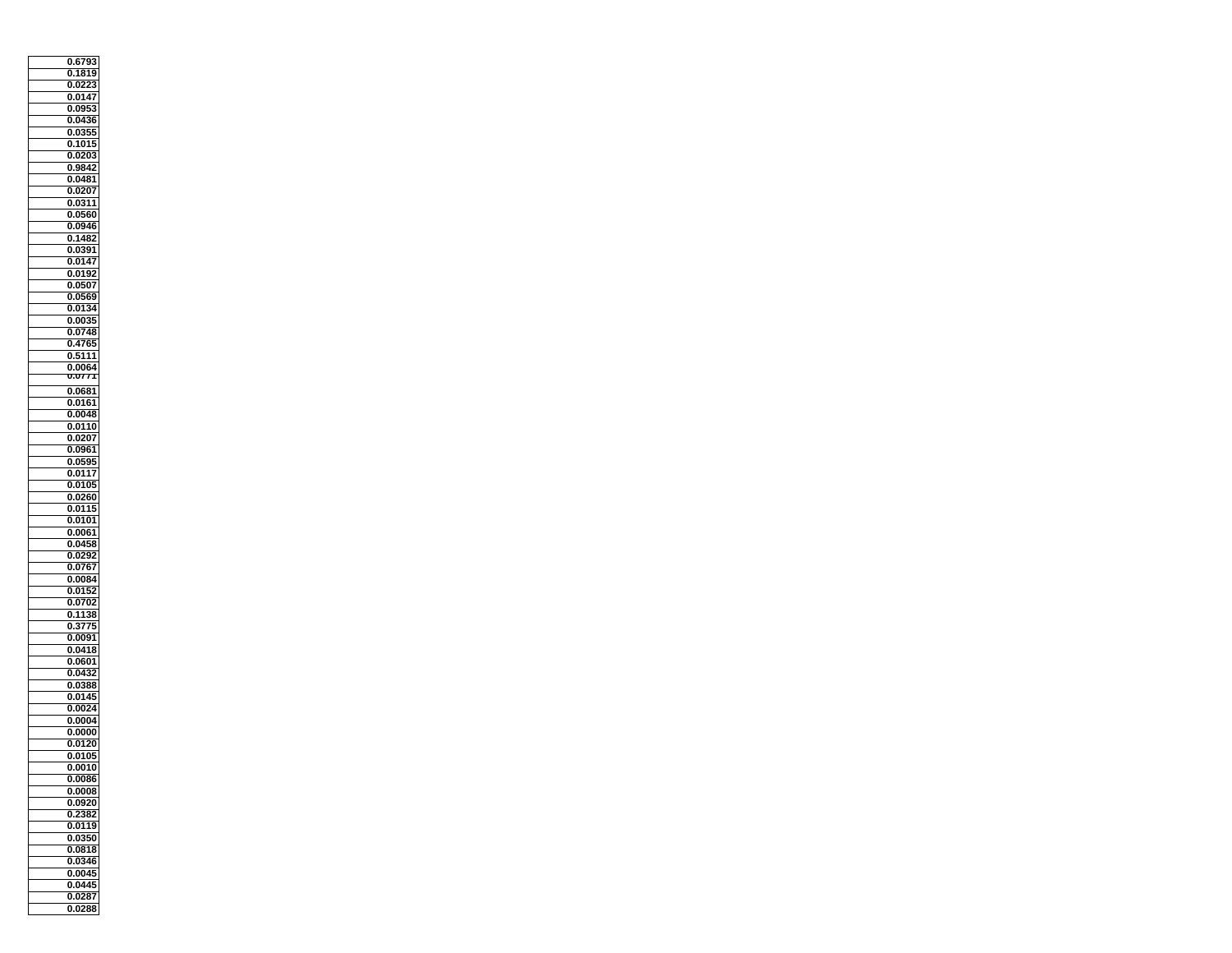| |
|---|
| 0.6793 |
| 0.1819 |
| 0.0223 |
| 0.0147 |
| 0.0953 |
| 0.0436 |
| 0.0355 |
| 0.1015 |
| 0.0203 |
| 0.9842 |
| 0.0481 |
| 0.0207 |
| 0.0311 |
| 0.0560 |
| 0.0946 |
| 0.1482 |
| 0.0391 |
| 0.0147 |
| 0.0192 |
| 0.0507 |
| 0.0569 |
| 0.0134 |
| 0.0035 |
| 0.0748 |
| 0.4765 |
| 0.5111 |
| 0.0064 |
| 0.0771 |
| 0.0681 |
| 0.0161 |
| 0.0048 |
| 0.0110 |
| 0.0207 |
| 0.0961 |
| 0.0595 |
| 0.0117 |
| 0.0105 |
| 0.0260 |
| 0.0115 |
| 0.0101 |
| 0.0061 |
| 0.0458 |
| 0.0292 |
| 0.0767 |
| 0.0084 |
| 0.0152 |
| 0.0702 |
| 0.1138 |
| 0.3775 |
| 0.0091 |
| 0.0418 |
| 0.0601 |
| 0.0432 |
| 0.0388 |
| 0.0145 |
| 0.0024 |
| 0.0004 |
| 0.0000 |
| 0.0120 |
| 0.0105 |
| 0.0010 |
| 0.0086 |
| 0.0008 |
| 0.0920 |
| 0.2382 |
| 0.0119 |
| 0.0350 |
| 0.0818 |
| 0.0346 |
| 0.0045 |
| 0.0445 |
| 0.0287 |
| 0.0288 |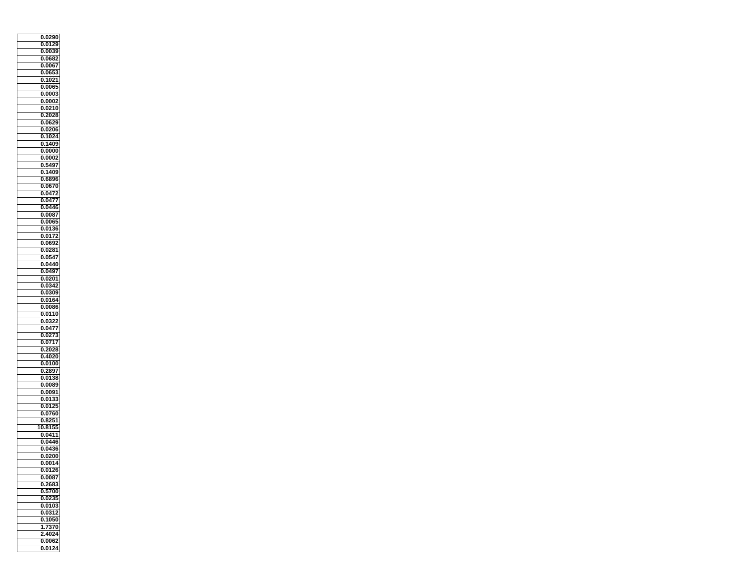| |
|---|
| 0.0290 |
| 0.0129 |
| 0.0039 |
| 0.0682 |
| 0.0067 |
| 0.0653 |
| 0.1021 |
| 0.0065 |
| 0.0003 |
| 0.0002 |
| 0.0210 |
| 0.2028 |
| 0.0629 |
| 0.0206 |
| 0.1024 |
| 0.1409 |
| 0.0000 |
| 0.0002 |
| 0.5497 |
| 0.1409 |
| 0.6896 |
| 0.0670 |
| 0.0472 |
| 0.0477 |
| 0.0446 |
| 0.0087 |
| 0.0065 |
| 0.0136 |
| 0.0172 |
| 0.0692 |
| 0.0281 |
| 0.0547 |
| 0.0440 |
| 0.0497 |
| 0.0201 |
| 0.0342 |
| 0.0309 |
| 0.0164 |
| 0.0086 |
| 0.0110 |
| 0.0322 |
| 0.0477 |
| 0.0273 |
| 0.0717 |
| 0.2028 |
| 0.4020 |
| 0.0100 |
| 0.2897 |
| 0.0138 |
| 0.0089 |
| 0.0091 |
| 0.0133 |
| 0.0125 |
| 0.0760 |
| 0.8251 |
| 10.8155 |
| 0.0411 |
| 0.0446 |
| 0.0436 |
| 0.0200 |
| 0.0014 |
| 0.0126 |
| 0.0087 |
| 0.2683 |
| 0.5700 |
| 0.0235 |
| 0.0103 |
| 0.0312 |
| 0.1050 |
| 1.7370 |
| 2.4024 |
| 0.0062 |
| 0.0124 |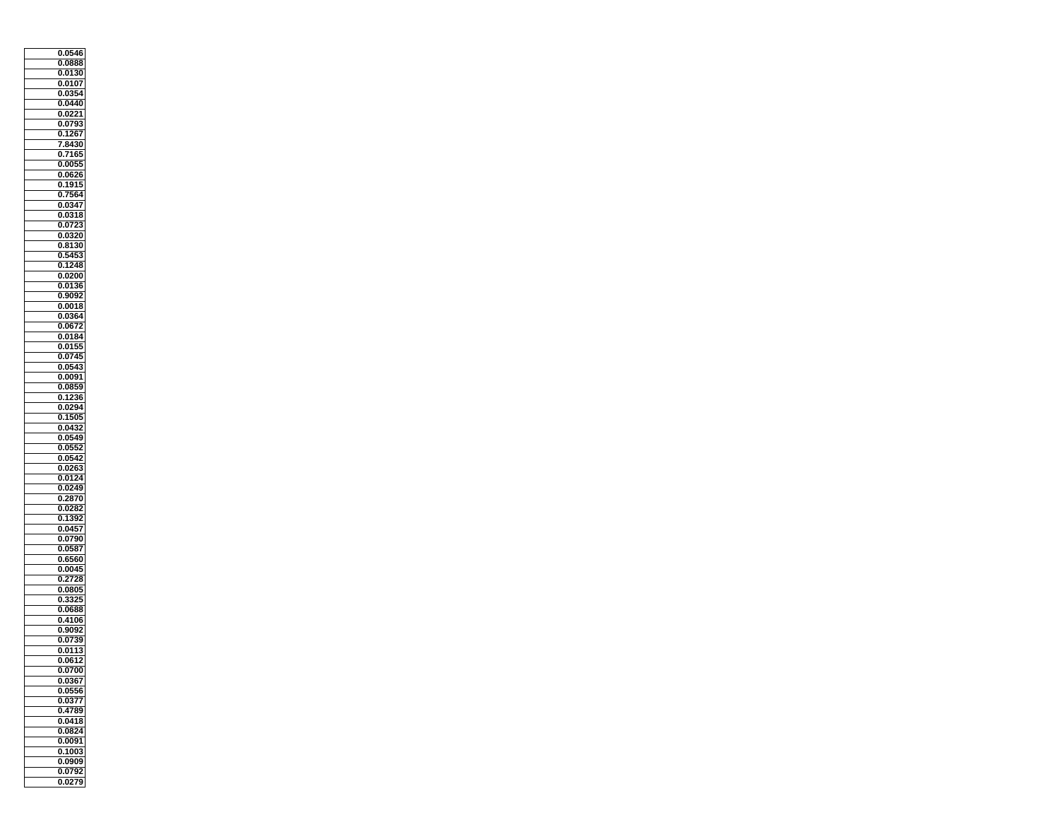| |
|---|
| 0.0546 |
| 0.0888 |
| 0.0130 |
| 0.0107 |
| 0.0354 |
| 0.0440 |
| 0.0221 |
| 0.0793 |
| 0.1267 |
| 7.8430 |
| 0.7165 |
| 0.0055 |
| 0.0626 |
| 0.1915 |
| 0.7564 |
| 0.0347 |
| 0.0318 |
| 0.0723 |
| 0.0320 |
| 0.8130 |
| 0.5453 |
| 0.1248 |
| 0.0200 |
| 0.0136 |
| 0.9092 |
| 0.0018 |
| 0.0364 |
| 0.0672 |
| 0.0184 |
| 0.0155 |
| 0.0745 |
| 0.0543 |
| 0.0091 |
| 0.0859 |
| 0.1236 |
| 0.0294 |
| 0.1505 |
| 0.0432 |
| 0.0549 |
| 0.0552 |
| 0.0542 |
| 0.0263 |
| 0.0124 |
| 0.0249 |
| 0.2870 |
| 0.0282 |
| 0.1392 |
| 0.0457 |
| 0.0790 |
| 0.0587 |
| 0.6560 |
| 0.0045 |
| 0.2728 |
| 0.0805 |
| 0.3325 |
| 0.0688 |
| 0.4106 |
| 0.9092 |
| 0.0739 |
| 0.0113 |
| 0.0612 |
| 0.0700 |
| 0.0367 |
| 0.0556 |
| 0.0377 |
| 0.4789 |
| 0.0418 |
| 0.0824 |
| 0.0091 |
| 0.1003 |
| 0.0909 |
| 0.0792 |
| 0.0279 |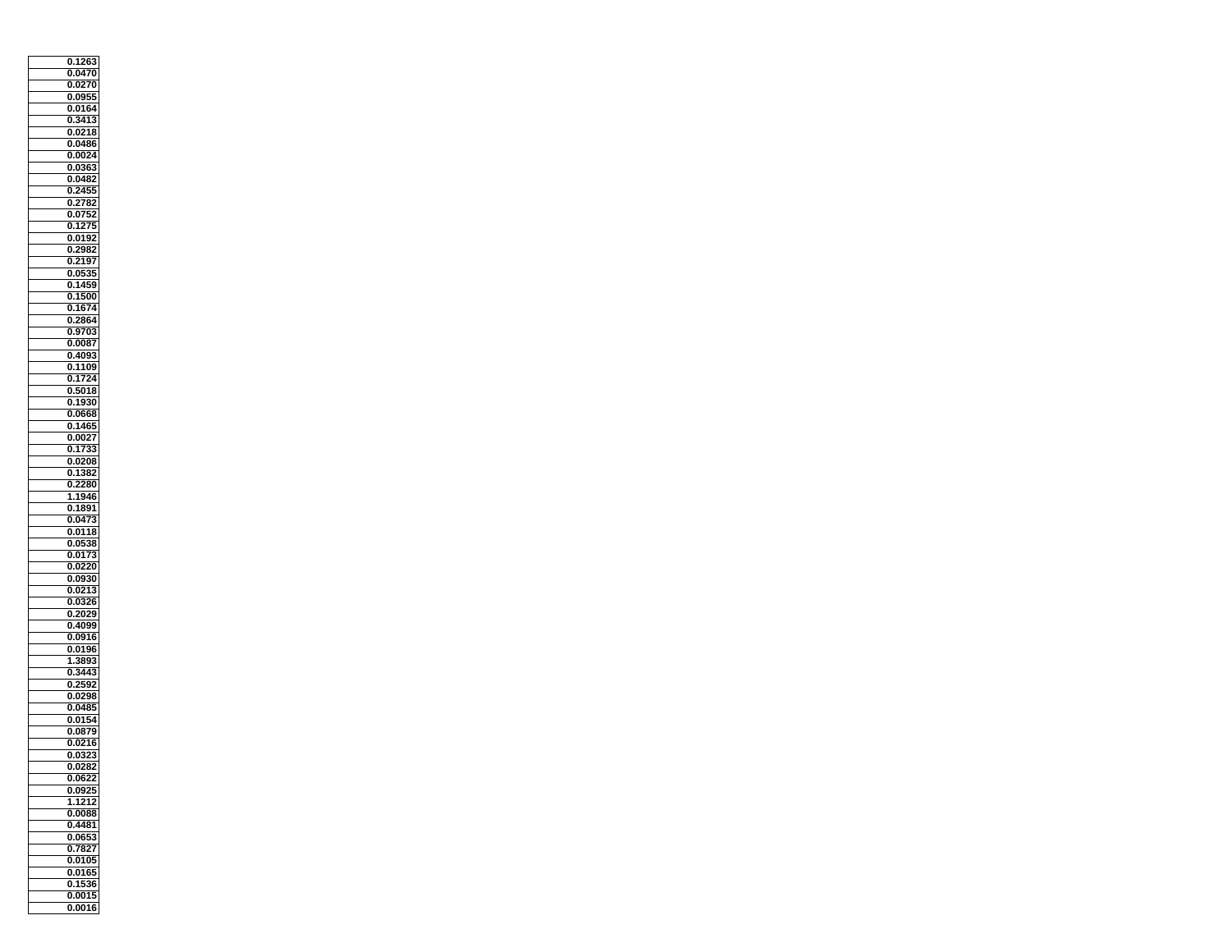| 0.1263 |
|---:|
| 0.0470 |
| 0.0270 |
| 0.0955 |
| 0.0164 |
| 0.3413 |
| 0.0218 |
| 0.0486 |
| 0.0024 |
| 0.0363 |
| 0.0482 |
| 0.2455 |
| 0.2782 |
| 0.0752 |
| 0.1275 |
| 0.0192 |
| 0.2982 |
| 0.2197 |
| 0.0535 |
| 0.1459 |
| 0.1500 |
| 0.1674 |
| 0.2864 |
| 0.9703 |
| 0.0087 |
| 0.4093 |
| 0.1109 |
| 0.1724 |
| 0.5018 |
| 0.1930 |
| 0.0668 |
| 0.1465 |
| 0.0027 |
| 0.1733 |
| 0.0208 |
| 0.1382 |
| 0.2280 |
| 1.1946 |
| 0.1891 |
| 0.0473 |
| 0.0118 |
| 0.0538 |
| 0.0173 |
| 0.0220 |
| 0.0930 |
| 0.0213 |
| 0.0326 |
| 0.2029 |
| 0.4099 |
| 0.0916 |
| 0.0196 |
| 1.3893 |
| 0.3443 |
| 0.2592 |
| 0.0298 |
| 0.0485 |
| 0.0154 |
| 0.0879 |
| 0.0216 |
| 0.0323 |
| 0.0282 |
| 0.0622 |
| 0.0925 |
| 1.1212 |
| 0.0088 |
| 0.4481 |
| 0.0653 |
| 0.7827 |
| 0.0105 |
| 0.0165 |
| 0.1536 |
| 0.0015 |
| 0.0016 |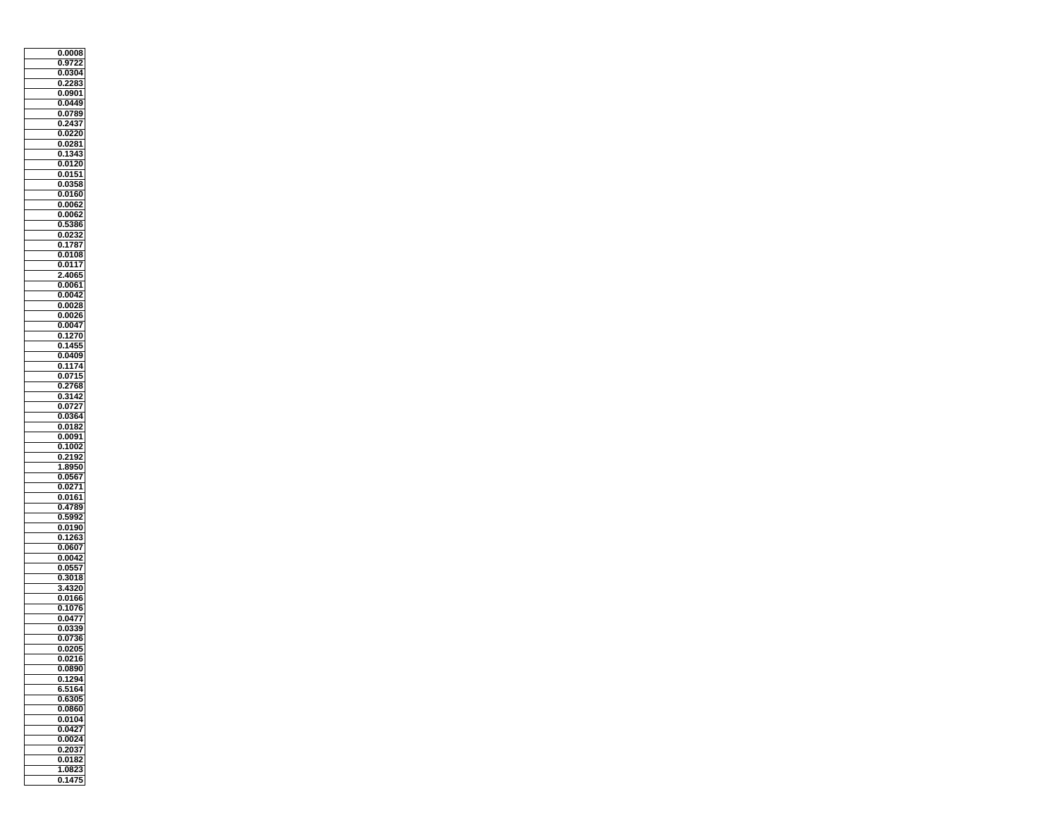| |
|---|
| 0.0008 |
| 0.9722 |
| 0.0304 |
| 0.2283 |
| 0.0901 |
| 0.0449 |
| 0.0789 |
| 0.2437 |
| 0.0220 |
| 0.0281 |
| 0.1343 |
| 0.0120 |
| 0.0151 |
| 0.0358 |
| 0.0160 |
| 0.0062 |
| 0.0062 |
| 0.5386 |
| 0.0232 |
| 0.1787 |
| 0.0108 |
| 0.0117 |
| 2.4065 |
| 0.0061 |
| 0.0042 |
| 0.0028 |
| 0.0026 |
| 0.0047 |
| 0.1270 |
| 0.1455 |
| 0.0409 |
| 0.1174 |
| 0.0715 |
| 0.2768 |
| 0.3142 |
| 0.0727 |
| 0.0364 |
| 0.0182 |
| 0.0091 |
| 0.1002 |
| 0.2192 |
| 1.8950 |
| 0.0567 |
| 0.0271 |
| 0.0161 |
| 0.4789 |
| 0.5992 |
| 0.0190 |
| 0.1263 |
| 0.0607 |
| 0.0042 |
| 0.0557 |
| 0.3018 |
| 3.4320 |
| 0.0166 |
| 0.1076 |
| 0.0477 |
| 0.0339 |
| 0.0736 |
| 0.0205 |
| 0.0216 |
| 0.0890 |
| 0.1294 |
| 6.5164 |
| 0.6305 |
| 0.0860 |
| 0.0104 |
| 0.0427 |
| 0.0024 |
| 0.2037 |
| 0.0182 |
| 1.0823 |
| 0.1475 |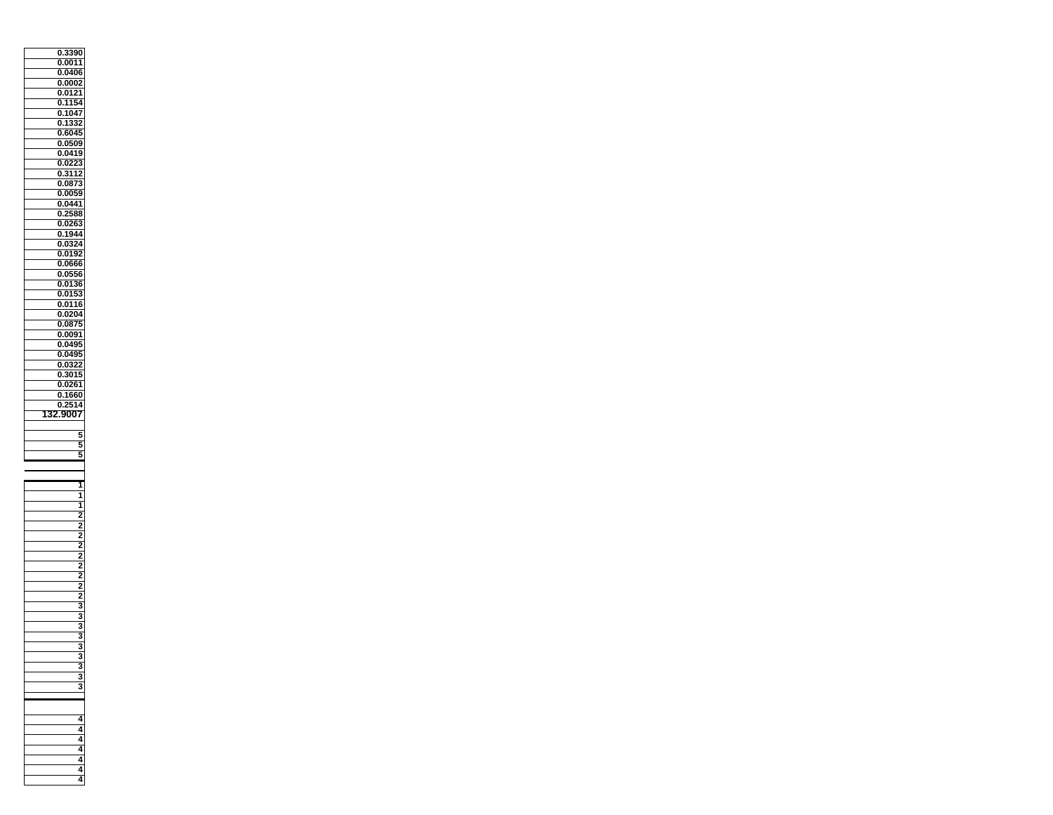| |
|---|
| 0.3390 |
| 0.0011 |
| 0.0406 |
| 0.0002 |
| 0.0121 |
| 0.1154 |
| 0.1047 |
| 0.1332 |
| 0.6045 |
| 0.0509 |
| 0.0419 |
| 0.0223 |
| 0.3112 |
| 0.0873 |
| 0.0059 |
| 0.0441 |
| 0.2588 |
| 0.0263 |
| 0.1944 |
| 0.0324 |
| 0.0192 |
| 0.0666 |
| 0.0556 |
| 0.0136 |
| 0.0153 |
| 0.0116 |
| 0.0204 |
| 0.0875 |
| 0.0091 |
| 0.0495 |
| 0.0495 |
| 0.0322 |
| 0.3015 |
| 0.0261 |
| 0.1660 |
| 0.2514 |
| 132.9007 |
| |
| 5 |
| 5 |
| 5 |
| |
| |
| 1 |
| 1 |
| 1 |
| 2 |
| 2 |
| 2 |
| 2 |
| 2 |
| 2 |
| 2 |
| 2 |
| 2 |
| 3 |
| 3 |
| 3 |
| 3 |
| 3 |
| 3 |
| 3 |
| 3 |
| 3 |
| |
| |
| 4 |
| 4 |
| 4 |
| 4 |
| 4 |
| 4 |
| 4 |